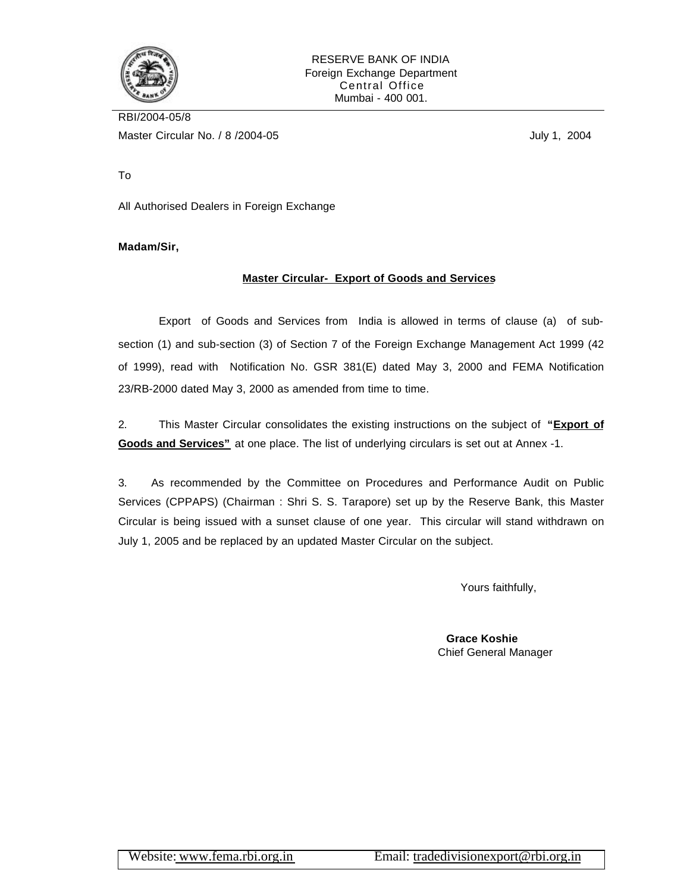RESERVE BANK OF INDIA
Foreign Exchange Department
Central Office
Mumbai - 400 001.

RBI/2004-05/8
Master Circular No. / 8 /2004-05 July 1, 2004

To

All Authorised Dealers in Foreign Exchange

**Madam/Sir,**

**Master Circular- Export of Goods and Services**

Export of Goods and Services from India is allowed in terms of clause (a) of sub-section (1) and sub-section (3) of Section 7 of the Foreign Exchange Management Act 1999 (42 of 1999), read with Notification No. GSR 381(E) dated May 3, 2000 and FEMA Notification 23/RB-2000 dated May 3, 2000 as amended from time to time.

2. This Master Circular consolidates the existing instructions on the subject of **"Export of Goods and Services"** at one place. The list of underlying circulars is set out at Annex -1.

3. As recommended by the Committee on Procedures and Performance Audit on Public Services (CPPAPS) (Chairman : Shri S. S. Tarapore) set up by the Reserve Bank, this Master Circular is being issued with a sunset clause of one year. This circular will stand withdrawn on July 1, 2005 and be replaced by an updated Master Circular on the subject.

Yours faithfully,

**Grace Koshie**
Chief General Manager

Website: www.fema.rbi.org.in Email: tradedivisionexport@rbi.org.in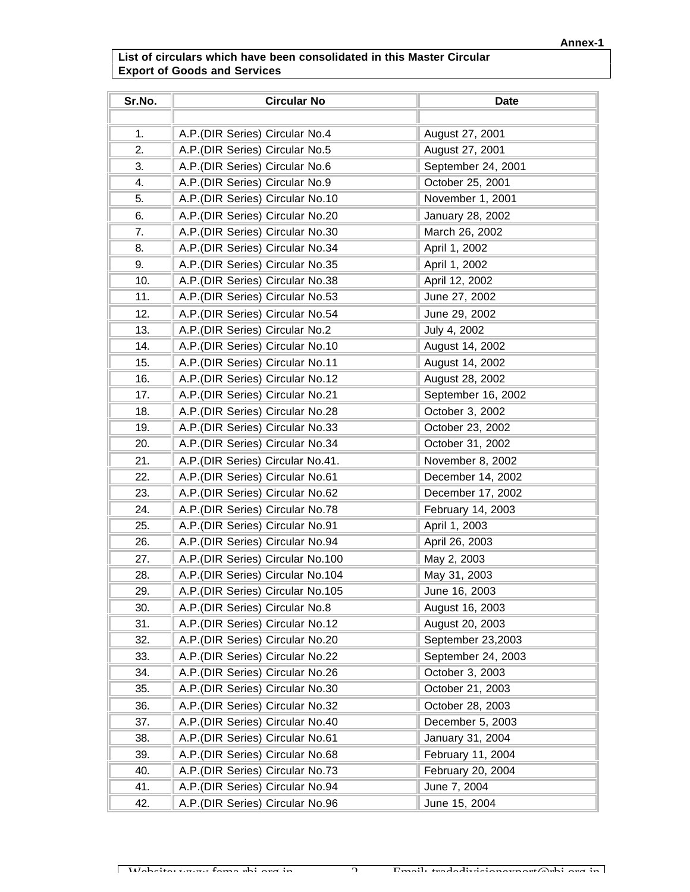**Annex-1**

**List of circulars which have been consolidated in this Master Circular Export of Goods and Services**

| Sr.No. | Circular No | Date |
|---|---|---|
| | | |
| 1. | A.P.(DIR Series) Circular No.4 | August 27, 2001 |
| 2. | A.P.(DIR Series) Circular No.5 | August 27, 2001 |
| 3. | A.P.(DIR Series) Circular No.6 | September 24, 2001 |
| 4. | A.P.(DIR Series) Circular No.9 | October 25, 2001 |
| 5. | A.P.(DIR Series) Circular No.10 | November 1, 2001 |
| 6. | A.P.(DIR Series) Circular No.20 | January 28, 2002 |
| 7. | A.P.(DIR Series) Circular No.30 | March 26, 2002 |
| 8. | A.P.(DIR Series) Circular No.34 | April 1, 2002 |
| 9. | A.P.(DIR Series) Circular No.35 | April 1, 2002 |
| 10. | A.P.(DIR Series) Circular No.38 | April 12, 2002 |
| 11. | A.P.(DIR Series) Circular No.53 | June 27, 2002 |
| 12. | A.P.(DIR Series) Circular No.54 | June 29, 2002 |
| 13. | A.P.(DIR Series) Circular No.2 | July 4, 2002 |
| 14. | A.P.(DIR Series) Circular No.10 | August 14, 2002 |
| 15. | A.P.(DIR Series) Circular No.11 | August 14, 2002 |
| 16. | A.P.(DIR Series) Circular No.12 | August 28, 2002 |
| 17. | A.P.(DIR Series) Circular No.21 | September 16, 2002 |
| 18. | A.P.(DIR Series) Circular No.28 | October 3, 2002 |
| 19. | A.P.(DIR Series) Circular No.33 | October 23, 2002 |
| 20. | A.P.(DIR Series) Circular No.34 | October 31, 2002 |
| 21. | A.P.(DIR Series) Circular No.41. | November 8, 2002 |
| 22. | A.P.(DIR Series) Circular No.61 | December 14, 2002 |
| 23. | A.P.(DIR Series) Circular No.62 | December 17, 2002 |
| 24. | A.P.(DIR Series) Circular No.78 | February 14, 2003 |
| 25. | A.P.(DIR Series) Circular No.91 | April 1, 2003 |
| 26. | A.P.(DIR Series) Circular No.94 | April 26, 2003 |
| 27. | A.P.(DIR Series) Circular No.100 | May 2, 2003 |
| 28. | A.P.(DIR Series) Circular No.104 | May 31, 2003 |
| 29. | A.P.(DIR Series) Circular No.105 | June 16, 2003 |
| 30. | A.P.(DIR Series) Circular No.8 | August 16, 2003 |
| 31. | A.P.(DIR Series) Circular No.12 | August 20, 2003 |
| 32. | A.P.(DIR Series) Circular No.20 | September 23,2003 |
| 33. | A.P.(DIR Series) Circular No.22 | September 24, 2003 |
| 34. | A.P.(DIR Series) Circular No.26 | October 3, 2003 |
| 35. | A.P.(DIR Series) Circular No.30 | October 21, 2003 |
| 36. | A.P.(DIR Series) Circular No.32 | October 28, 2003 |
| 37. | A.P.(DIR Series) Circular No.40 | December 5, 2003 |
| 38. | A.P.(DIR Series) Circular No.61 | January 31, 2004 |
| 39. | A.P.(DIR Series) Circular No.68 | February 11, 2004 |
| 40. | A.P.(DIR Series) Circular No.73 | February 20, 2004 |
| 41. | A.P.(DIR Series) Circular No.94 | June 7, 2004 |
| 42. | A.P.(DIR Series) Circular No.96 | June 15, 2004 |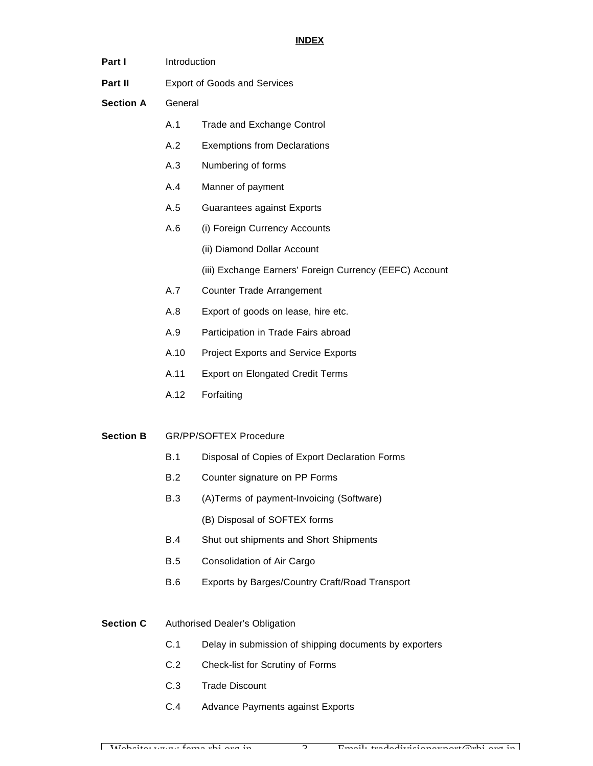# INDEX

**Part I** Introduction

**Part II** Export of Goods and Services

**Section A** General

- A.1 Trade and Exchange Control
- A.2 Exemptions from Declarations
- A.3 Numbering of forms
- A.4 Manner of payment
- A.5 Guarantees against Exports
- A.6 (i) Foreign Currency Accounts
  - (ii) Diamond Dollar Account
  - (iii) Exchange Earners' Foreign Currency (EEFC) Account
- A.7 Counter Trade Arrangement
- A.8 Export of goods on lease, hire etc.
- A.9 Participation in Trade Fairs abroad
- A.10 Project Exports and Service Exports
- A.11 Export on Elongated Credit Terms
- A.12 Forfaiting

**Section B** GR/PP/SOFTEX Procedure

- B.1 Disposal of Copies of Export Declaration Forms
- B.2 Counter signature on PP Forms
- B.3 (A)Terms of payment-Invoicing (Software)
  - (B) Disposal of SOFTEX forms
- B.4 Shut out shipments and Short Shipments
- B.5 Consolidation of Air Cargo
- B.6 Exports by Barges/Country Craft/Road Transport

**Section C** Authorised Dealer's Obligation

- C.1 Delay in submission of shipping documents by exporters
- C.2 Check-list for Scrutiny of Forms
- C.3 Trade Discount
- C.4 Advance Payments against Exports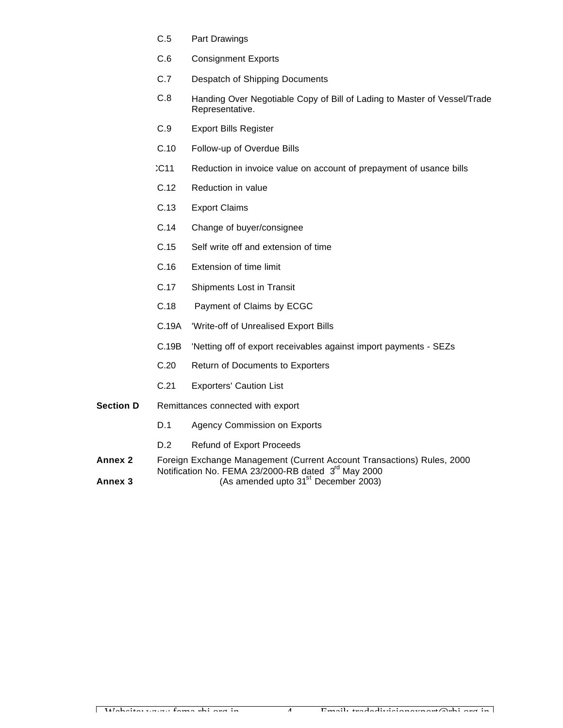| | | |
|---|---|---|
| | C.5 | Part Drawings |
| | C.6 | Consignment Exports |
| | C.7 | Despatch of Shipping Documents |
| | C.8 | Handing Over Negotiable Copy of Bill of Lading to Master of Vessel/Trade Representative. |
| | C.9 | Export Bills Register |
| | C.10 | Follow-up of Overdue Bills |
| | C11 | Reduction in invoice value on account of prepayment of usance bills |
| | C.12 | Reduction in value |
| | C.13 | Export Claims |
| | C.14 | Change of buyer/consignee |
| | C.15 | Self write off and extension of time |
| | C.16 | Extension of time limit |
| | C.17 | Shipments Lost in Transit |
| | C.18 | Payment of Claims by ECGC |
| | C.19A | 'Write-off of Unrealised Export Bills |
| | C.19B | 'Netting off of export receivables against import payments - SEZs |
| | C.20 | Return of Documents to Exporters |
| | C.21 | Exporters' Caution List |
| **Section D** | Remittances connected with export | |
| | D.1 | Agency Commission on Exports |
| | D.2 | Refund of Export Proceeds |
| **Annex 2** | Foreign Exchange Management (Current Account Transactions) Rules, 2000 | |
| **Annex 3** | Notification No. FEMA 23/2000-RB dated 3rd May 2000 (As amended upto 31st December 2003) | |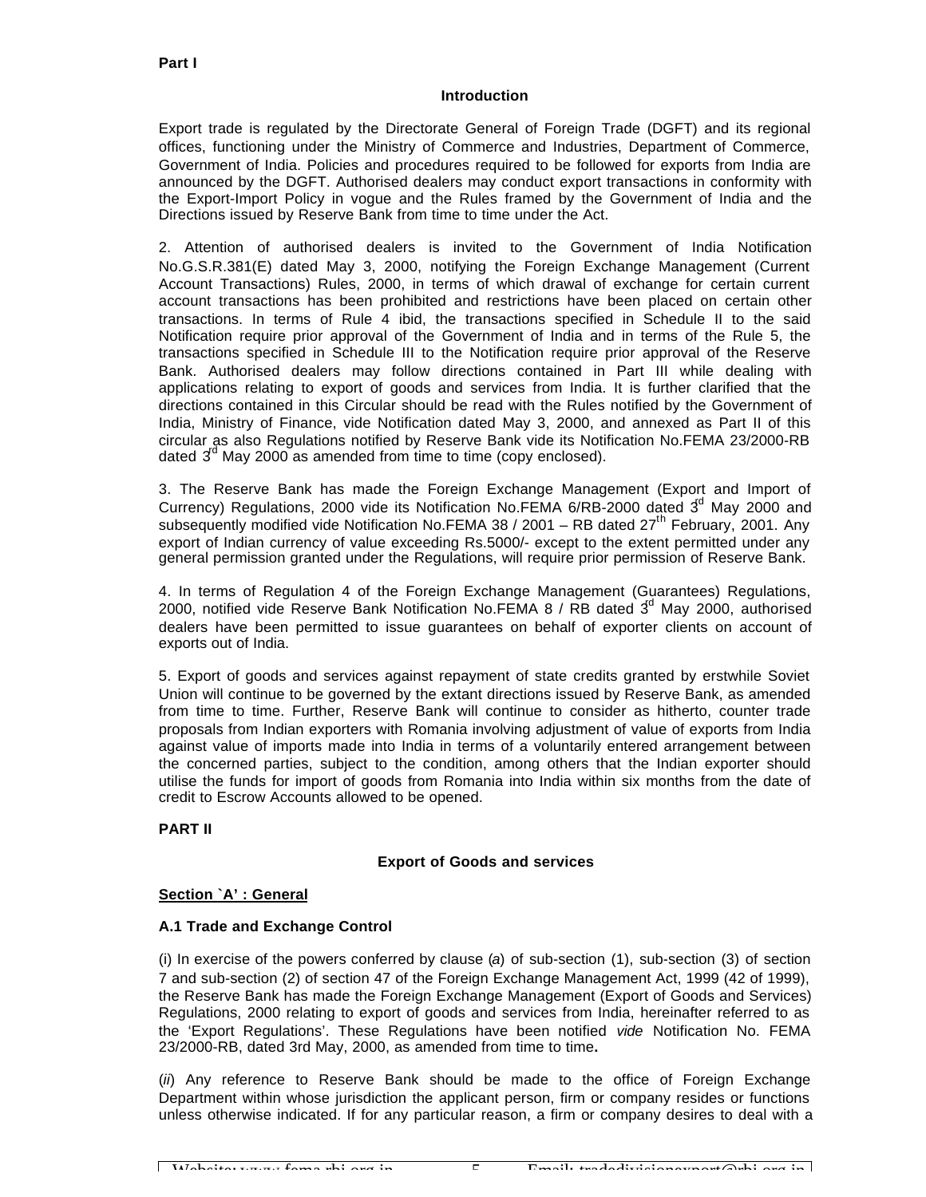**Part I**

## Introduction

Export trade is regulated by the Directorate General of Foreign Trade (DGFT) and its regional offices, functioning under the Ministry of Commerce and Industries, Department of Commerce, Government of India. Policies and procedures required to be followed for exports from India are announced by the DGFT. Authorised dealers may conduct export transactions in conformity with the Export-Import Policy in vogue and the Rules framed by the Government of India and the Directions issued by Reserve Bank from time to time under the Act.

2. Attention of authorised dealers is invited to the Government of India Notification No.G.S.R.381(E) dated May 3, 2000, notifying the Foreign Exchange Management (Current Account Transactions) Rules, 2000, in terms of which drawal of exchange for certain current account transactions has been prohibited and restrictions have been placed on certain other transactions. In terms of Rule 4 ibid, the transactions specified in Schedule II to the said Notification require prior approval of the Government of India and in terms of the Rule 5, the transactions specified in Schedule III to the Notification require prior approval of the Reserve Bank. Authorised dealers may follow directions contained in Part III while dealing with applications relating to export of goods and services from India. It is further clarified that the directions contained in this Circular should be read with the Rules notified by the Government of India, Ministry of Finance, vide Notification dated May 3, 2000, and annexed as Part II of this circular as also Regulations notified by Reserve Bank vide its Notification No.FEMA 23/2000-RB dated 3rd May 2000 as amended from time to time (copy enclosed).

3. The Reserve Bank has made the Foreign Exchange Management (Export and Import of Currency) Regulations, 2000 vide its Notification No.FEMA 6/RB-2000 dated 3rd May 2000 and subsequently modified vide Notification No.FEMA 38 / 2001 – RB dated 27th February, 2001. Any export of Indian currency of value exceeding Rs.5000/- except to the extent permitted under any general permission granted under the Regulations, will require prior permission of Reserve Bank.

4. In terms of Regulation 4 of the Foreign Exchange Management (Guarantees) Regulations, 2000, notified vide Reserve Bank Notification No.FEMA 8 / RB dated 3rd May 2000, authorised dealers have been permitted to issue guarantees on behalf of exporter clients on account of exports out of India.

5. Export of goods and services against repayment of state credits granted by erstwhile Soviet Union will continue to be governed by the extant directions issued by Reserve Bank, as amended from time to time. Further, Reserve Bank will continue to consider as hitherto, counter trade proposals from Indian exporters with Romania involving adjustment of value of exports from India against value of imports made into India in terms of a voluntarily entered arrangement between the concerned parties, subject to the condition, among others that the Indian exporter should utilise the funds for import of goods from Romania into India within six months from the date of credit to Escrow Accounts allowed to be opened.

**PART II**

## Export of Goods and services

**Section `A' : General**

### A.1 Trade and Exchange Control

(i) In exercise of the powers conferred by clause (*a*) of sub-section (1), sub-section (3) of section 7 and sub-section (2) of section 47 of the Foreign Exchange Management Act, 1999 (42 of 1999), the Reserve Bank has made the Foreign Exchange Management (Export of Goods and Services) Regulations, 2000 relating to export of goods and services from India, hereinafter referred to as the 'Export Regulations'. These Regulations have been notified *vide* Notification No. FEMA 23/2000-RB, dated 3rd May, 2000, as amended from time to time**.**

(*ii*) Any reference to Reserve Bank should be made to the office of Foreign Exchange Department within whose jurisdiction the applicant person, firm or company resides or functions unless otherwise indicated. If for any particular reason, a firm or company desires to deal with a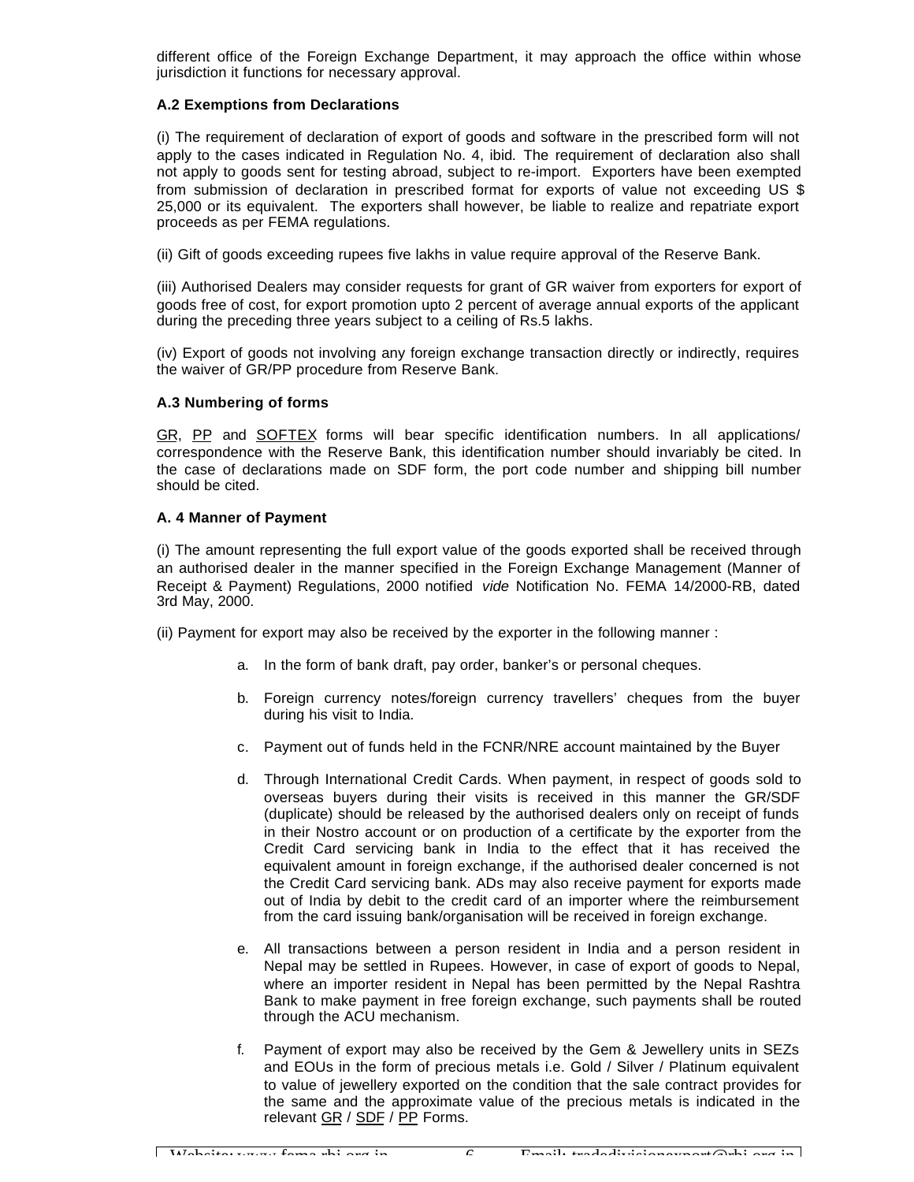different office of the Foreign Exchange Department, it may approach the office within whose jurisdiction it functions for necessary approval.

**A.2 Exemptions from Declarations**

(i) The requirement of declaration of export of goods and software in the prescribed form will not apply to the cases indicated in Regulation No. 4, ibid*.* The requirement of declaration also shall not apply to goods sent for testing abroad, subject to re-import. Exporters have been exempted from submission of declaration in prescribed format for exports of value not exceeding US $ 25,000 or its equivalent. The exporters shall however, be liable to realize and repatriate export proceeds as per FEMA regulations.

(ii) Gift of goods exceeding rupees five lakhs in value require approval of the Reserve Bank.

(iii) Authorised Dealers may consider requests for grant of GR waiver from exporters for export of goods free of cost, for export promotion upto 2 percent of average annual exports of the applicant during the preceding three years subject to a ceiling of Rs.5 lakhs.

(iv) Export of goods not involving any foreign exchange transaction directly or indirectly, requires the waiver of GR/PP procedure from Reserve Bank.

**A.3 Numbering of forms**

GR, PP and SOFTEX forms will bear specific identification numbers. In all applications/ correspondence with the Reserve Bank, this identification number should invariably be cited. In the case of declarations made on SDF form, the port code number and shipping bill number should be cited.

**A. 4 Manner of Payment**

(i) The amount representing the full export value of the goods exported shall be received through an authorised dealer in the manner specified in the Foreign Exchange Management (Manner of Receipt & Payment) Regulations, 2000 notified *vide* Notification No. FEMA 14/2000-RB, dated 3rd May, 2000.

(ii) Payment for export may also be received by the exporter in the following manner :

a. In the form of bank draft, pay order, banker's or personal cheques.

b. Foreign currency notes/foreign currency travellers' cheques from the buyer during his visit to India.

c. Payment out of funds held in the FCNR/NRE account maintained by the Buyer

d. Through International Credit Cards. When payment, in respect of goods sold to overseas buyers during their visits is received in this manner the GR/SDF (duplicate) should be released by the authorised dealers only on receipt of funds in their Nostro account or on production of a certificate by the exporter from the Credit Card servicing bank in India to the effect that it has received the equivalent amount in foreign exchange, if the authorised dealer concerned is not the Credit Card servicing bank. ADs may also receive payment for exports made out of India by debit to the credit card of an importer where the reimbursement from the card issuing bank/organisation will be received in foreign exchange.

e. All transactions between a person resident in India and a person resident in Nepal may be settled in Rupees. However, in case of export of goods to Nepal, where an importer resident in Nepal has been permitted by the Nepal Rashtra Bank to make payment in free foreign exchange, such payments shall be routed through the ACU mechanism.

f. Payment of export may also be received by the Gem & Jewellery units in SEZs and EOUs in the form of precious metals i.e. Gold / Silver / Platinum equivalent to value of jewellery exported on the condition that the sale contract provides for the same and the approximate value of the precious metals is indicated in the relevant GR / SDF / PP Forms.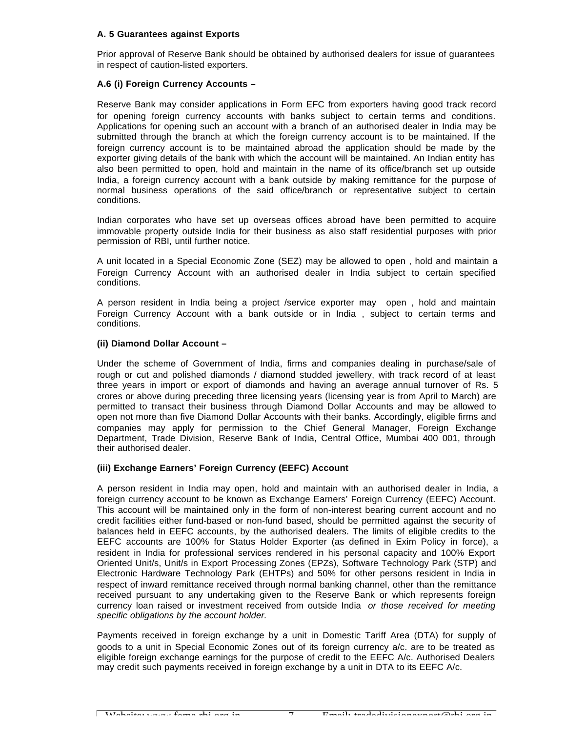**A. 5 Guarantees against Exports**

Prior approval of Reserve Bank should be obtained by authorised dealers for issue of guarantees in respect of caution-listed exporters.

**A.6 (i) Foreign Currency Accounts –**

Reserve Bank may consider applications in Form EFC from exporters having good track record for opening foreign currency accounts with banks subject to certain terms and conditions. Applications for opening such an account with a branch of an authorised dealer in India may be submitted through the branch at which the foreign currency account is to be maintained. If the foreign currency account is to be maintained abroad the application should be made by the exporter giving details of the bank with which the account will be maintained. An Indian entity has also been permitted to open, hold and maintain in the name of its office/branch set up outside India, a foreign currency account with a bank outside by making remittance for the purpose of normal business operations of the said office/branch or representative subject to certain conditions.

Indian corporates who have set up overseas offices abroad have been permitted to acquire immovable property outside India for their business as also staff residential purposes with prior permission of RBI, until further notice.

A unit located in a Special Economic Zone (SEZ) may be allowed to open , hold and maintain a Foreign Currency Account with an authorised dealer in India subject to certain specified conditions.

A person resident in India being a project /service exporter may open , hold and maintain Foreign Currency Account with a bank outside or in India , subject to certain terms and conditions.

**(ii) Diamond Dollar Account –**

Under the scheme of Government of India, firms and companies dealing in purchase/sale of rough or cut and polished diamonds / diamond studded jewellery, with track record of at least three years in import or export of diamonds and having an average annual turnover of Rs. 5 crores or above during preceding three licensing years (licensing year is from April to March) are permitted to transact their business through Diamond Dollar Accounts and may be allowed to open not more than five Diamond Dollar Accounts with their banks. Accordingly, eligible firms and companies may apply for permission to the Chief General Manager, Foreign Exchange Department, Trade Division, Reserve Bank of India, Central Office, Mumbai 400 001, through their authorised dealer.

**(iii) Exchange Earners' Foreign Currency (EEFC) Account**

A person resident in India may open, hold and maintain with an authorised dealer in India, a foreign currency account to be known as Exchange Earners' Foreign Currency (EEFC) Account. This account will be maintained only in the form of non-interest bearing current account and no credit facilities either fund-based or non-fund based, should be permitted against the security of balances held in EEFC accounts, by the authorised dealers. The limits of eligible credits to the EEFC accounts are 100% for Status Holder Exporter (as defined in Exim Policy in force), a resident in India for professional services rendered in his personal capacity and 100% Export Oriented Unit/s, Unit/s in Export Processing Zones (EPZs), Software Technology Park (STP) and Electronic Hardware Technology Park (EHTPs) and 50% for other persons resident in India in respect of inward remittance received through normal banking channel, other than the remittance received pursuant to any undertaking given to the Reserve Bank or which represents foreign currency loan raised or investment received from outside India *or those received for meeting specific obligations by the account holder.*

Payments received in foreign exchange by a unit in Domestic Tariff Area (DTA) for supply of goods to a unit in Special Economic Zones out of its foreign currency a/c. are to be treated as eligible foreign exchange earnings for the purpose of credit to the EEFC A/c. Authorised Dealers may credit such payments received in foreign exchange by a unit in DTA to its EEFC A/c.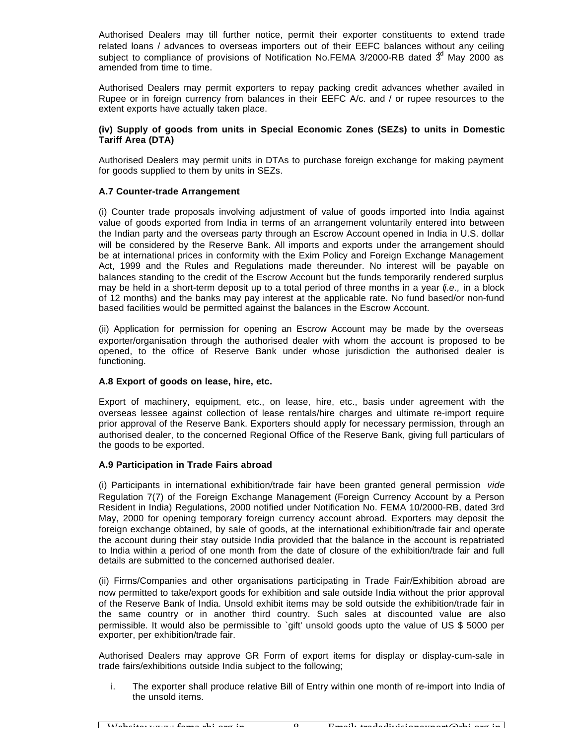Authorised Dealers may till further notice, permit their exporter constituents to extend trade related loans / advances to overseas importers out of their EEFC balances without any ceiling subject to compliance of provisions of Notification No.FEMA 3/2000-RB dated 3rd May 2000 as amended from time to time.

Authorised Dealers may permit exporters to repay packing credit advances whether availed in Rupee or in foreign currency from balances in their EEFC A/c. and / or rupee resources to the extent exports have actually taken place.

**(iv) Supply of goods from units in Special Economic Zones (SEZs) to units in Domestic Tariff Area (DTA)**

Authorised Dealers may permit units in DTAs to purchase foreign exchange for making payment for goods supplied to them by units in SEZs.

**A.7 Counter-trade Arrangement**

(i) Counter trade proposals involving adjustment of value of goods imported into India against value of goods exported from India in terms of an arrangement voluntarily entered into between the Indian party and the overseas party through an Escrow Account opened in India in U.S. dollar will be considered by the Reserve Bank. All imports and exports under the arrangement should be at international prices in conformity with the Exim Policy and Foreign Exchange Management Act, 1999 and the Rules and Regulations made thereunder. No interest will be payable on balances standing to the credit of the Escrow Account but the funds temporarily rendered surplus may be held in a short-term deposit up to a total period of three months in a year (*i.e.,* in a block of 12 months) and the banks may pay interest at the applicable rate. No fund based/or non-fund based facilities would be permitted against the balances in the Escrow Account.

(ii) Application for permission for opening an Escrow Account may be made by the overseas exporter/organisation through the authorised dealer with whom the account is proposed to be opened, to the office of Reserve Bank under whose jurisdiction the authorised dealer is functioning.

**A.8 Export of goods on lease, hire, etc.**

Export of machinery, equipment, etc., on lease, hire, etc., basis under agreement with the overseas lessee against collection of lease rentals/hire charges and ultimate re-import require prior approval of the Reserve Bank. Exporters should apply for necessary permission, through an authorised dealer, to the concerned Regional Office of the Reserve Bank, giving full particulars of the goods to be exported.

**A.9 Participation in Trade Fairs abroad**

(i) Participants in international exhibition/trade fair have been granted general permission *vide* Regulation 7(7) of the Foreign Exchange Management (Foreign Currency Account by a Person Resident in India) Regulations, 2000 notified under Notification No. FEMA 10/2000-RB, dated 3rd May, 2000 for opening temporary foreign currency account abroad. Exporters may deposit the foreign exchange obtained, by sale of goods, at the international exhibition/trade fair and operate the account during their stay outside India provided that the balance in the account is repatriated to India within a period of one month from the date of closure of the exhibition/trade fair and full details are submitted to the concerned authorised dealer.

(ii) Firms/Companies and other organisations participating in Trade Fair/Exhibition abroad are now permitted to take/export goods for exhibition and sale outside India without the prior approval of the Reserve Bank of India. Unsold exhibit items may be sold outside the exhibition/trade fair in the same country or in another third country. Such sales at discounted value are also permissible. It would also be permissible to `gift' unsold goods upto the value of US $ 5000 per exporter, per exhibition/trade fair.

Authorised Dealers may approve GR Form of export items for display or display-cum-sale in trade fairs/exhibitions outside India subject to the following;

i. The exporter shall produce relative Bill of Entry within one month of re-import into India of the unsold items.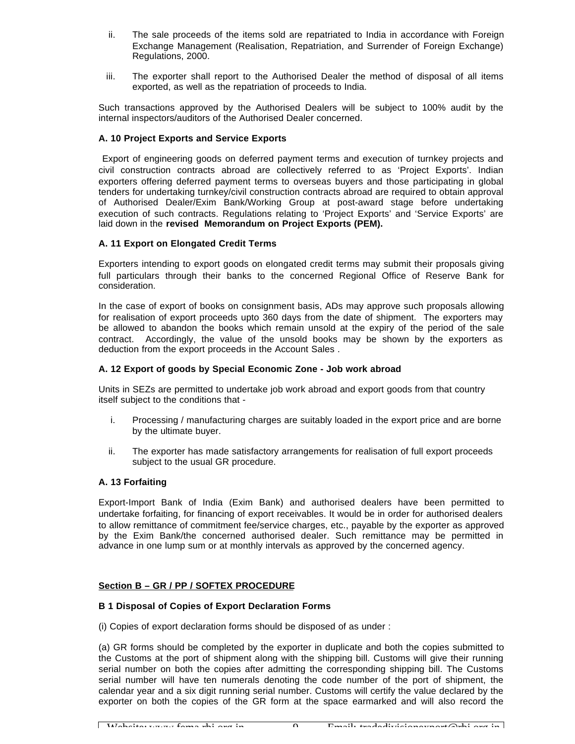ii. The sale proceeds of the items sold are repatriated to India in accordance with Foreign Exchange Management (Realisation, Repatriation, and Surrender of Foreign Exchange) Regulations, 2000.

iii. The exporter shall report to the Authorised Dealer the method of disposal of all items exported, as well as the repatriation of proceeds to India.

Such transactions approved by the Authorised Dealers will be subject to 100% audit by the internal inspectors/auditors of the Authorised Dealer concerned.

**A. 10 Project Exports and Service Exports**

Export of engineering goods on deferred payment terms and execution of turnkey projects and civil construction contracts abroad are collectively referred to as 'Project Exports'. Indian exporters offering deferred payment terms to overseas buyers and those participating in global tenders for undertaking turnkey/civil construction contracts abroad are required to obtain approval of Authorised Dealer/Exim Bank/Working Group at post-award stage before undertaking execution of such contracts. Regulations relating to 'Project Exports' and 'Service Exports' are laid down in the **revised Memorandum on Project Exports (PEM).**

**A. 11 Export on Elongated Credit Terms**

Exporters intending to export goods on elongated credit terms may submit their proposals giving full particulars through their banks to the concerned Regional Office of Reserve Bank for consideration.

In the case of export of books on consignment basis, ADs may approve such proposals allowing for realisation of export proceeds upto 360 days from the date of shipment. The exporters may be allowed to abandon the books which remain unsold at the expiry of the period of the sale contract. Accordingly, the value of the unsold books may be shown by the exporters as deduction from the export proceeds in the Account Sales .

**A. 12 Export of goods by Special Economic Zone - Job work abroad**

Units in SEZs are permitted to undertake job work abroad and export goods from that country itself subject to the conditions that -

i. Processing / manufacturing charges are suitably loaded in the export price and are borne by the ultimate buyer.

ii. The exporter has made satisfactory arrangements for realisation of full export proceeds subject to the usual GR procedure.

**A. 13 Forfaiting**

Export-Import Bank of India (Exim Bank) and authorised dealers have been permitted to undertake forfaiting, for financing of export receivables. It would be in order for authorised dealers to allow remittance of commitment fee/service charges, etc., payable by the exporter as approved by the Exim Bank/the concerned authorised dealer. Such remittance may be permitted in advance in one lump sum or at monthly intervals as approved by the concerned agency.

## Section B – GR / PP / SOFTEX PROCEDURE

**B 1 Disposal of Copies of Export Declaration Forms**

(i) Copies of export declaration forms should be disposed of as under :

(a) GR forms should be completed by the exporter in duplicate and both the copies submitted to the Customs at the port of shipment along with the shipping bill. Customs will give their running serial number on both the copies after admitting the corresponding shipping bill. The Customs serial number will have ten numerals denoting the code number of the port of shipment, the calendar year and a six digit running serial number. Customs will certify the value declared by the exporter on both the copies of the GR form at the space earmarked and will also record the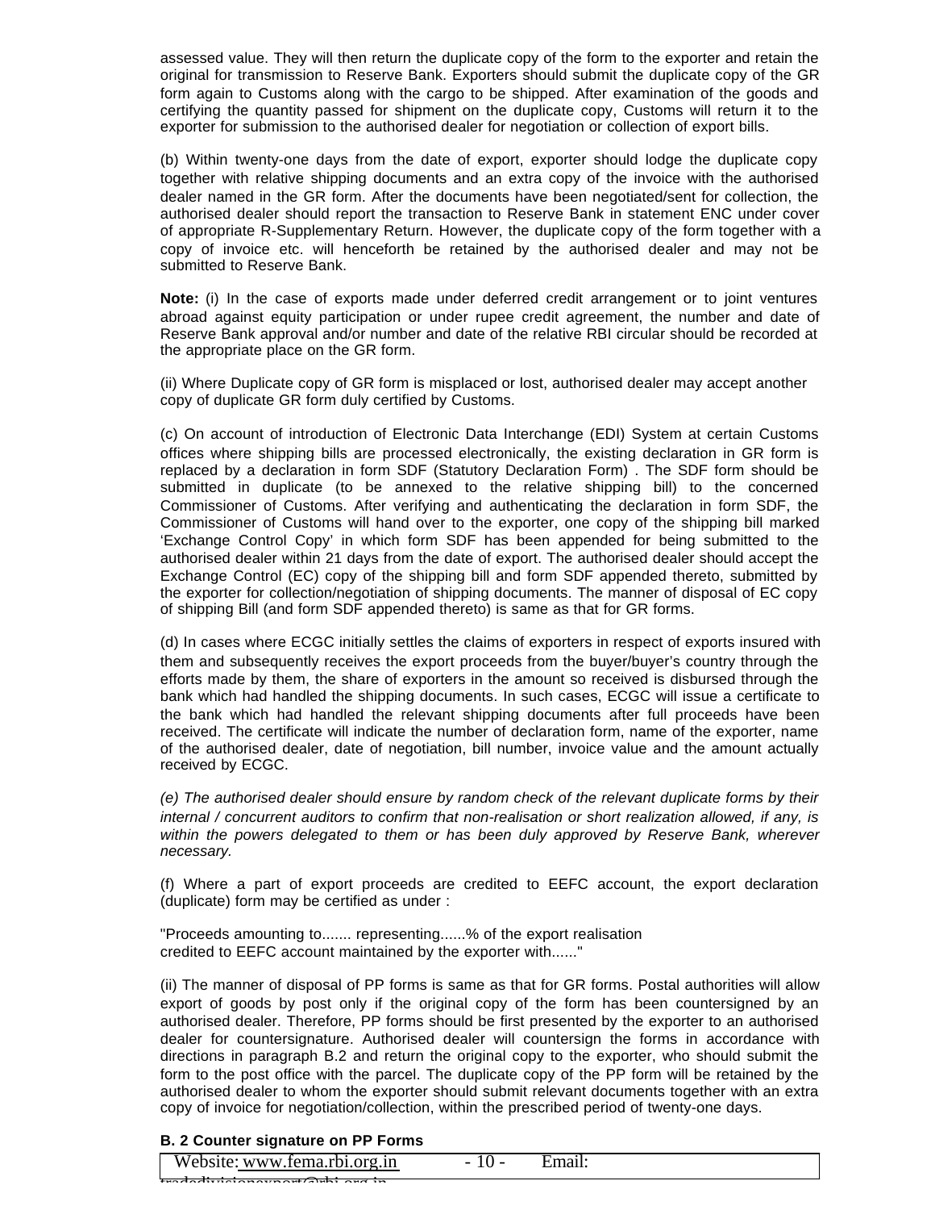assessed value. They will then return the duplicate copy of the form to the exporter and retain the original for transmission to Reserve Bank. Exporters should submit the duplicate copy of the GR form again to Customs along with the cargo to be shipped. After examination of the goods and certifying the quantity passed for shipment on the duplicate copy, Customs will return it to the exporter for submission to the authorised dealer for negotiation or collection of export bills.

(b) Within twenty-one days from the date of export, exporter should lodge the duplicate copy together with relative shipping documents and an extra copy of the invoice with the authorised dealer named in the GR form. After the documents have been negotiated/sent for collection, the authorised dealer should report the transaction to Reserve Bank in statement ENC under cover of appropriate R-Supplementary Return. However, the duplicate copy of the form together with a copy of invoice etc. will henceforth be retained by the authorised dealer and may not be submitted to Reserve Bank.

**Note:** (i) In the case of exports made under deferred credit arrangement or to joint ventures abroad against equity participation or under rupee credit agreement, the number and date of Reserve Bank approval and/or number and date of the relative RBI circular should be recorded at the appropriate place on the GR form.

(ii) Where Duplicate copy of GR form is misplaced or lost, authorised dealer may accept another copy of duplicate GR form duly certified by Customs.

(c) On account of introduction of Electronic Data Interchange (EDI) System at certain Customs offices where shipping bills are processed electronically, the existing declaration in GR form is replaced by a declaration in form SDF (Statutory Declaration Form) . The SDF form should be submitted in duplicate (to be annexed to the relative shipping bill) to the concerned Commissioner of Customs. After verifying and authenticating the declaration in form SDF, the Commissioner of Customs will hand over to the exporter, one copy of the shipping bill marked 'Exchange Control Copy' in which form SDF has been appended for being submitted to the authorised dealer within 21 days from the date of export. The authorised dealer should accept the Exchange Control (EC) copy of the shipping bill and form SDF appended thereto, submitted by the exporter for collection/negotiation of shipping documents. The manner of disposal of EC copy of shipping Bill (and form SDF appended thereto) is same as that for GR forms.

(d) In cases where ECGC initially settles the claims of exporters in respect of exports insured with them and subsequently receives the export proceeds from the buyer/buyer's country through the efforts made by them, the share of exporters in the amount so received is disbursed through the bank which had handled the shipping documents. In such cases, ECGC will issue a certificate to the bank which had handled the relevant shipping documents after full proceeds have been received. The certificate will indicate the number of declaration form, name of the exporter, name of the authorised dealer, date of negotiation, bill number, invoice value and the amount actually received by ECGC.

*(e) The authorised dealer should ensure by random check of the relevant duplicate forms by their internal / concurrent auditors to confirm that non-realisation or short realization allowed, if any, is within the powers delegated to them or has been duly approved by Reserve Bank, wherever necessary.*

(f) Where a part of export proceeds are credited to EEFC account, the export declaration (duplicate) form may be certified as under :

"Proceeds amounting to....... representing......% of the export realisation
credited to EEFC account maintained by the exporter with......"

(ii) The manner of disposal of PP forms is same as that for GR forms. Postal authorities will allow export of goods by post only if the original copy of the form has been countersigned by an authorised dealer. Therefore, PP forms should be first presented by the exporter to an authorised dealer for countersignature. Authorised dealer will countersign the forms in accordance with directions in paragraph B.2 and return the original copy to the exporter, who should submit the form to the post office with the parcel. The duplicate copy of the PP form will be retained by the authorised dealer to whom the exporter should submit relevant documents together with an extra copy of invoice for negotiation/collection, within the prescribed period of twenty-one days.

**B. 2 Counter signature on PP Forms**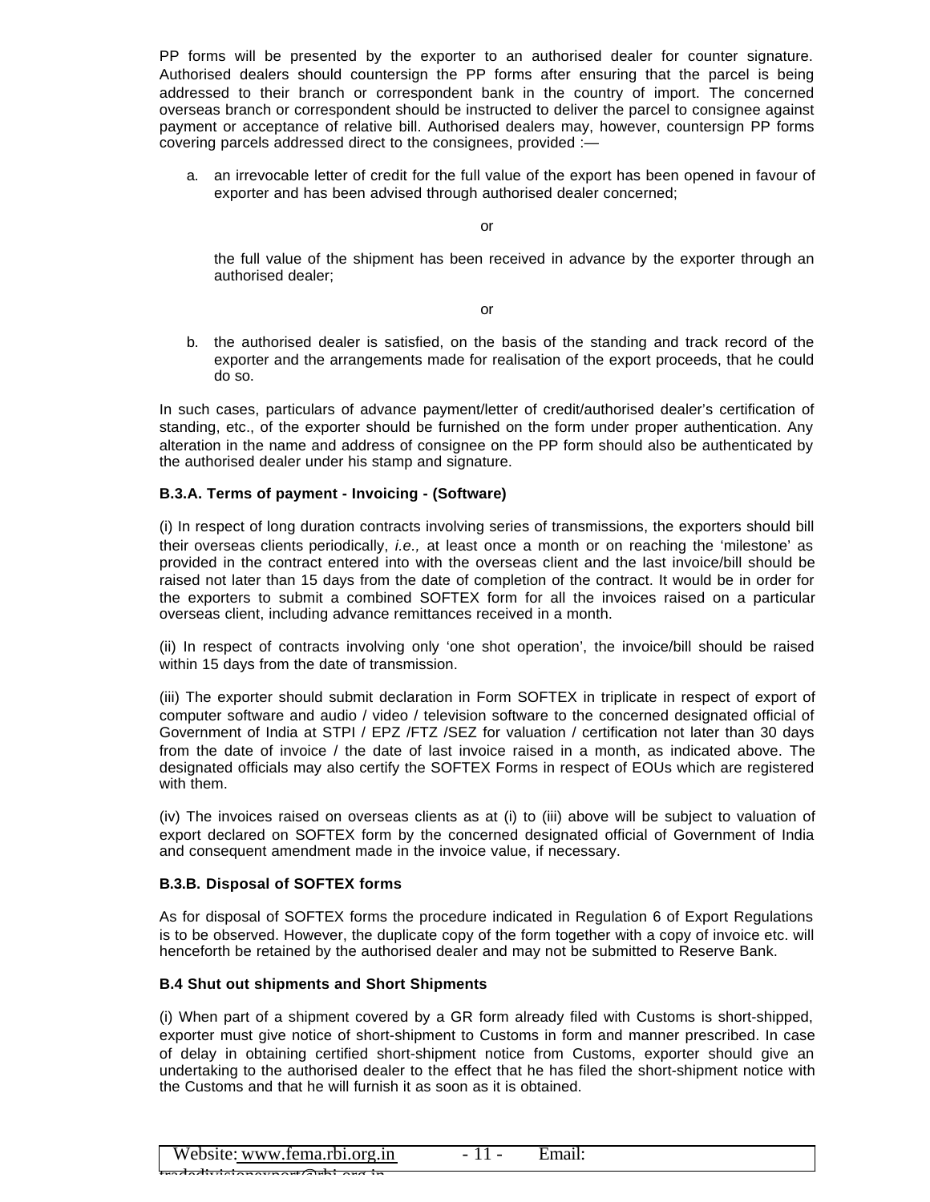PP forms will be presented by the exporter to an authorised dealer for counter signature. Authorised dealers should countersign the PP forms after ensuring that the parcel is being addressed to their branch or correspondent bank in the country of import. The concerned overseas branch or correspondent should be instructed to deliver the parcel to consignee against payment or acceptance of relative bill. Authorised dealers may, however, countersign PP forms covering parcels addressed direct to the consignees, provided :—

a. an irrevocable letter of credit for the full value of the export has been opened in favour of exporter and has been advised through authorised dealer concerned;

   or

   the full value of the shipment has been received in advance by the exporter through an authorised dealer;

   or

b. the authorised dealer is satisfied, on the basis of the standing and track record of the exporter and the arrangements made for realisation of the export proceeds, that he could do so.

In such cases, particulars of advance payment/letter of credit/authorised dealer's certification of standing, etc., of the exporter should be furnished on the form under proper authentication. Any alteration in the name and address of consignee on the PP form should also be authenticated by the authorised dealer under his stamp and signature.

**B.3.A. Terms of payment - Invoicing - (Software)**

(i) In respect of long duration contracts involving series of transmissions, the exporters should bill their overseas clients periodically, *i.e.,* at least once a month or on reaching the 'milestone' as provided in the contract entered into with the overseas client and the last invoice/bill should be raised not later than 15 days from the date of completion of the contract. It would be in order for the exporters to submit a combined SOFTEX form for all the invoices raised on a particular overseas client, including advance remittances received in a month.

(ii) In respect of contracts involving only 'one shot operation', the invoice/bill should be raised within 15 days from the date of transmission.

(iii) The exporter should submit declaration in Form SOFTEX in triplicate in respect of export of computer software and audio / video / television software to the concerned designated official of Government of India at STPI / EPZ /FTZ /SEZ for valuation / certification not later than 30 days from the date of invoice / the date of last invoice raised in a month, as indicated above. The designated officials may also certify the SOFTEX Forms in respect of EOUs which are registered with them.

(iv) The invoices raised on overseas clients as at (i) to (iii) above will be subject to valuation of export declared on SOFTEX form by the concerned designated official of Government of India and consequent amendment made in the invoice value, if necessary.

**B.3.B. Disposal of SOFTEX forms**

As for disposal of SOFTEX forms the procedure indicated in Regulation 6 of Export Regulations is to be observed. However, the duplicate copy of the form together with a copy of invoice etc. will henceforth be retained by the authorised dealer and may not be submitted to Reserve Bank.

**B.4 Shut out shipments and Short Shipments**

(i) When part of a shipment covered by a GR form already filed with Customs is short-shipped, exporter must give notice of short-shipment to Customs in form and manner prescribed. In case of delay in obtaining certified short-shipment notice from Customs, exporter should give an undertaking to the authorised dealer to the effect that he has filed the short-shipment notice with the Customs and that he will furnish it as soon as it is obtained.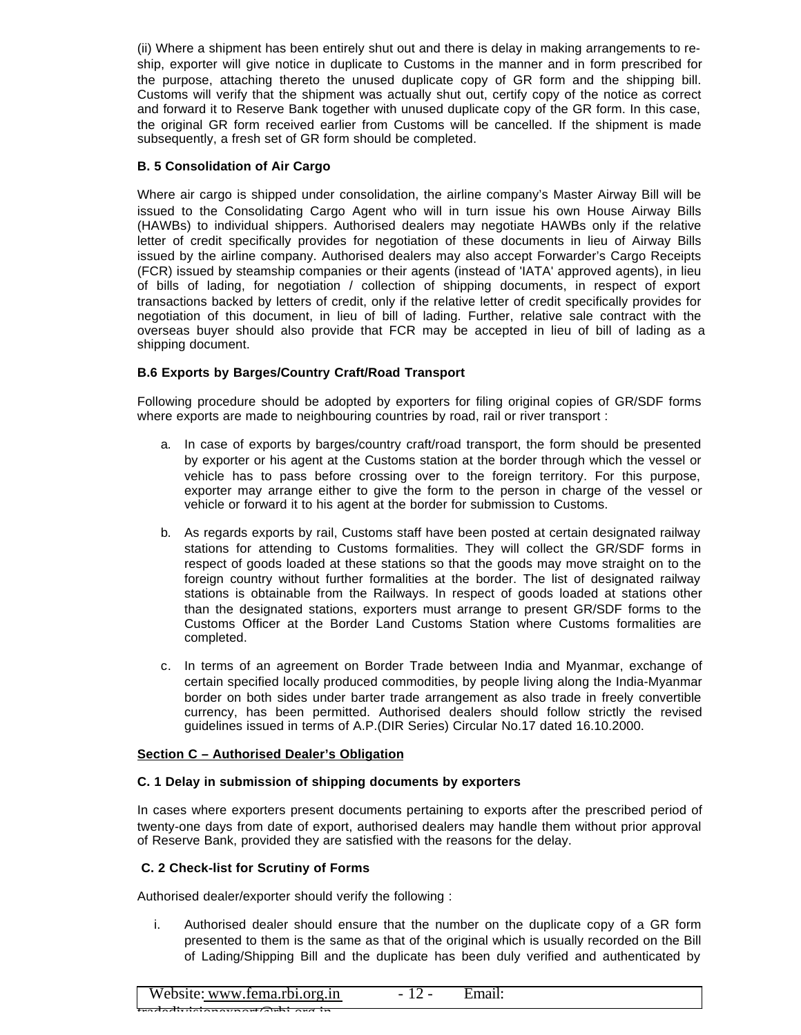(ii) Where a shipment has been entirely shut out and there is delay in making arrangements to re-ship, exporter will give notice in duplicate to Customs in the manner and in form prescribed for the purpose, attaching thereto the unused duplicate copy of GR form and the shipping bill. Customs will verify that the shipment was actually shut out, certify copy of the notice as correct and forward it to Reserve Bank together with unused duplicate copy of the GR form. In this case, the original GR form received earlier from Customs will be cancelled. If the shipment is made subsequently, a fresh set of GR form should be completed.

**B. 5 Consolidation of Air Cargo**

Where air cargo is shipped under consolidation, the airline company's Master Airway Bill will be issued to the Consolidating Cargo Agent who will in turn issue his own House Airway Bills (HAWBs) to individual shippers. Authorised dealers may negotiate HAWBs only if the relative letter of credit specifically provides for negotiation of these documents in lieu of Airway Bills issued by the airline company. Authorised dealers may also accept Forwarder's Cargo Receipts (FCR) issued by steamship companies or their agents (instead of 'IATA' approved agents), in lieu of bills of lading, for negotiation / collection of shipping documents, in respect of export transactions backed by letters of credit, only if the relative letter of credit specifically provides for negotiation of this document, in lieu of bill of lading. Further, relative sale contract with the overseas buyer should also provide that FCR may be accepted in lieu of bill of lading as a shipping document.

**B.6 Exports by Barges/Country Craft/Road Transport**

Following procedure should be adopted by exporters for filing original copies of GR/SDF forms where exports are made to neighbouring countries by road, rail or river transport :

a. In case of exports by barges/country craft/road transport, the form should be presented by exporter or his agent at the Customs station at the border through which the vessel or vehicle has to pass before crossing over to the foreign territory. For this purpose, exporter may arrange either to give the form to the person in charge of the vessel or vehicle or forward it to his agent at the border for submission to Customs.

b. As regards exports by rail, Customs staff have been posted at certain designated railway stations for attending to Customs formalities. They will collect the GR/SDF forms in respect of goods loaded at these stations so that the goods may move straight on to the foreign country without further formalities at the border. The list of designated railway stations is obtainable from the Railways. In respect of goods loaded at stations other than the designated stations, exporters must arrange to present GR/SDF forms to the Customs Officer at the Border Land Customs Station where Customs formalities are completed.

c. In terms of an agreement on Border Trade between India and Myanmar, exchange of certain specified locally produced commodities, by people living along the India-Myanmar border on both sides under barter trade arrangement as also trade in freely convertible currency, has been permitted. Authorised dealers should follow strictly the revised guidelines issued in terms of A.P.(DIR Series) Circular No.17 dated 16.10.2000.

**Section C – Authorised Dealer's Obligation**

**C. 1 Delay in submission of shipping documents by exporters**

In cases where exporters present documents pertaining to exports after the prescribed period of twenty-one days from date of export, authorised dealers may handle them without prior approval of Reserve Bank, provided they are satisfied with the reasons for the delay.

**C. 2 Check-list for Scrutiny of Forms**

Authorised dealer/exporter should verify the following :

i. Authorised dealer should ensure that the number on the duplicate copy of a GR form presented to them is the same as that of the original which is usually recorded on the Bill of Lading/Shipping Bill and the duplicate has been duly verified and authenticated by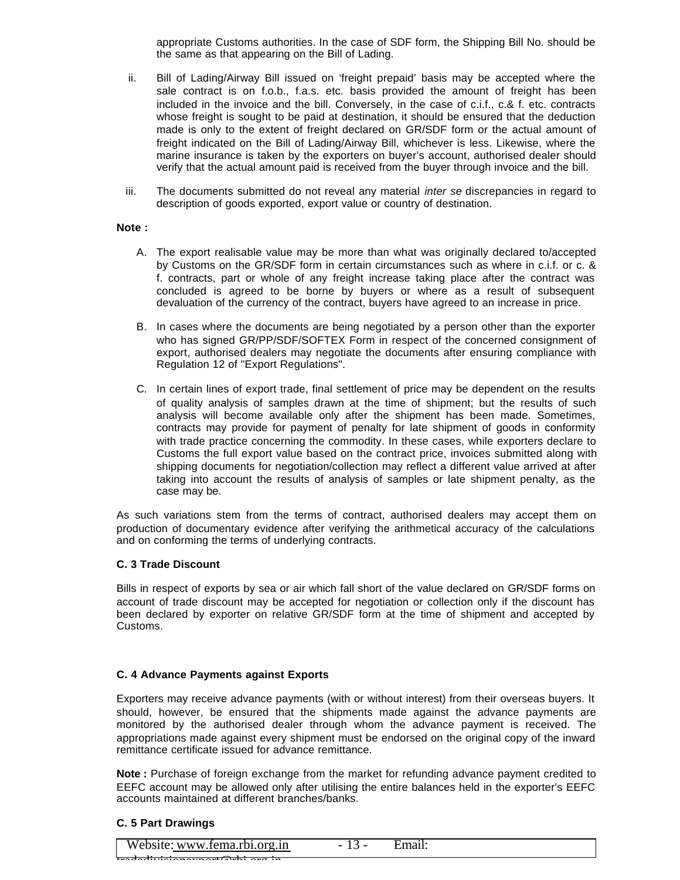appropriate Customs authorities. In the case of SDF form, the Shipping Bill No. should be the same as that appearing on the Bill of Lading.

ii. Bill of Lading/Airway Bill issued on 'freight prepaid' basis may be accepted where the sale contract is on f.o.b., f.a.s. etc. basis provided the amount of freight has been included in the invoice and the bill. Conversely, in the case of c.i.f., c.& f. etc. contracts whose freight is sought to be paid at destination, it should be ensured that the deduction made is only to the extent of freight declared on GR/SDF form or the actual amount of freight indicated on the Bill of Lading/Airway Bill, whichever is less. Likewise, where the marine insurance is taken by the exporters on buyer's account, authorised dealer should verify that the actual amount paid is received from the buyer through invoice and the bill.

iii. The documents submitted do not reveal any material *inter se* discrepancies in regard to description of goods exported, export value or country of destination.

**Note :**

A. The export realisable value may be more than what was originally declared to/accepted by Customs on the GR/SDF form in certain circumstances such as where in c.i.f. or c. & f. contracts, part or whole of any freight increase taking place after the contract was concluded is agreed to be borne by buyers or where as a result of subsequent devaluation of the currency of the contract, buyers have agreed to an increase in price.

B. In cases where the documents are being negotiated by a person other than the exporter who has signed GR/PP/SDF/SOFTEX Form in respect of the concerned consignment of export, authorised dealers may negotiate the documents after ensuring compliance with Regulation 12 of "Export Regulations".

C. In certain lines of export trade, final settlement of price may be dependent on the results of quality analysis of samples drawn at the time of shipment; but the results of such analysis will become available only after the shipment has been made. Sometimes, contracts may provide for payment of penalty for late shipment of goods in conformity with trade practice concerning the commodity. In these cases, while exporters declare to Customs the full export value based on the contract price, invoices submitted along with shipping documents for negotiation/collection may reflect a different value arrived at after taking into account the results of analysis of samples or late shipment penalty, as the case may be.

As such variations stem from the terms of contract, authorised dealers may accept them on production of documentary evidence after verifying the arithmetical accuracy of the calculations and on conforming the terms of underlying contracts.

**C. 3 Trade Discount**

Bills in respect of exports by sea or air which fall short of the value declared on GR/SDF forms on account of trade discount may be accepted for negotiation or collection only if the discount has been declared by exporter on relative GR/SDF form at the time of shipment and accepted by Customs.

**C. 4 Advance Payments against Exports**

Exporters may receive advance payments (with or without interest) from their overseas buyers. It should, however, be ensured that the shipments made against the advance payments are monitored by the authorised dealer through whom the advance payment is received. The appropriations made against every shipment must be endorsed on the original copy of the inward remittance certificate issued for advance remittance.

**Note :** Purchase of foreign exchange from the market for refunding advance payment credited to EEFC account may be allowed only after utilising the entire balances held in the exporter's EEFC accounts maintained at different branches/banks.

**C. 5 Part Drawings**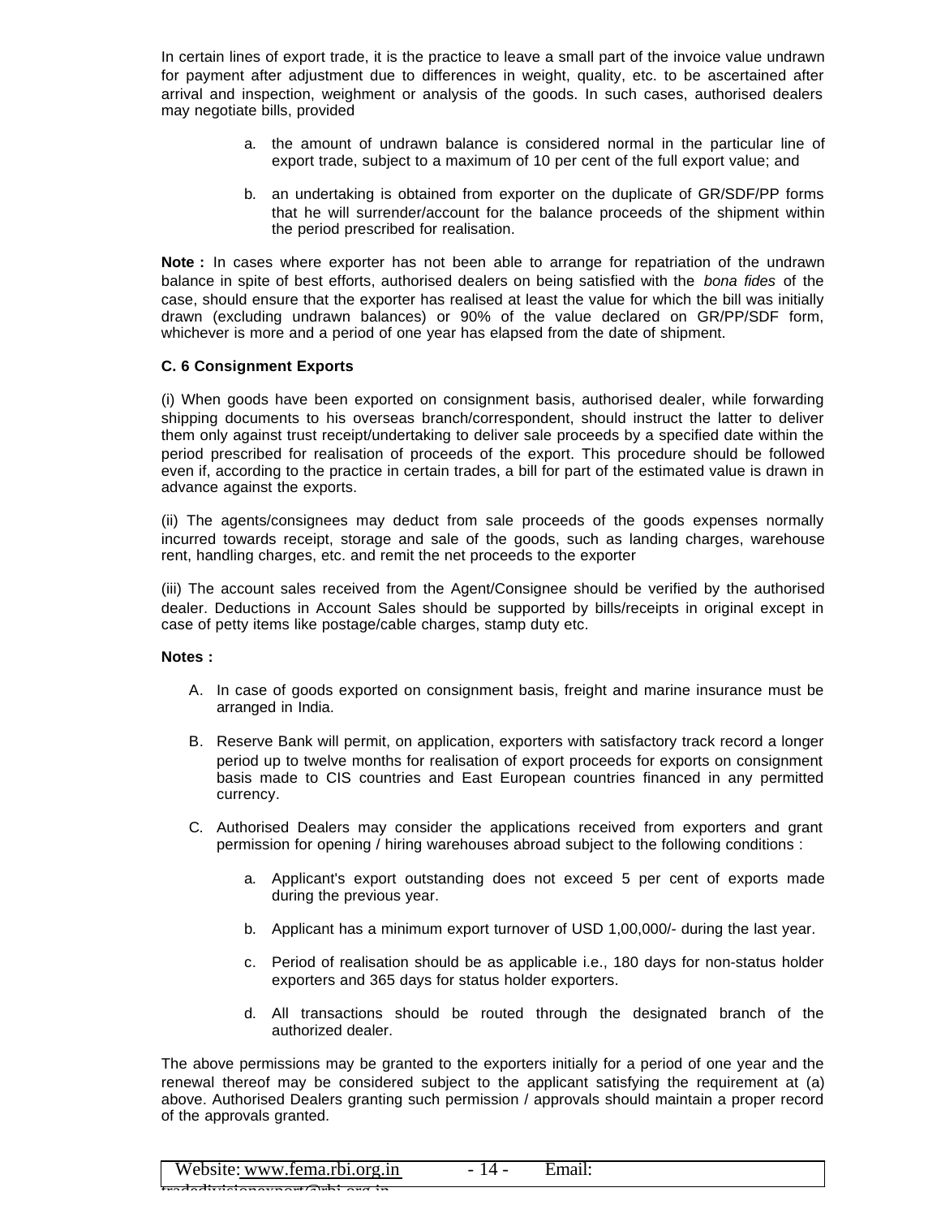In certain lines of export trade, it is the practice to leave a small part of the invoice value undrawn for payment after adjustment due to differences in weight, quality, etc. to be ascertained after arrival and inspection, weighment or analysis of the goods. In such cases, authorised dealers may negotiate bills, provided

a. the amount of undrawn balance is considered normal in the particular line of export trade, subject to a maximum of 10 per cent of the full export value; and

b. an undertaking is obtained from exporter on the duplicate of GR/SDF/PP forms that he will surrender/account for the balance proceeds of the shipment within the period prescribed for realisation.

**Note :** In cases where exporter has not been able to arrange for repatriation of the undrawn balance in spite of best efforts, authorised dealers on being satisfied with the *bona fides* of the case, should ensure that the exporter has realised at least the value for which the bill was initially drawn (excluding undrawn balances) or 90% of the value declared on GR/PP/SDF form, whichever is more and a period of one year has elapsed from the date of shipment.

**C. 6 Consignment Exports**

(i) When goods have been exported on consignment basis, authorised dealer, while forwarding shipping documents to his overseas branch/correspondent, should instruct the latter to deliver them only against trust receipt/undertaking to deliver sale proceeds by a specified date within the period prescribed for realisation of proceeds of the export. This procedure should be followed even if, according to the practice in certain trades, a bill for part of the estimated value is drawn in advance against the exports.

(ii) The agents/consignees may deduct from sale proceeds of the goods expenses normally incurred towards receipt, storage and sale of the goods, such as landing charges, warehouse rent, handling charges, etc. and remit the net proceeds to the exporter

(iii) The account sales received from the Agent/Consignee should be verified by the authorised dealer. Deductions in Account Sales should be supported by bills/receipts in original except in case of petty items like postage/cable charges, stamp duty etc.

**Notes :**

A. In case of goods exported on consignment basis, freight and marine insurance must be arranged in India.

B. Reserve Bank will permit, on application, exporters with satisfactory track record a longer period up to twelve months for realisation of export proceeds for exports on consignment basis made to CIS countries and East European countries financed in any permitted currency.

C. Authorised Dealers may consider the applications received from exporters and grant permission for opening / hiring warehouses abroad subject to the following conditions :

   a. Applicant's export outstanding does not exceed 5 per cent of exports made during the previous year.

   b. Applicant has a minimum export turnover of USD 1,00,000/- during the last year.

   c. Period of realisation should be as applicable i.e., 180 days for non-status holder exporters and 365 days for status holder exporters.

   d. All transactions should be routed through the designated branch of the authorized dealer.

The above permissions may be granted to the exporters initially for a period of one year and the renewal thereof may be considered subject to the applicant satisfying the requirement at (a) above. Authorised Dealers granting such permission / approvals should maintain a proper record of the approvals granted.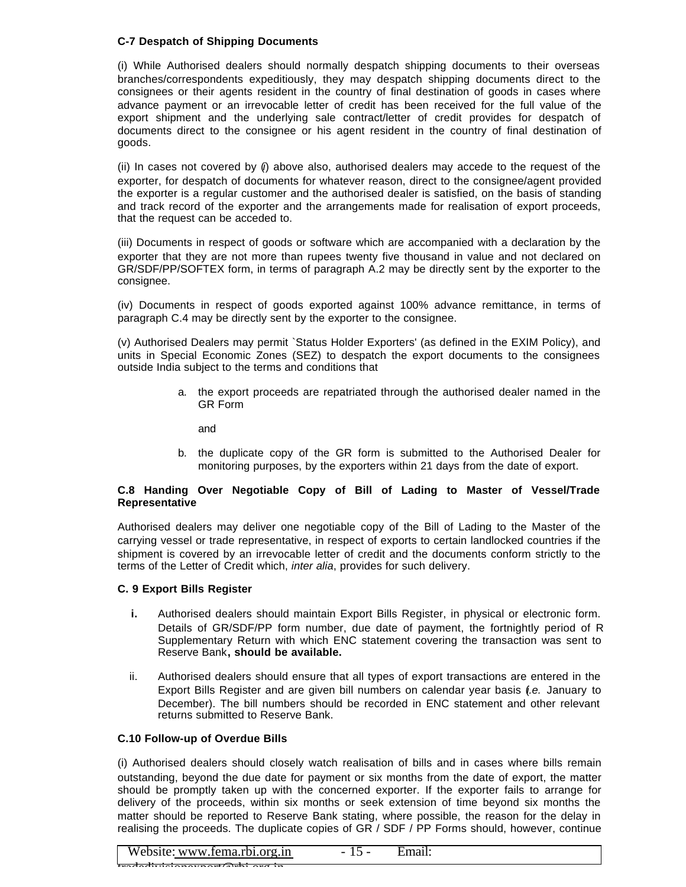**C-7 Despatch of Shipping Documents**

(i) While Authorised dealers should normally despatch shipping documents to their overseas branches/correspondents expeditiously, they may despatch shipping documents direct to the consignees or their agents resident in the country of final destination of goods in cases where advance payment or an irrevocable letter of credit has been received for the full value of the export shipment and the underlying sale contract/letter of credit provides for despatch of documents direct to the consignee or his agent resident in the country of final destination of goods.

(ii) In cases not covered by (*i*) above also, authorised dealers may accede to the request of the exporter, for despatch of documents for whatever reason, direct to the consignee/agent provided the exporter is a regular customer and the authorised dealer is satisfied, on the basis of standing and track record of the exporter and the arrangements made for realisation of export proceeds, that the request can be acceded to.

(iii) Documents in respect of goods or software which are accompanied with a declaration by the exporter that they are not more than rupees twenty five thousand in value and not declared on GR/SDF/PP/SOFTEX form, in terms of paragraph A.2 may be directly sent by the exporter to the consignee.

(iv) Documents in respect of goods exported against 100% advance remittance, in terms of paragraph C.4 may be directly sent by the exporter to the consignee.

(v) Authorised Dealers may permit `Status Holder Exporters' (as defined in the EXIM Policy), and units in Special Economic Zones (SEZ) to despatch the export documents to the consignees outside India subject to the terms and conditions that

a. the export proceeds are repatriated through the authorised dealer named in the GR Form

and

b. the duplicate copy of the GR form is submitted to the Authorised Dealer for monitoring purposes, by the exporters within 21 days from the date of export.

**C.8 Handing Over Negotiable Copy of Bill of Lading to Master of Vessel/Trade Representative**

Authorised dealers may deliver one negotiable copy of the Bill of Lading to the Master of the carrying vessel or trade representative, in respect of exports to certain landlocked countries if the shipment is covered by an irrevocable letter of credit and the documents conform strictly to the terms of the Letter of Credit which, *inter alia*, provides for such delivery.

**C. 9 Export Bills Register**

i. Authorised dealers should maintain Export Bills Register, in physical or electronic form. Details of GR/SDF/PP form number, due date of payment, the fortnightly period of R Supplementary Return with which ENC statement covering the transaction was sent to Reserve Bank**, should be available.**

ii. Authorised dealers should ensure that all types of export transactions are entered in the Export Bills Register and are given bill numbers on calendar year basis (*i.e.* January to December). The bill numbers should be recorded in ENC statement and other relevant returns submitted to Reserve Bank.

**C.10 Follow-up of Overdue Bills**

(i) Authorised dealers should closely watch realisation of bills and in cases where bills remain outstanding, beyond the due date for payment or six months from the date of export, the matter should be promptly taken up with the concerned exporter. If the exporter fails to arrange for delivery of the proceeds, within six months or seek extension of time beyond six months the matter should be reported to Reserve Bank stating, where possible, the reason for the delay in realising the proceeds. The duplicate copies of GR / SDF / PP Forms should, however, continue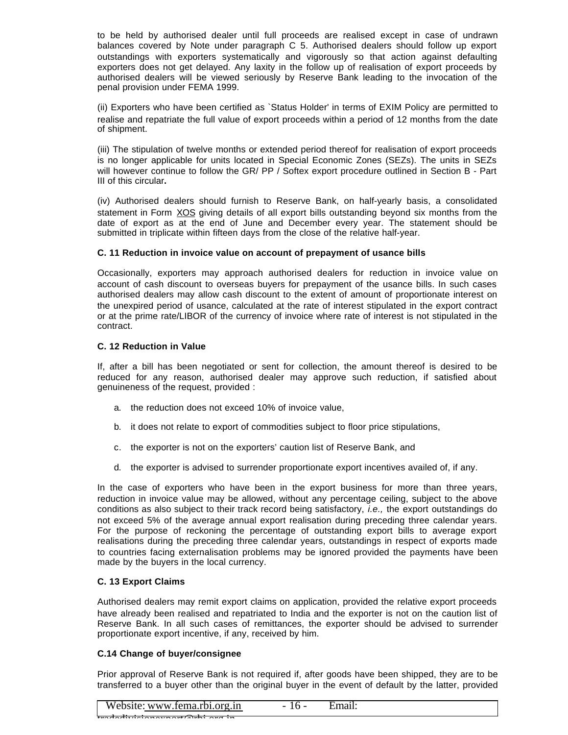to be held by authorised dealer until full proceeds are realised except in case of undrawn balances covered by Note under paragraph C 5. Authorised dealers should follow up export outstandings with exporters systematically and vigorously so that action against defaulting exporters does not get delayed. Any laxity in the follow up of realisation of export proceeds by authorised dealers will be viewed seriously by Reserve Bank leading to the invocation of the penal provision under FEMA 1999.

(ii) Exporters who have been certified as `Status Holder' in terms of EXIM Policy are permitted to realise and repatriate the full value of export proceeds within a period of 12 months from the date of shipment.

(iii) The stipulation of twelve months or extended period thereof for realisation of export proceeds is no longer applicable for units located in Special Economic Zones (SEZs). The units in SEZs will however continue to follow the GR/ PP / Softex export procedure outlined in Section B - Part III of this circular**.**

(iv) Authorised dealers should furnish to Reserve Bank, on half-yearly basis, a consolidated statement in Form XOS giving details of all export bills outstanding beyond six months from the date of export as at the end of June and December every year. The statement should be submitted in triplicate within fifteen days from the close of the relative half-year.

**C. 11 Reduction in invoice value on account of prepayment of usance bills**

Occasionally, exporters may approach authorised dealers for reduction in invoice value on account of cash discount to overseas buyers for prepayment of the usance bills. In such cases authorised dealers may allow cash discount to the extent of amount of proportionate interest on the unexpired period of usance, calculated at the rate of interest stipulated in the export contract or at the prime rate/LIBOR of the currency of invoice where rate of interest is not stipulated in the contract.

**C. 12 Reduction in Value**

If, after a bill has been negotiated or sent for collection, the amount thereof is desired to be reduced for any reason, authorised dealer may approve such reduction, if satisfied about genuineness of the request, provided :

a. the reduction does not exceed 10% of invoice value,

b. it does not relate to export of commodities subject to floor price stipulations,

c. the exporter is not on the exporters' caution list of Reserve Bank, and

d. the exporter is advised to surrender proportionate export incentives availed of, if any.

In the case of exporters who have been in the export business for more than three years, reduction in invoice value may be allowed, without any percentage ceiling, subject to the above conditions as also subject to their track record being satisfactory, *i.e.,* the export outstandings do not exceed 5% of the average annual export realisation during preceding three calendar years. For the purpose of reckoning the percentage of outstanding export bills to average export realisations during the preceding three calendar years, outstandings in respect of exports made to countries facing externalisation problems may be ignored provided the payments have been made by the buyers in the local currency.

**C. 13 Export Claims**

Authorised dealers may remit export claims on application, provided the relative export proceeds have already been realised and repatriated to India and the exporter is not on the caution list of Reserve Bank. In all such cases of remittances, the exporter should be advised to surrender proportionate export incentive, if any, received by him.

**C.14 Change of buyer/consignee**

Prior approval of Reserve Bank is not required if, after goods have been shipped, they are to be transferred to a buyer other than the original buyer in the event of default by the latter, provided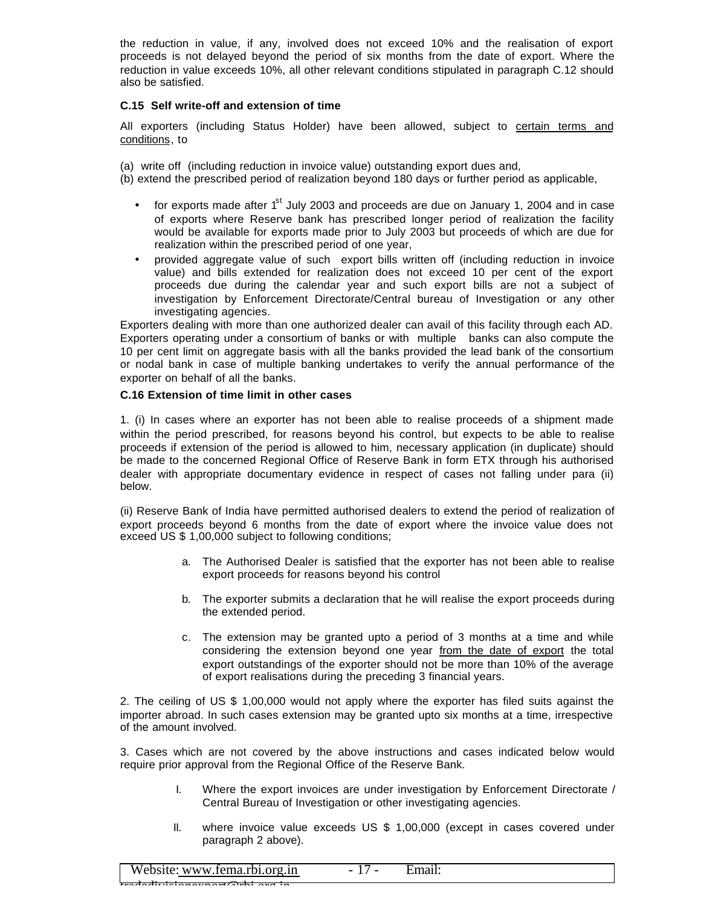the reduction in value, if any, involved does not exceed 10% and the realisation of export proceeds is not delayed beyond the period of six months from the date of export. Where the reduction in value exceeds 10%, all other relevant conditions stipulated in paragraph C.12 should also be satisfied.

**C.15 Self write-off and extension of time**

All exporters (including Status Holder) have been allowed, subject to certain terms and conditions, to

(a) write off (including reduction in invoice value) outstanding export dues and,
(b) extend the prescribed period of realization beyond 180 days or further period as applicable,

- for exports made after 1st July 2003 and proceeds are due on January 1, 2004 and in case of exports where Reserve bank has prescribed longer period of realization the facility would be available for exports made prior to July 2003 but proceeds of which are due for realization within the prescribed period of one year,
- provided aggregate value of such export bills written off (including reduction in invoice value) and bills extended for realization does not exceed 10 per cent of the export proceeds due during the calendar year and such export bills are not a subject of investigation by Enforcement Directorate/Central bureau of Investigation or any other investigating agencies.

Exporters dealing with more than one authorized dealer can avail of this facility through each AD. Exporters operating under a consortium of banks or with multiple banks can also compute the 10 per cent limit on aggregate basis with all the banks provided the lead bank of the consortium or nodal bank in case of multiple banking undertakes to verify the annual performance of the exporter on behalf of all the banks.

**C.16 Extension of time limit in other cases**

1. (i) In cases where an exporter has not been able to realise proceeds of a shipment made within the period prescribed, for reasons beyond his control, but expects to be able to realise proceeds if extension of the period is allowed to him, necessary application (in duplicate) should be made to the concerned Regional Office of Reserve Bank in form ETX through his authorised dealer with appropriate documentary evidence in respect of cases not falling under para (ii) below.

(ii) Reserve Bank of India have permitted authorised dealers to extend the period of realization of export proceeds beyond 6 months from the date of export where the invoice value does not exceed US $ 1,00,000 subject to following conditions;

a. The Authorised Dealer is satisfied that the exporter has not been able to realise export proceeds for reasons beyond his control

b. The exporter submits a declaration that he will realise the export proceeds during the extended period.

c. The extension may be granted upto a period of 3 months at a time and while considering the extension beyond one year from the date of export the total export outstandings of the exporter should not be more than 10% of the average of export realisations during the preceding 3 financial years.

2. The ceiling of US $ 1,00,000 would not apply where the exporter has filed suits against the importer abroad. In such cases extension may be granted upto six months at a time, irrespective of the amount involved.

3. Cases which are not covered by the above instructions and cases indicated below would require prior approval from the Regional Office of the Reserve Bank.

I. Where the export invoices are under investigation by Enforcement Directorate / Central Bureau of Investigation or other investigating agencies.

II. where invoice value exceeds US $ 1,00,000 (except in cases covered under paragraph 2 above).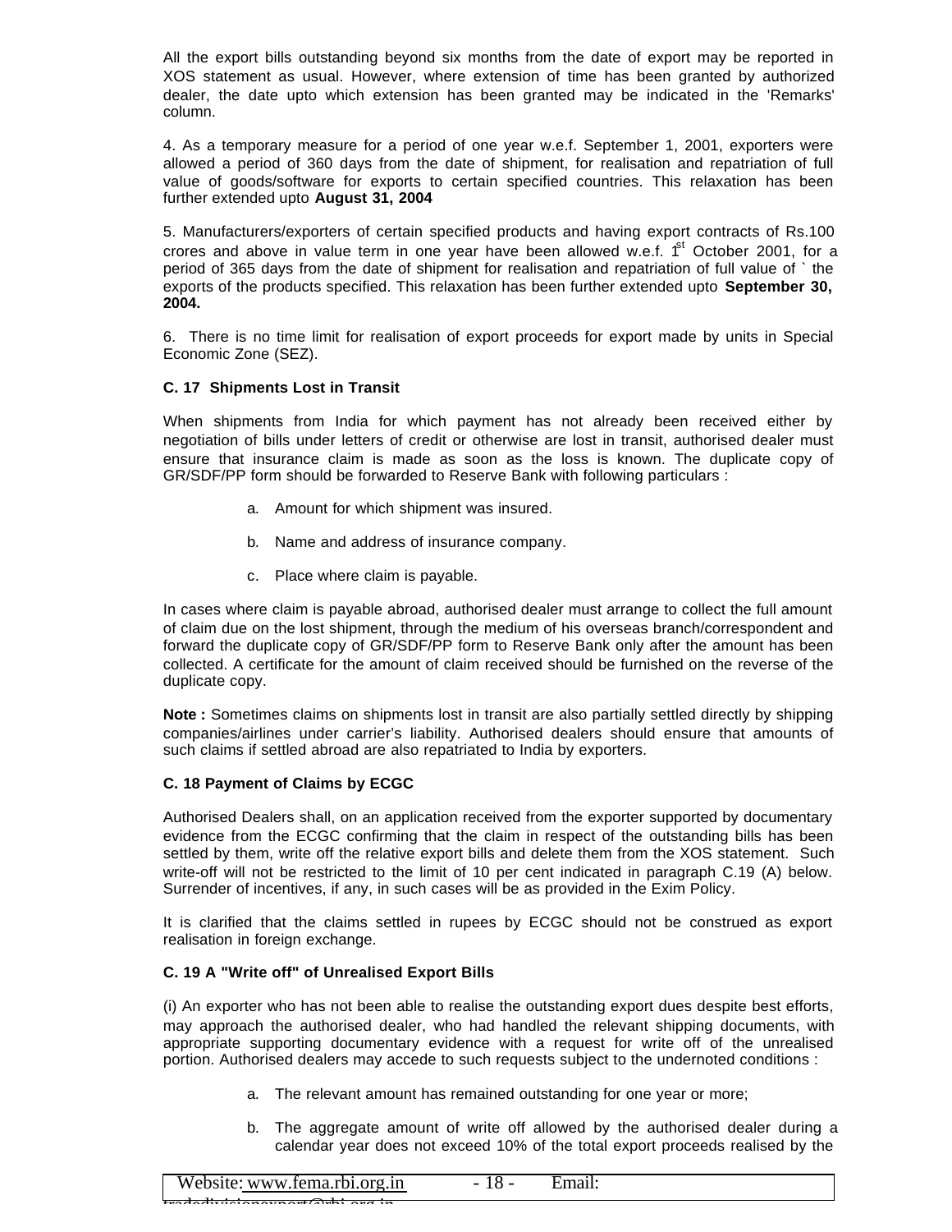All the export bills outstanding beyond six months from the date of export may be reported in XOS statement as usual. However, where extension of time has been granted by authorized dealer, the date upto which extension has been granted may be indicated in the 'Remarks' column.

4. As a temporary measure for a period of one year w.e.f. September 1, 2001, exporters were allowed a period of 360 days from the date of shipment, for realisation and repatriation of full value of goods/software for exports to certain specified countries. This relaxation has been further extended upto **August 31, 2004**

5. Manufacturers/exporters of certain specified products and having export contracts of Rs.100 crores and above in value term in one year have been allowed w.e.f. 1st October 2001, for a period of 365 days from the date of shipment for realisation and repatriation of full value of ` the exports of the products specified. This relaxation has been further extended upto **September 30, 2004.**

6. There is no time limit for realisation of export proceeds for export made by units in Special Economic Zone (SEZ).

**C. 17 Shipments Lost in Transit**

When shipments from India for which payment has not already been received either by negotiation of bills under letters of credit or otherwise are lost in transit, authorised dealer must ensure that insurance claim is made as soon as the loss is known. The duplicate copy of GR/SDF/PP form should be forwarded to Reserve Bank with following particulars :

a. Amount for which shipment was insured.

b. Name and address of insurance company.

c. Place where claim is payable.

In cases where claim is payable abroad, authorised dealer must arrange to collect the full amount of claim due on the lost shipment, through the medium of his overseas branch/correspondent and forward the duplicate copy of GR/SDF/PP form to Reserve Bank only after the amount has been collected. A certificate for the amount of claim received should be furnished on the reverse of the duplicate copy.

**Note :** Sometimes claims on shipments lost in transit are also partially settled directly by shipping companies/airlines under carrier's liability. Authorised dealers should ensure that amounts of such claims if settled abroad are also repatriated to India by exporters.

**C. 18 Payment of Claims by ECGC**

Authorised Dealers shall, on an application received from the exporter supported by documentary evidence from the ECGC confirming that the claim in respect of the outstanding bills has been settled by them, write off the relative export bills and delete them from the XOS statement. Such write-off will not be restricted to the limit of 10 per cent indicated in paragraph C.19 (A) below. Surrender of incentives, if any, in such cases will be as provided in the Exim Policy.

It is clarified that the claims settled in rupees by ECGC should not be construed as export realisation in foreign exchange.

**C. 19 A "Write off" of Unrealised Export Bills**

(i) An exporter who has not been able to realise the outstanding export dues despite best efforts, may approach the authorised dealer, who had handled the relevant shipping documents, with appropriate supporting documentary evidence with a request for write off of the unrealised portion. Authorised dealers may accede to such requests subject to the undernoted conditions :

a. The relevant amount has remained outstanding for one year or more;

b. The aggregate amount of write off allowed by the authorised dealer during a calendar year does not exceed 10% of the total export proceeds realised by the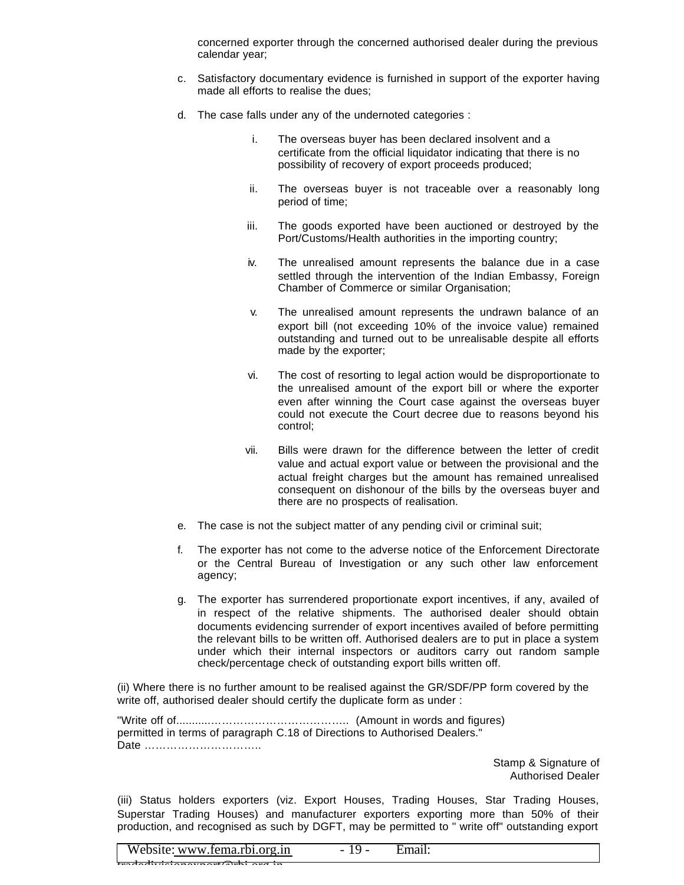concerned exporter through the concerned authorised dealer during the previous calendar year;

c. Satisfactory documentary evidence is furnished in support of the exporter having made all efforts to realise the dues;

d. The case falls under any of the undernoted categories :

   i. The overseas buyer has been declared insolvent and a certificate from the official liquidator indicating that there is no possibility of recovery of export proceeds produced;

   ii. The overseas buyer is not traceable over a reasonably long period of time;

   iii. The goods exported have been auctioned or destroyed by the Port/Customs/Health authorities in the importing country;

   iv. The unrealised amount represents the balance due in a case settled through the intervention of the Indian Embassy, Foreign Chamber of Commerce or similar Organisation;

   v. The unrealised amount represents the undrawn balance of an export bill (not exceeding 10% of the invoice value) remained outstanding and turned out to be unrealisable despite all efforts made by the exporter;

   vi. The cost of resorting to legal action would be disproportionate to the unrealised amount of the export bill or where the exporter even after winning the Court case against the overseas buyer could not execute the Court decree due to reasons beyond his control;

   vii. Bills were drawn for the difference between the letter of credit value and actual export value or between the provisional and the actual freight charges but the amount has remained unrealised consequent on dishonour of the bills by the overseas buyer and there are no prospects of realisation.

e. The case is not the subject matter of any pending civil or criminal suit;

f. The exporter has not come to the adverse notice of the Enforcement Directorate or the Central Bureau of Investigation or any such other law enforcement agency;

g. The exporter has surrendered proportionate export incentives, if any, availed of in respect of the relative shipments. The authorised dealer should obtain documents evidencing surrender of export incentives availed of before permitting the relevant bills to be written off. Authorised dealers are to put in place a system under which their internal inspectors or auditors carry out random sample check/percentage check of outstanding export bills written off.

(ii) Where there is no further amount to be realised against the GR/SDF/PP form covered by the write off, authorised dealer should certify the duplicate form as under :

"Write off of............……………………………….. (Amount in words and figures) permitted in terms of paragraph C.18 of Directions to Authorised Dealers."
Date …………………………..

Stamp & Signature of
Authorised Dealer

(iii) Status holders exporters (viz. Export Houses, Trading Houses, Star Trading Houses, Superstar Trading Houses) and manufacturer exporters exporting more than 50% of their production, and recognised as such by DGFT, may be permitted to " write off" outstanding export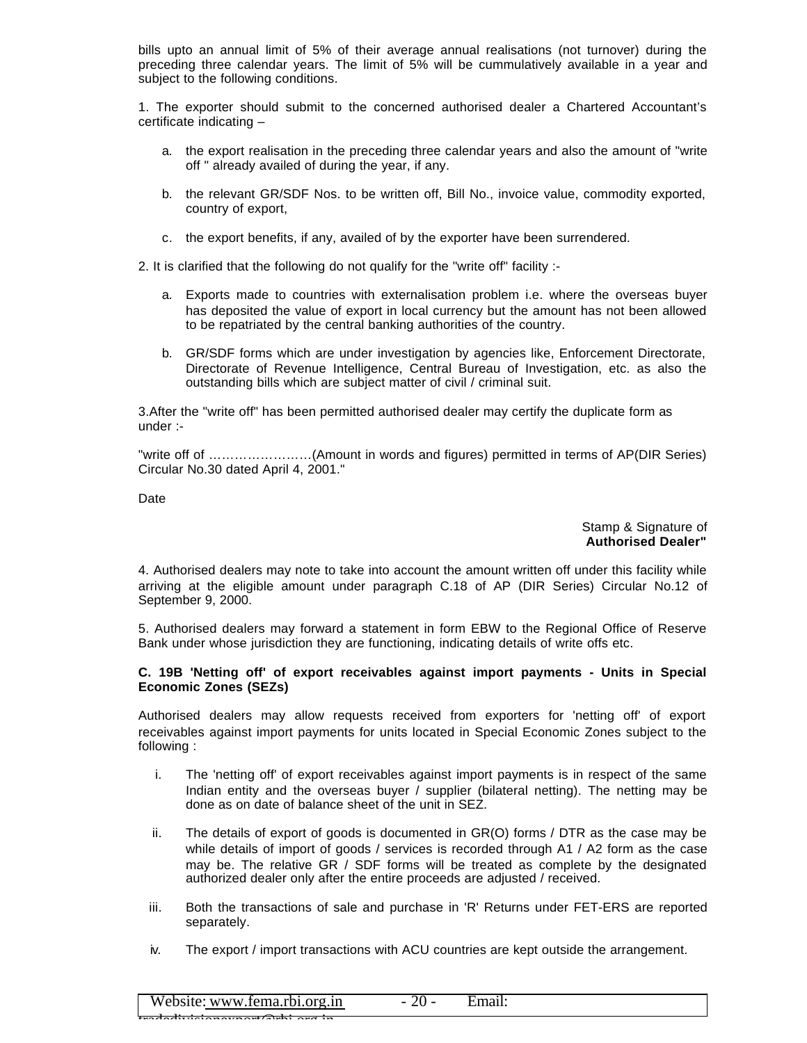bills upto an annual limit of 5% of their average annual realisations (not turnover) during the preceding three calendar years. The limit of 5% will be cummulatively available in a year and subject to the following conditions.

1. The exporter should submit to the concerned authorised dealer a Chartered Accountant's certificate indicating –

   a. the export realisation in the preceding three calendar years and also the amount of "write off " already availed of during the year, if any.

   b. the relevant GR/SDF Nos. to be written off, Bill No., invoice value, commodity exported, country of export,

   c. the export benefits, if any, availed of by the exporter have been surrendered.

2. It is clarified that the following do not qualify for the "write off" facility :-

   a. Exports made to countries with externalisation problem i.e. where the overseas buyer has deposited the value of export in local currency but the amount has not been allowed to be repatriated by the central banking authorities of the country.

   b. GR/SDF forms which are under investigation by agencies like, Enforcement Directorate, Directorate of Revenue Intelligence, Central Bureau of Investigation, etc. as also the outstanding bills which are subject matter of civil / criminal suit.

3.After the "write off" has been permitted authorised dealer may certify the duplicate form as under :-

"write off of ……………………(Amount in words and figures) permitted in terms of AP(DIR Series) Circular No.30 dated April 4, 2001."

Date

Stamp & Signature of
**Authorised Dealer"**

4. Authorised dealers may note to take into account the amount written off under this facility while arriving at the eligible amount under paragraph C.18 of AP (DIR Series) Circular No.12 of September 9, 2000.

5. Authorised dealers may forward a statement in form EBW to the Regional Office of Reserve Bank under whose jurisdiction they are functioning, indicating details of write offs etc.

**C. 19B 'Netting off' of export receivables against import payments - Units in Special Economic Zones (SEZs)**

Authorised dealers may allow requests received from exporters for 'netting off' of export receivables against import payments for units located in Special Economic Zones subject to the following :

i. The 'netting off' of export receivables against import payments is in respect of the same Indian entity and the overseas buyer / supplier (bilateral netting). The netting may be done as on date of balance sheet of the unit in SEZ.

ii. The details of export of goods is documented in GR(O) forms / DTR as the case may be while details of import of goods / services is recorded through A1 / A2 form as the case may be. The relative GR / SDF forms will be treated as complete by the designated authorized dealer only after the entire proceeds are adjusted / received.

iii. Both the transactions of sale and purchase in 'R' Returns under FET-ERS are reported separately.

iv. The export / import transactions with ACU countries are kept outside the arrangement.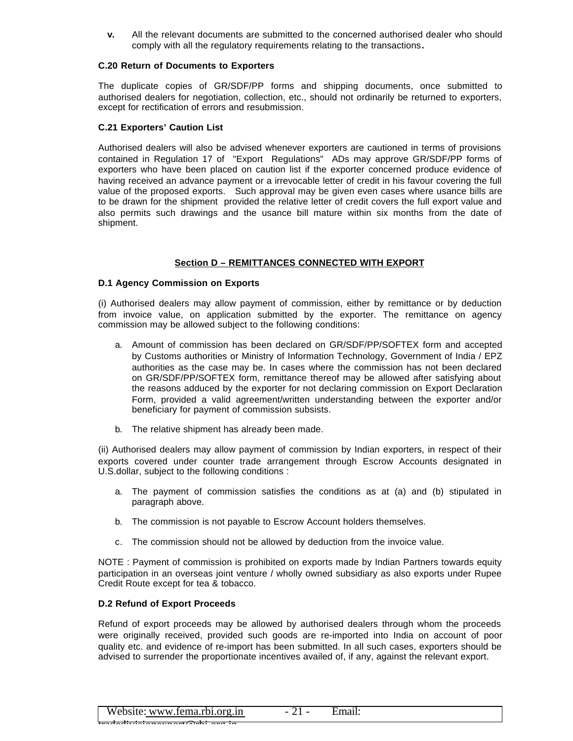**v.** All the relevant documents are submitted to the concerned authorised dealer who should comply with all the regulatory requirements relating to the transactions**.**

**C.20 Return of Documents to Exporters**

The duplicate copies of GR/SDF/PP forms and shipping documents, once submitted to authorised dealers for negotiation, collection, etc., should not ordinarily be returned to exporters, except for rectification of errors and resubmission.

**C.21 Exporters' Caution List**

Authorised dealers will also be advised whenever exporters are cautioned in terms of provisions contained in Regulation 17 of "Export Regulations" ADs may approve GR/SDF/PP forms of exporters who have been placed on caution list if the exporter concerned produce evidence of having received an advance payment or a irrevocable letter of credit in his favour covering the full value of the proposed exports. Such approval may be given even cases where usance bills are to be drawn for the shipment provided the relative letter of credit covers the full export value and also permits such drawings and the usance bill mature within six months from the date of shipment.

## Section D – REMITTANCES CONNECTED WITH EXPORT

**D.1 Agency Commission on Exports**

(i) Authorised dealers may allow payment of commission, either by remittance or by deduction from invoice value, on application submitted by the exporter. The remittance on agency commission may be allowed subject to the following conditions:

a. Amount of commission has been declared on GR/SDF/PP/SOFTEX form and accepted by Customs authorities or Ministry of Information Technology, Government of India / EPZ authorities as the case may be. In cases where the commission has not been declared on GR/SDF/PP/SOFTEX form, remittance thereof may be allowed after satisfying about the reasons adduced by the exporter for not declaring commission on Export Declaration Form, provided a valid agreement/written understanding between the exporter and/or beneficiary for payment of commission subsists.

b. The relative shipment has already been made.

(ii) Authorised dealers may allow payment of commission by Indian exporters, in respect of their exports covered under counter trade arrangement through Escrow Accounts designated in U.S.dollar, subject to the following conditions :

a. The payment of commission satisfies the conditions as at (a) and (b) stipulated in paragraph above.

b. The commission is not payable to Escrow Account holders themselves.

c. The commission should not be allowed by deduction from the invoice value.

NOTE : Payment of commission is prohibited on exports made by Indian Partners towards equity participation in an overseas joint venture / wholly owned subsidiary as also exports under Rupee Credit Route except for tea & tobacco.

**D.2 Refund of Export Proceeds**

Refund of export proceeds may be allowed by authorised dealers through whom the proceeds were originally received, provided such goods are re-imported into India on account of poor quality etc. and evidence of re-import has been submitted. In all such cases, exporters should be advised to surrender the proportionate incentives availed of, if any, against the relevant export.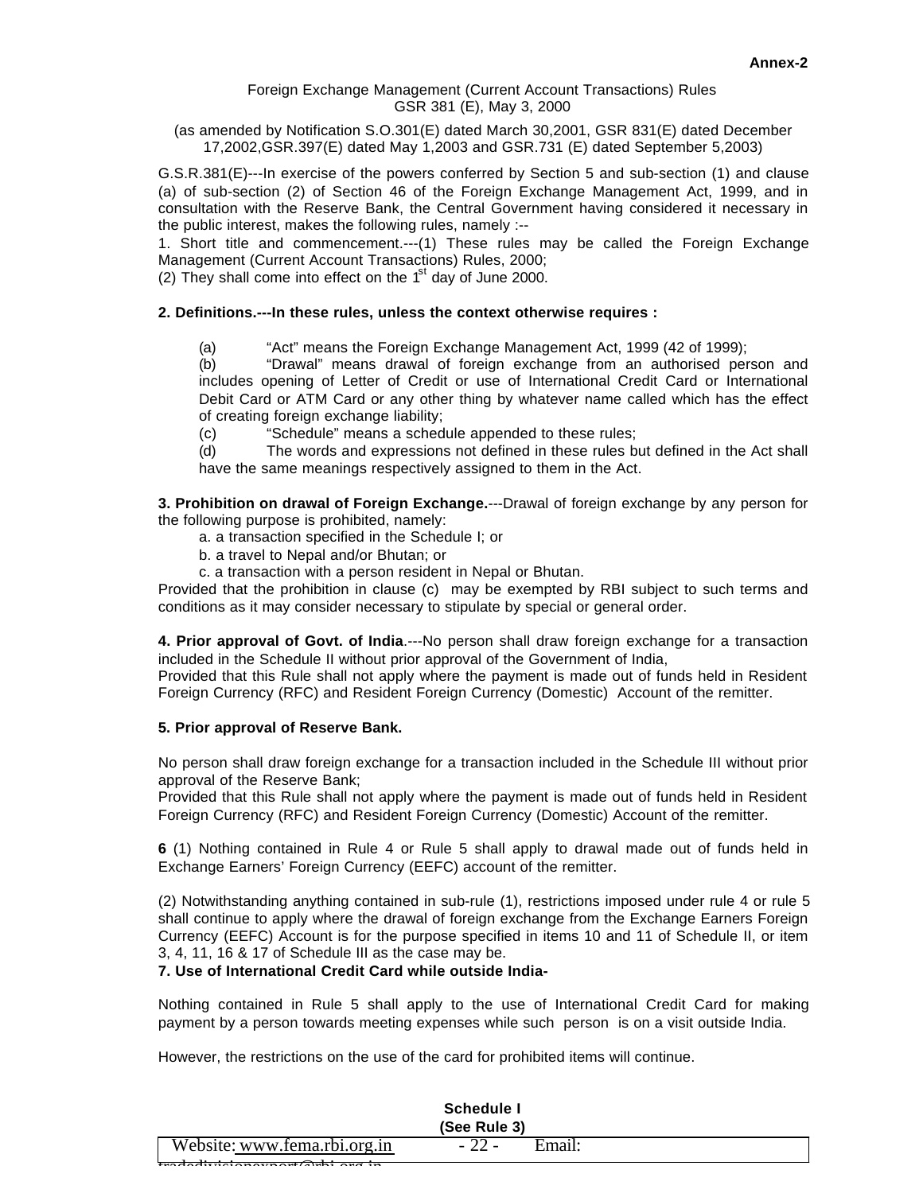**Annex-2**

Foreign Exchange Management (Current Account Transactions) Rules
GSR 381 (E), May 3, 2000

(as amended by Notification S.O.301(E) dated March 30,2001, GSR 831(E) dated December 17,2002,GSR.397(E) dated May 1,2003 and GSR.731 (E) dated September 5,2003)

G.S.R.381(E)---In exercise of the powers conferred by Section 5 and sub-section (1) and clause (a) of sub-section (2) of Section 46 of the Foreign Exchange Management Act, 1999, and in consultation with the Reserve Bank, the Central Government having considered it necessary in the public interest, makes the following rules, namely :--

1. Short title and commencement.---(1) These rules may be called the Foreign Exchange Management (Current Account Transactions) Rules, 2000;

(2) They shall come into effect on the 1st day of June 2000.

**2. Definitions.---In these rules, unless the context otherwise requires :**

(a) "Act" means the Foreign Exchange Management Act, 1999 (42 of 1999);

(b) "Drawal" means drawal of foreign exchange from an authorised person and includes opening of Letter of Credit or use of International Credit Card or International Debit Card or ATM Card or any other thing by whatever name called which has the effect of creating foreign exchange liability;

(c) "Schedule" means a schedule appended to these rules;

(d) The words and expressions not defined in these rules but defined in the Act shall have the same meanings respectively assigned to them in the Act.

**3. Prohibition on drawal of Foreign Exchange.**---Drawal of foreign exchange by any person for the following purpose is prohibited, namely:

a. a transaction specified in the Schedule I; or

b. a travel to Nepal and/or Bhutan; or

c. a transaction with a person resident in Nepal or Bhutan.

Provided that the prohibition in clause (c) may be exempted by RBI subject to such terms and conditions as it may consider necessary to stipulate by special or general order.

**4. Prior approval of Govt. of India**.---No person shall draw foreign exchange for a transaction included in the Schedule II without prior approval of the Government of India,

Provided that this Rule shall not apply where the payment is made out of funds held in Resident Foreign Currency (RFC) and Resident Foreign Currency (Domestic) Account of the remitter.

**5. Prior approval of Reserve Bank.**

No person shall draw foreign exchange for a transaction included in the Schedule III without prior approval of the Reserve Bank;

Provided that this Rule shall not apply where the payment is made out of funds held in Resident Foreign Currency (RFC) and Resident Foreign Currency (Domestic) Account of the remitter.

**6** (1) Nothing contained in Rule 4 or Rule 5 shall apply to drawal made out of funds held in Exchange Earners' Foreign Currency (EEFC) account of the remitter.

(2) Notwithstanding anything contained in sub-rule (1), restrictions imposed under rule 4 or rule 5 shall continue to apply where the drawal of foreign exchange from the Exchange Earners Foreign Currency (EEFC) Account is for the purpose specified in items 10 and 11 of Schedule II, or item 3, 4, 11, 16 & 17 of Schedule III as the case may be.

**7. Use of International Credit Card while outside India-**

Nothing contained in Rule 5 shall apply to the use of International Credit Card for making payment by a person towards meeting expenses while such person is on a visit outside India.

However, the restrictions on the use of the card for prohibited items will continue.

**Schedule I**
**(See Rule 3)**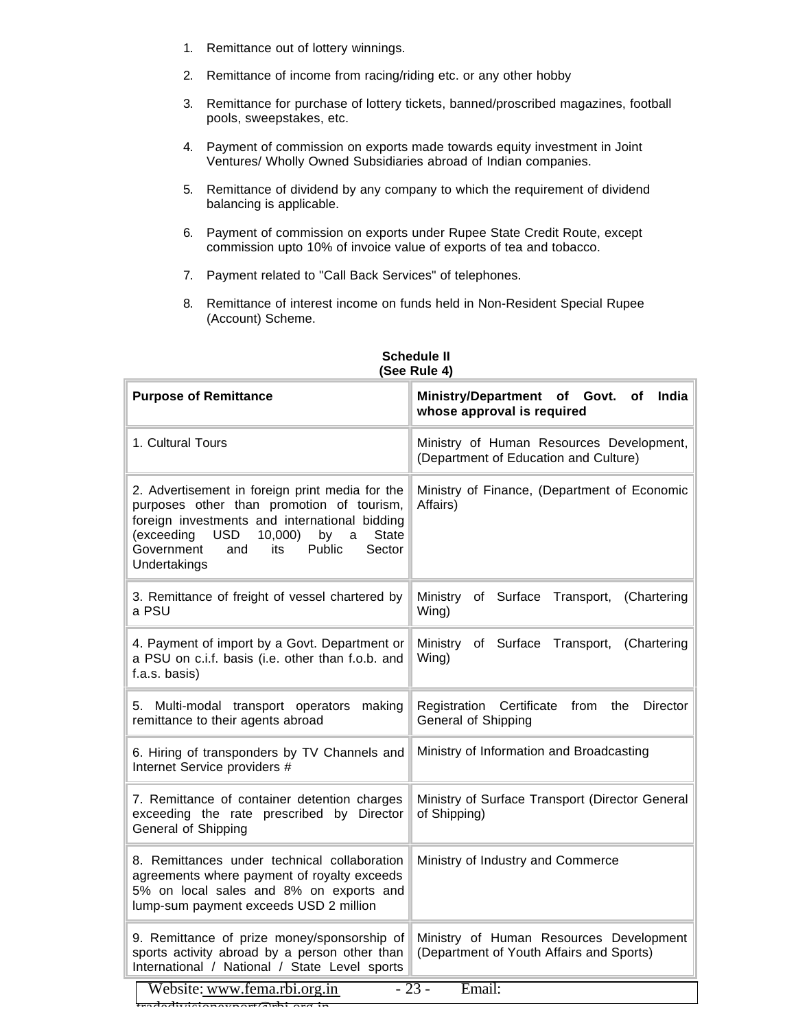1. Remittance out of lottery winnings.

2. Remittance of income from racing/riding etc. or any other hobby

3. Remittance for purchase of lottery tickets, banned/proscribed magazines, football pools, sweepstakes, etc.

4. Payment of commission on exports made towards equity investment in Joint Ventures/ Wholly Owned Subsidiaries abroad of Indian companies.

5. Remittance of dividend by any company to which the requirement of dividend balancing is applicable.

6. Payment of commission on exports under Rupee State Credit Route, except commission upto 10% of invoice value of exports of tea and tobacco.

7. Payment related to "Call Back Services" of telephones.

8. Remittance of interest income on funds held in Non-Resident Special Rupee (Account) Scheme.

**Schedule II**
**(See Rule 4)**

| Purpose of Remittance | Ministry/Department of Govt. of India whose approval is required |
|---|---|
| 1. Cultural Tours | Ministry of Human Resources Development, (Department of Education and Culture) |
| 2. Advertisement in foreign print media for the purposes other than promotion of tourism, foreign investments and international bidding (exceeding USD 10,000) by a State Government and its Public Sector Undertakings | Ministry of Finance, (Department of Economic Affairs) |
| 3. Remittance of freight of vessel chartered by a PSU | Ministry of Surface Transport, (Chartering Wing) |
| 4. Payment of import by a Govt. Department or a PSU on c.i.f. basis (i.e. other than f.o.b. and f.a.s. basis) | Ministry of Surface Transport, (Chartering Wing) |
| 5. Multi-modal transport operators making remittance to their agents abroad | Registration Certificate from the Director General of Shipping |
| 6. Hiring of transponders by TV Channels and Internet Service providers # | Ministry of Information and Broadcasting |
| 7. Remittance of container detention charges exceeding the rate prescribed by Director General of Shipping | Ministry of Surface Transport (Director General of Shipping) |
| 8. Remittances under technical collaboration agreements where payment of royalty exceeds 5% on local sales and 8% on exports and lump-sum payment exceeds USD 2 million | Ministry of Industry and Commerce |
| 9. Remittance of prize money/sponsorship of sports activity abroad by a person other than International / National / State Level sports | Ministry of Human Resources Development (Department of Youth Affairs and Sports) |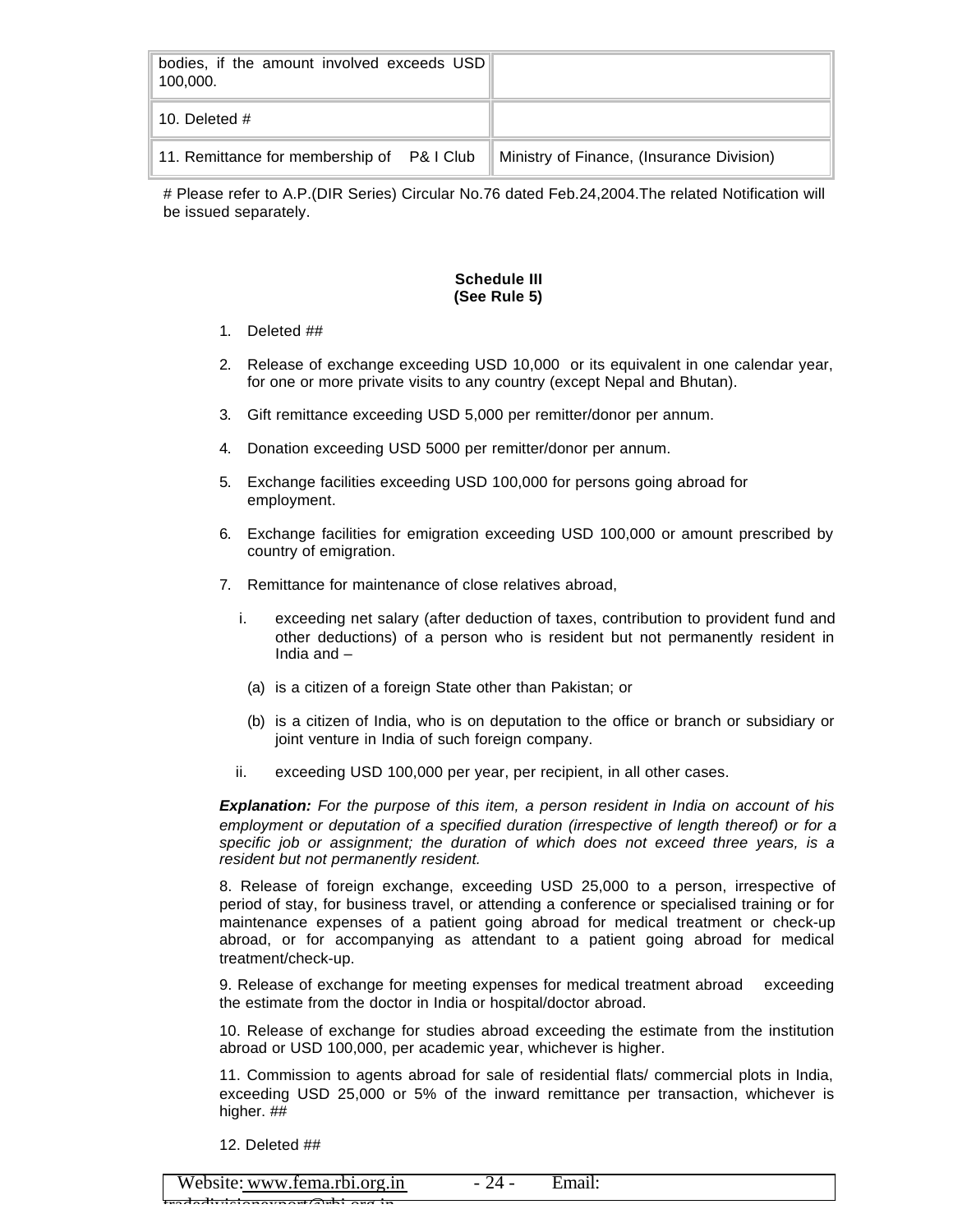| | |
|---|---|
| bodies, if the amount involved exceeds USD 100,000. | |
| 10. Deleted # | |
| 11. Remittance for membership of P& I Club | Ministry of Finance, (Insurance Division) |

# Please refer to A.P.(DIR Series) Circular No.76 dated Feb.24,2004.The related Notification will be issued separately.

**Schedule III**
**(See Rule 5)**

1. Deleted ##
2. Release of exchange exceeding USD 10,000 or its equivalent in one calendar year, for one or more private visits to any country (except Nepal and Bhutan).
3. Gift remittance exceeding USD 5,000 per remitter/donor per annum.
4. Donation exceeding USD 5000 per remitter/donor per annum.
5. Exchange facilities exceeding USD 100,000 for persons going abroad for employment.
6. Exchange facilities for emigration exceeding USD 100,000 or amount prescribed by country of emigration.
7. Remittance for maintenance of close relatives abroad,
   i. exceeding net salary (after deduction of taxes, contribution to provident fund and other deductions) of a person who is resident but not permanently resident in India and –
      (a) is a citizen of a foreign State other than Pakistan; or
      (b) is a citizen of India, who is on deputation to the office or branch or subsidiary or joint venture in India of such foreign company.
   ii. exceeding USD 100,000 per year, per recipient, in all other cases.

***Explanation:*** *For the purpose of this item, a person resident in India on account of his employment or deputation of a specified duration (irrespective of length thereof) or for a specific job or assignment; the duration of which does not exceed three years, is a resident but not permanently resident.*

8. Release of foreign exchange, exceeding USD 25,000 to a person, irrespective of period of stay, for business travel, or attending a conference or specialised training or for maintenance expenses of a patient going abroad for medical treatment or check-up abroad, or for accompanying as attendant to a patient going abroad for medical treatment/check-up.

9. Release of exchange for meeting expenses for medical treatment abroad exceeding the estimate from the doctor in India or hospital/doctor abroad.

10. Release of exchange for studies abroad exceeding the estimate from the institution abroad or USD 100,000, per academic year, whichever is higher.

11. Commission to agents abroad for sale of residential flats/ commercial plots in India, exceeding USD 25,000 or 5% of the inward remittance per transaction, whichever is higher. ##

12. Deleted ##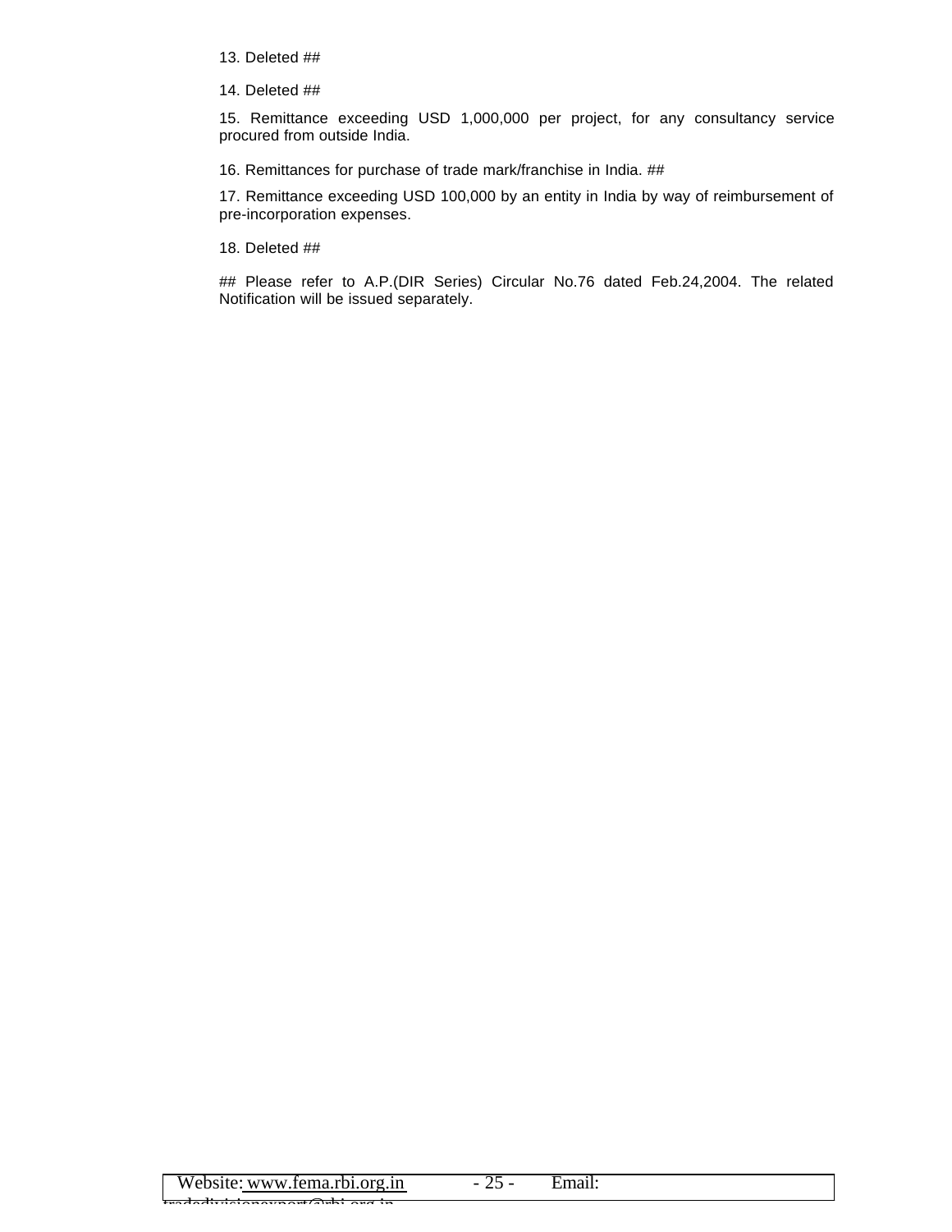13. Deleted ##

14. Deleted ##

15. Remittance exceeding USD 1,000,000 per project, for any consultancy service procured from outside India.

16. Remittances for purchase of trade mark/franchise in India. ##

17. Remittance exceeding USD 100,000 by an entity in India by way of reimbursement of pre-incorporation expenses.

18. Deleted ##

## Please refer to A.P.(DIR Series) Circular No.76 dated Feb.24,2004. The related Notification will be issued separately.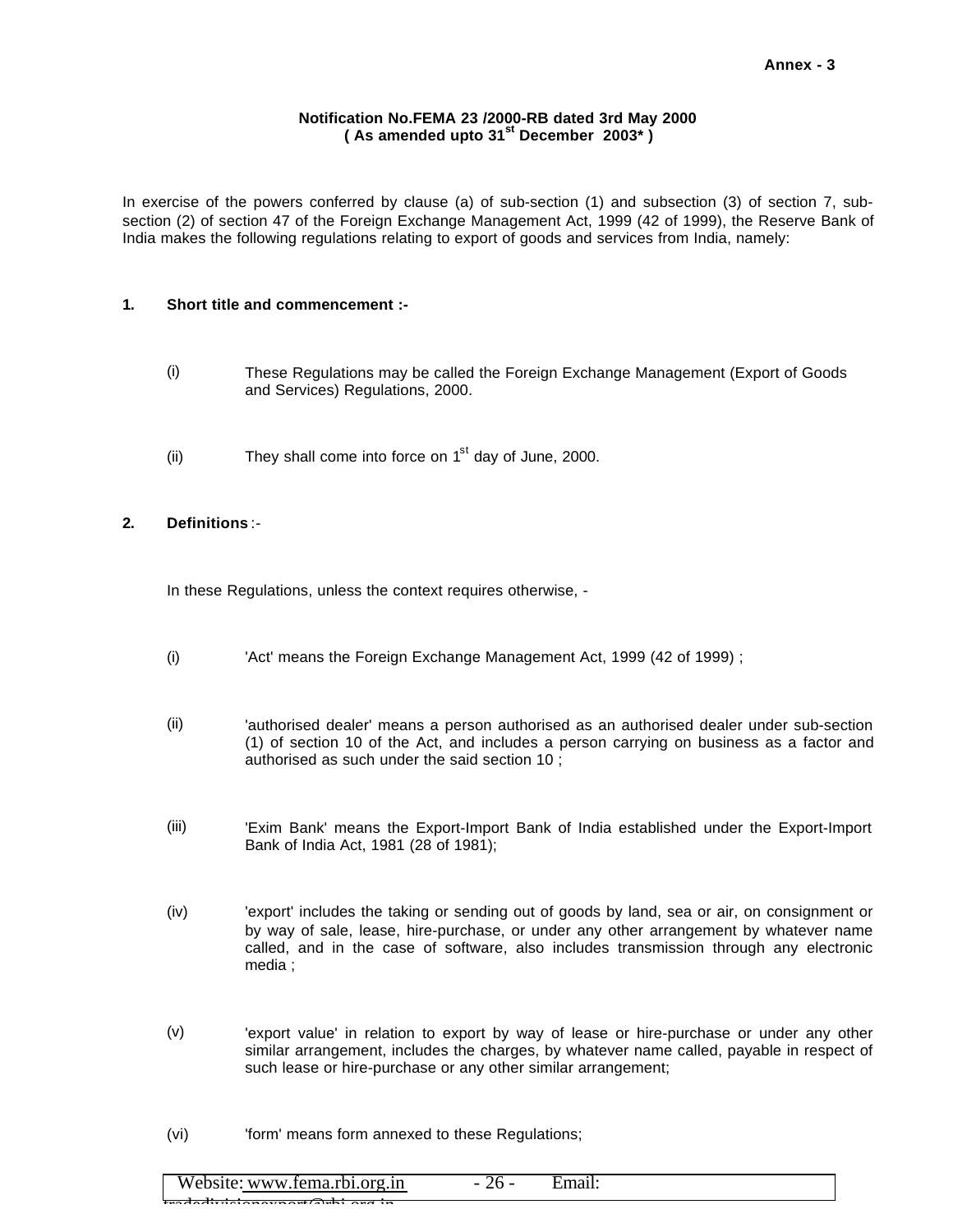Annex - 3

**Notification No.FEMA 23 /2000-RB dated 3rd May 2000**
**( As amended upto 31st December 2003* )**

In exercise of the powers conferred by clause (a) of sub-section (1) and subsection (3) of section 7, sub-section (2) of section 47 of the Foreign Exchange Management Act, 1999 (42 of 1999), the Reserve Bank of India makes the following regulations relating to export of goods and services from India, namely:

**1. Short title and commencement :-**

(i) These Regulations may be called the Foreign Exchange Management (Export of Goods and Services) Regulations, 2000.

(ii) They shall come into force on 1st day of June, 2000.

**2. Definitions** :-

In these Regulations, unless the context requires otherwise, -

(i) 'Act' means the Foreign Exchange Management Act, 1999 (42 of 1999) ;

(ii) 'authorised dealer' means a person authorised as an authorised dealer under sub-section (1) of section 10 of the Act, and includes a person carrying on business as a factor and authorised as such under the said section 10 ;

(iii) 'Exim Bank' means the Export-Import Bank of India established under the Export-Import Bank of India Act, 1981 (28 of 1981);

(iv) 'export' includes the taking or sending out of goods by land, sea or air, on consignment or by way of sale, lease, hire-purchase, or under any other arrangement by whatever name called, and in the case of software, also includes transmission through any electronic media ;

(v) 'export value' in relation to export by way of lease or hire-purchase or under any other similar arrangement, includes the charges, by whatever name called, payable in respect of such lease or hire-purchase or any other similar arrangement;

(vi) 'form' means form annexed to these Regulations;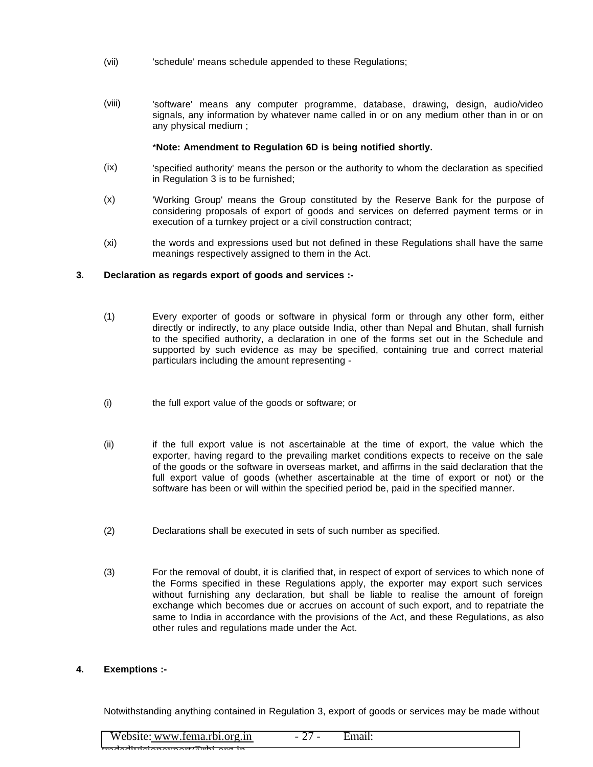(vii) 'schedule' means schedule appended to these Regulations;

(viii) 'software' means any computer programme, database, drawing, design, audio/video signals, any information by whatever name called in or on any medium other than in or on any physical medium ;

*__Note: Amendment to Regulation 6D is being notified shortly.__

(ix) 'specified authority' means the person or the authority to whom the declaration as specified in Regulation 3 is to be furnished;

(x) 'Working Group' means the Group constituted by the Reserve Bank for the purpose of considering proposals of export of goods and services on deferred payment terms or in execution of a turnkey project or a civil construction contract;

(xi) the words and expressions used but not defined in these Regulations shall have the same meanings respectively assigned to them in the Act.

**3. Declaration as regards export of goods and services :-**

(1) Every exporter of goods or software in physical form or through any other form, either directly or indirectly, to any place outside India, other than Nepal and Bhutan, shall furnish to the specified authority, a declaration in one of the forms set out in the Schedule and supported by such evidence as may be specified, containing true and correct material particulars including the amount representing -

(i) the full export value of the goods or software; or

(ii) if the full export value is not ascertainable at the time of export, the value which the exporter, having regard to the prevailing market conditions expects to receive on the sale of the goods or the software in overseas market, and affirms in the said declaration that the full export value of goods (whether ascertainable at the time of export or not) or the software has been or will within the specified period be, paid in the specified manner.

(2) Declarations shall be executed in sets of such number as specified.

(3) For the removal of doubt, it is clarified that, in respect of export of services to which none of the Forms specified in these Regulations apply, the exporter may export such services without furnishing any declaration, but shall be liable to realise the amount of foreign exchange which becomes due or accrues on account of such export, and to repatriate the same to India in accordance with the provisions of the Act, and these Regulations, as also other rules and regulations made under the Act.

**4. Exemptions :-**

Notwithstanding anything contained in Regulation 3, export of goods or services may be made without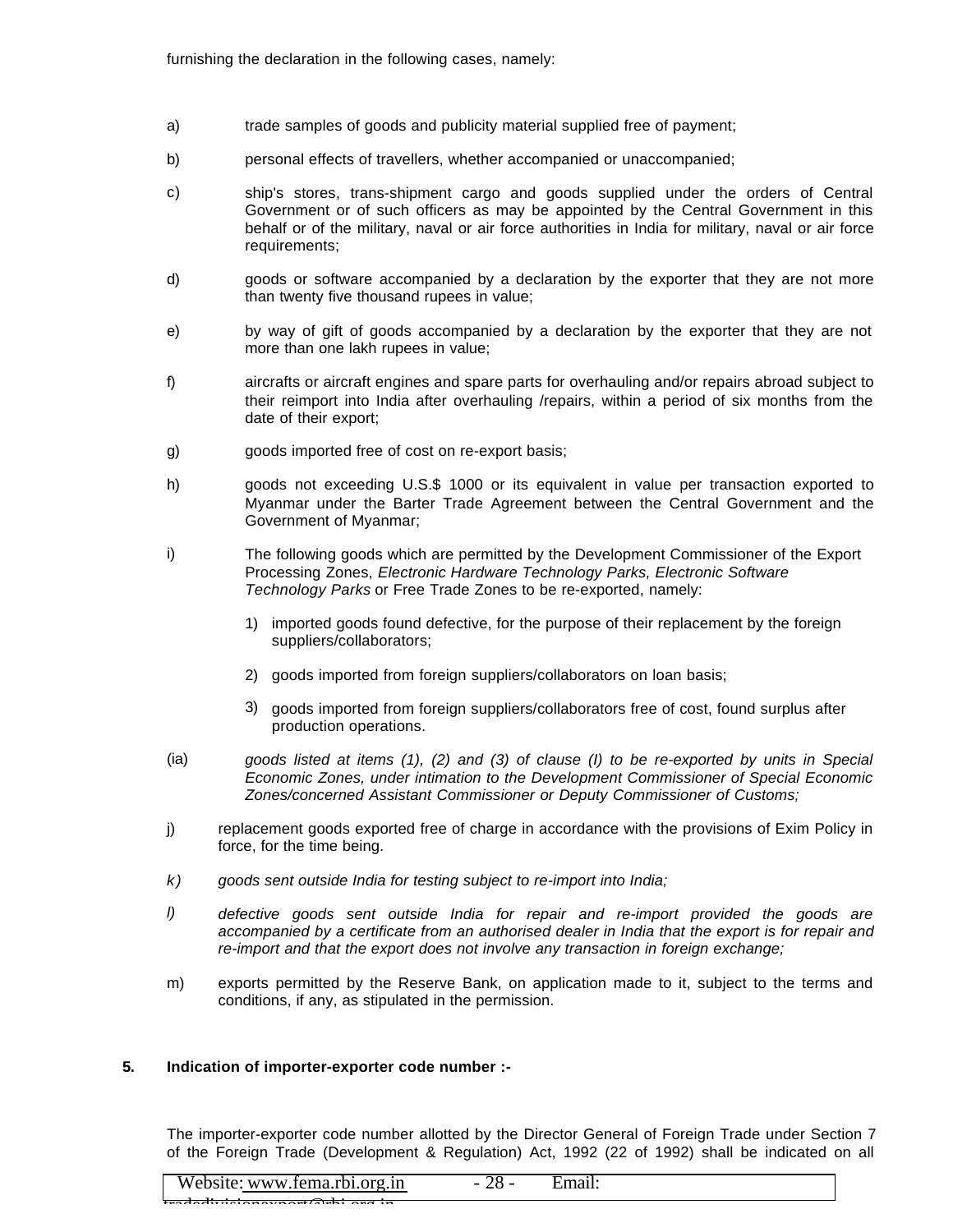furnishing the declaration in the following cases, namely:

a) trade samples of goods and publicity material supplied free of payment;

b) personal effects of travellers, whether accompanied or unaccompanied;

c) ship's stores, trans-shipment cargo and goods supplied under the orders of Central Government or of such officers as may be appointed by the Central Government in this behalf or of the military, naval or air force authorities in India for military, naval or air force requirements;

d) goods or software accompanied by a declaration by the exporter that they are not more than twenty five thousand rupees in value;

e) by way of gift of goods accompanied by a declaration by the exporter that they are not more than one lakh rupees in value;

f) aircrafts or aircraft engines and spare parts for overhauling and/or repairs abroad subject to their reimport into India after overhauling /repairs, within a period of six months from the date of their export;

g) goods imported free of cost on re-export basis;

h) goods not exceeding U.S.$ 1000 or its equivalent in value per transaction exported to Myanmar under the Barter Trade Agreement between the Central Government and the Government of Myanmar;

i) The following goods which are permitted by the Development Commissioner of the Export Processing Zones, *Electronic Hardware Technology Parks, Electronic Software Technology Parks* or Free Trade Zones to be re-exported, namely:

   1) imported goods found defective, for the purpose of their replacement by the foreign suppliers/collaborators;

   2) goods imported from foreign suppliers/collaborators on loan basis;

   3) goods imported from foreign suppliers/collaborators free of cost, found surplus after production operations.

(ia) *goods listed at items (1), (2) and (3) of clause (I) to be re-exported by units in Special Economic Zones, under intimation to the Development Commissioner of Special Economic Zones/concerned Assistant Commissioner or Deputy Commissioner of Customs;*

j) replacement goods exported free of charge in accordance with the provisions of Exim Policy in force, for the time being.

*k) goods sent outside India for testing subject to re-import into India;*

*l) defective goods sent outside India for repair and re-import provided the goods are accompanied by a certificate from an authorised dealer in India that the export is for repair and re-import and that the export does not involve any transaction in foreign exchange;*

m) exports permitted by the Reserve Bank, on application made to it, subject to the terms and conditions, if any, as stipulated in the permission.

**5. Indication of importer-exporter code number :-**

The importer-exporter code number allotted by the Director General of Foreign Trade under Section 7 of the Foreign Trade (Development & Regulation) Act, 1992 (22 of 1992) shall be indicated on all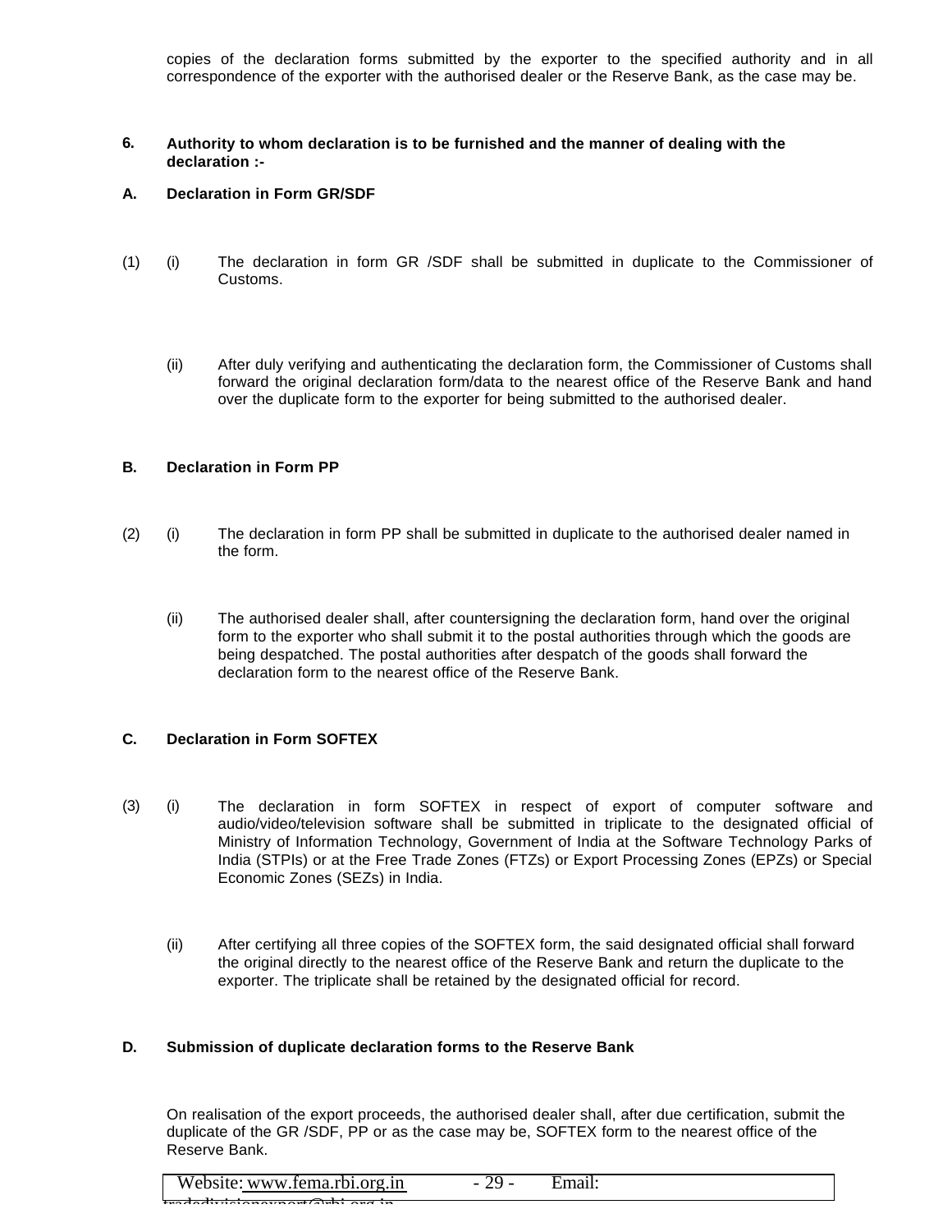copies of the declaration forms submitted by the exporter to the specified authority and in all correspondence of the exporter with the authorised dealer or the Reserve Bank, as the case may be.

**6. Authority to whom declaration is to be furnished and the manner of dealing with the declaration :-**

**A. Declaration in Form GR/SDF**

(1) (i) The declaration in form GR /SDF shall be submitted in duplicate to the Commissioner of Customs.

(ii) After duly verifying and authenticating the declaration form, the Commissioner of Customs shall forward the original declaration form/data to the nearest office of the Reserve Bank and hand over the duplicate form to the exporter for being submitted to the authorised dealer.

**B. Declaration in Form PP**

(2) (i) The declaration in form PP shall be submitted in duplicate to the authorised dealer named in the form.

(ii) The authorised dealer shall, after countersigning the declaration form, hand over the original form to the exporter who shall submit it to the postal authorities through which the goods are being despatched. The postal authorities after despatch of the goods shall forward the declaration form to the nearest office of the Reserve Bank.

**C. Declaration in Form SOFTEX**

(3) (i) The declaration in form SOFTEX in respect of export of computer software and audio/video/television software shall be submitted in triplicate to the designated official of Ministry of Information Technology, Government of India at the Software Technology Parks of India (STPIs) or at the Free Trade Zones (FTZs) or Export Processing Zones (EPZs) or Special Economic Zones (SEZs) in India.

(ii) After certifying all three copies of the SOFTEX form, the said designated official shall forward the original directly to the nearest office of the Reserve Bank and return the duplicate to the exporter. The triplicate shall be retained by the designated official for record.

**D. Submission of duplicate declaration forms to the Reserve Bank**

On realisation of the export proceeds, the authorised dealer shall, after due certification, submit the duplicate of the GR /SDF, PP or as the case may be, SOFTEX form to the nearest office of the Reserve Bank.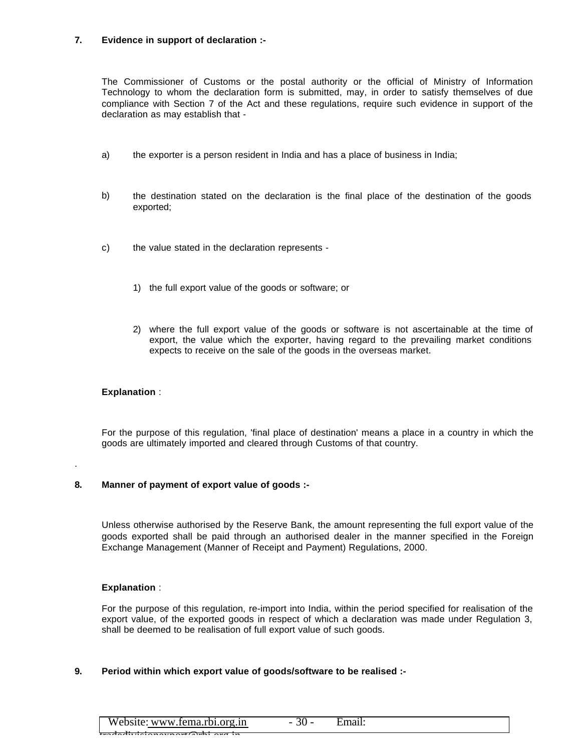**7. Evidence in support of declaration :-**

The Commissioner of Customs or the postal authority or the official of Ministry of Information Technology to whom the declaration form is submitted, may, in order to satisfy themselves of due compliance with Section 7 of the Act and these regulations, require such evidence in support of the declaration as may establish that -

a) the exporter is a person resident in India and has a place of business in India;

b) the destination stated on the declaration is the final place of the destination of the goods exported;

c) the value stated in the declaration represents -

   1) the full export value of the goods or software; or

   2) where the full export value of the goods or software is not ascertainable at the time of export, the value which the exporter, having regard to the prevailing market conditions expects to receive on the sale of the goods in the overseas market.

**Explanation** :

For the purpose of this regulation, 'final place of destination' means a place in a country in which the goods are ultimately imported and cleared through Customs of that country.

**8. Manner of payment of export value of goods :-**

Unless otherwise authorised by the Reserve Bank, the amount representing the full export value of the goods exported shall be paid through an authorised dealer in the manner specified in the Foreign Exchange Management (Manner of Receipt and Payment) Regulations, 2000.

**Explanation** :

For the purpose of this regulation, re-import into India, within the period specified for realisation of the export value, of the exported goods in respect of which a declaration was made under Regulation 3, shall be deemed to be realisation of full export value of such goods.

**9. Period within which export value of goods/software to be realised :-**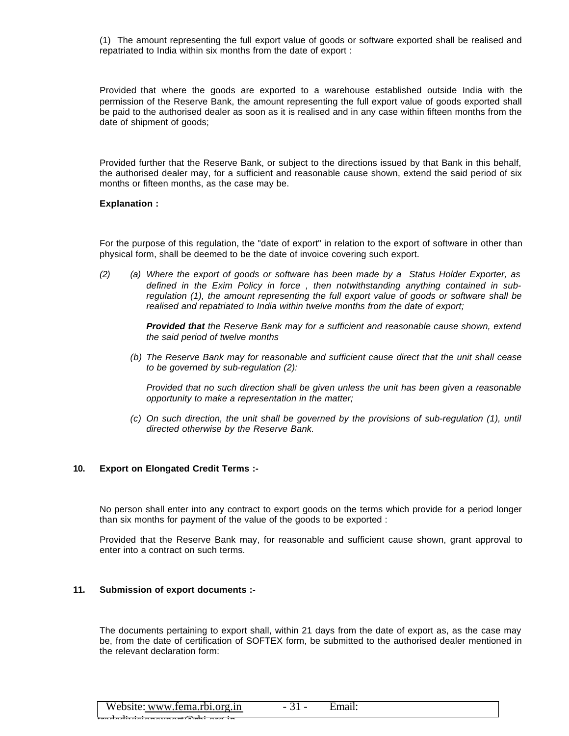(1) The amount representing the full export value of goods or software exported shall be realised and repatriated to India within six months from the date of export :

Provided that where the goods are exported to a warehouse established outside India with the permission of the Reserve Bank, the amount representing the full export value of goods exported shall be paid to the authorised dealer as soon as it is realised and in any case within fifteen months from the date of shipment of goods;

Provided further that the Reserve Bank, or subject to the directions issued by that Bank in this behalf, the authorised dealer may, for a sufficient and reasonable cause shown, extend the said period of six months or fifteen months, as the case may be.

**Explanation :**

For the purpose of this regulation, the "date of export" in relation to the export of software in other than physical form, shall be deemed to be the date of invoice covering such export.

*(2) (a) Where the export of goods or software has been made by a Status Holder Exporter, as defined in the Exim Policy in force , then notwithstanding anything contained in sub-regulation (1), the amount representing the full export value of goods or software shall be realised and repatriated to India within twelve months from the date of export;*

***Provided that** the Reserve Bank may for a sufficient and reasonable cause shown, extend the said period of twelve months*

*(b) The Reserve Bank may for reasonable and sufficient cause direct that the unit shall cease to be governed by sub-regulation (2):*

*Provided that no such direction shall be given unless the unit has been given a reasonable opportunity to make a representation in the matter;*

*(c) On such direction, the unit shall be governed by the provisions of sub-regulation (1), until directed otherwise by the Reserve Bank.*

**10. Export on Elongated Credit Terms :-**

No person shall enter into any contract to export goods on the terms which provide for a period longer than six months for payment of the value of the goods to be exported :

Provided that the Reserve Bank may, for reasonable and sufficient cause shown, grant approval to enter into a contract on such terms.

**11. Submission of export documents :-**

The documents pertaining to export shall, within 21 days from the date of export as, as the case may be, from the date of certification of SOFTEX form, be submitted to the authorised dealer mentioned in the relevant declaration form: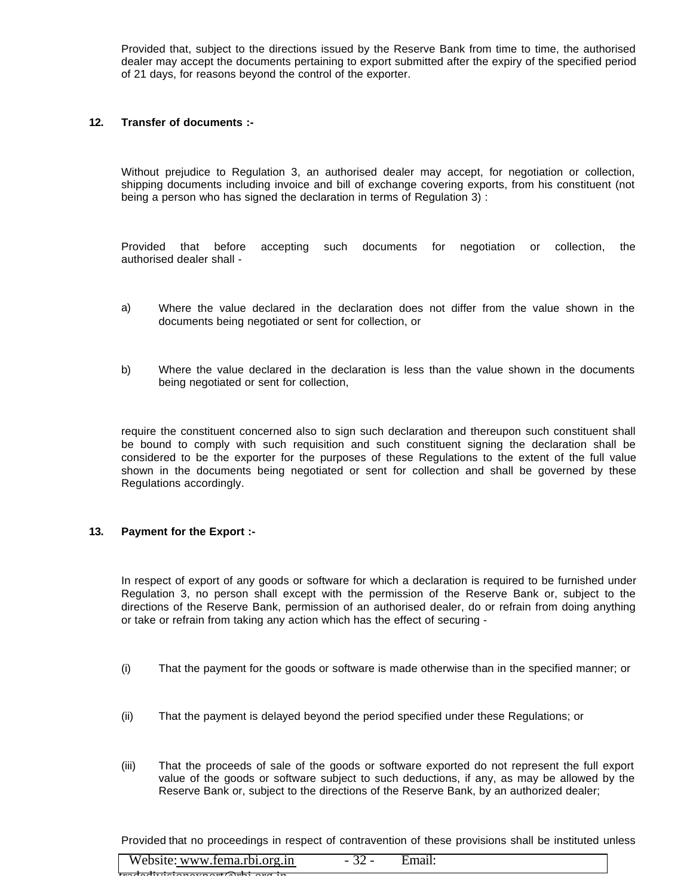Provided that, subject to the directions issued by the Reserve Bank from time to time, the authorised dealer may accept the documents pertaining to export submitted after the expiry of the specified period of 21 days, for reasons beyond the control of the exporter.

**12. Transfer of documents :-**

Without prejudice to Regulation 3, an authorised dealer may accept, for negotiation or collection, shipping documents including invoice and bill of exchange covering exports, from his constituent (not being a person who has signed the declaration in terms of Regulation 3) :

Provided that before accepting such documents for negotiation or collection, the authorised dealer shall -

a) Where the value declared in the declaration does not differ from the value shown in the documents being negotiated or sent for collection, or

b) Where the value declared in the declaration is less than the value shown in the documents being negotiated or sent for collection,

require the constituent concerned also to sign such declaration and thereupon such constituent shall be bound to comply with such requisition and such constituent signing the declaration shall be considered to be the exporter for the purposes of these Regulations to the extent of the full value shown in the documents being negotiated or sent for collection and shall be governed by these Regulations accordingly.

**13. Payment for the Export :-**

In respect of export of any goods or software for which a declaration is required to be furnished under Regulation 3, no person shall except with the permission of the Reserve Bank or, subject to the directions of the Reserve Bank, permission of an authorised dealer, do or refrain from doing anything or take or refrain from taking any action which has the effect of securing -

(i) That the payment for the goods or software is made otherwise than in the specified manner; or

(ii) That the payment is delayed beyond the period specified under these Regulations; or

(iii) That the proceeds of sale of the goods or software exported do not represent the full export value of the goods or software subject to such deductions, if any, as may be allowed by the Reserve Bank or, subject to the directions of the Reserve Bank, by an authorized dealer;

Provided that no proceedings in respect of contravention of these provisions shall be instituted unless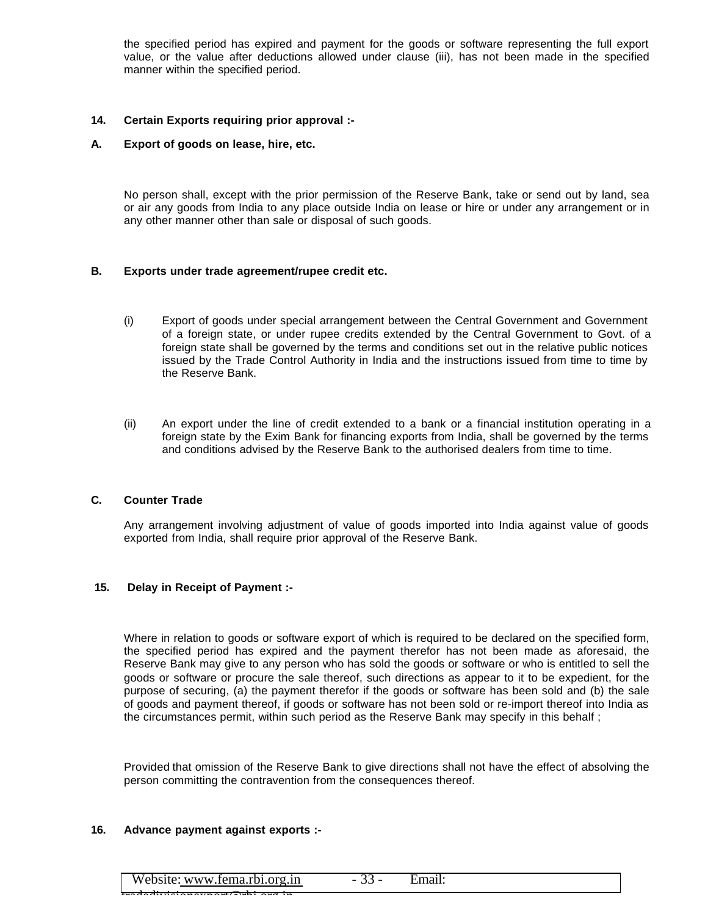the specified period has expired and payment for the goods or software representing the full export value, or the value after deductions allowed under clause (iii), has not been made in the specified manner within the specified period.

**14. Certain Exports requiring prior approval :-**

**A. Export of goods on lease, hire, etc.**

No person shall, except with the prior permission of the Reserve Bank, take or send out by land, sea or air any goods from India to any place outside India on lease or hire or under any arrangement or in any other manner other than sale or disposal of such goods.

**B. Exports under trade agreement/rupee credit etc.**

(i) Export of goods under special arrangement between the Central Government and Government of a foreign state, or under rupee credits extended by the Central Government to Govt. of a foreign state shall be governed by the terms and conditions set out in the relative public notices issued by the Trade Control Authority in India and the instructions issued from time to time by the Reserve Bank.

(ii) An export under the line of credit extended to a bank or a financial institution operating in a foreign state by the Exim Bank for financing exports from India, shall be governed by the terms and conditions advised by the Reserve Bank to the authorised dealers from time to time.

**C. Counter Trade**

Any arrangement involving adjustment of value of goods imported into India against value of goods exported from India, shall require prior approval of the Reserve Bank.

**15. Delay in Receipt of Payment :-**

Where in relation to goods or software export of which is required to be declared on the specified form, the specified period has expired and the payment therefor has not been made as aforesaid, the Reserve Bank may give to any person who has sold the goods or software or who is entitled to sell the goods or software or procure the sale thereof, such directions as appear to it to be expedient, for the purpose of securing, (a) the payment therefor if the goods or software has been sold and (b) the sale of goods and payment thereof, if goods or software has not been sold or re-import thereof into India as the circumstances permit, within such period as the Reserve Bank may specify in this behalf ;

Provided that omission of the Reserve Bank to give directions shall not have the effect of absolving the person committing the contravention from the consequences thereof.

**16. Advance payment against exports :-**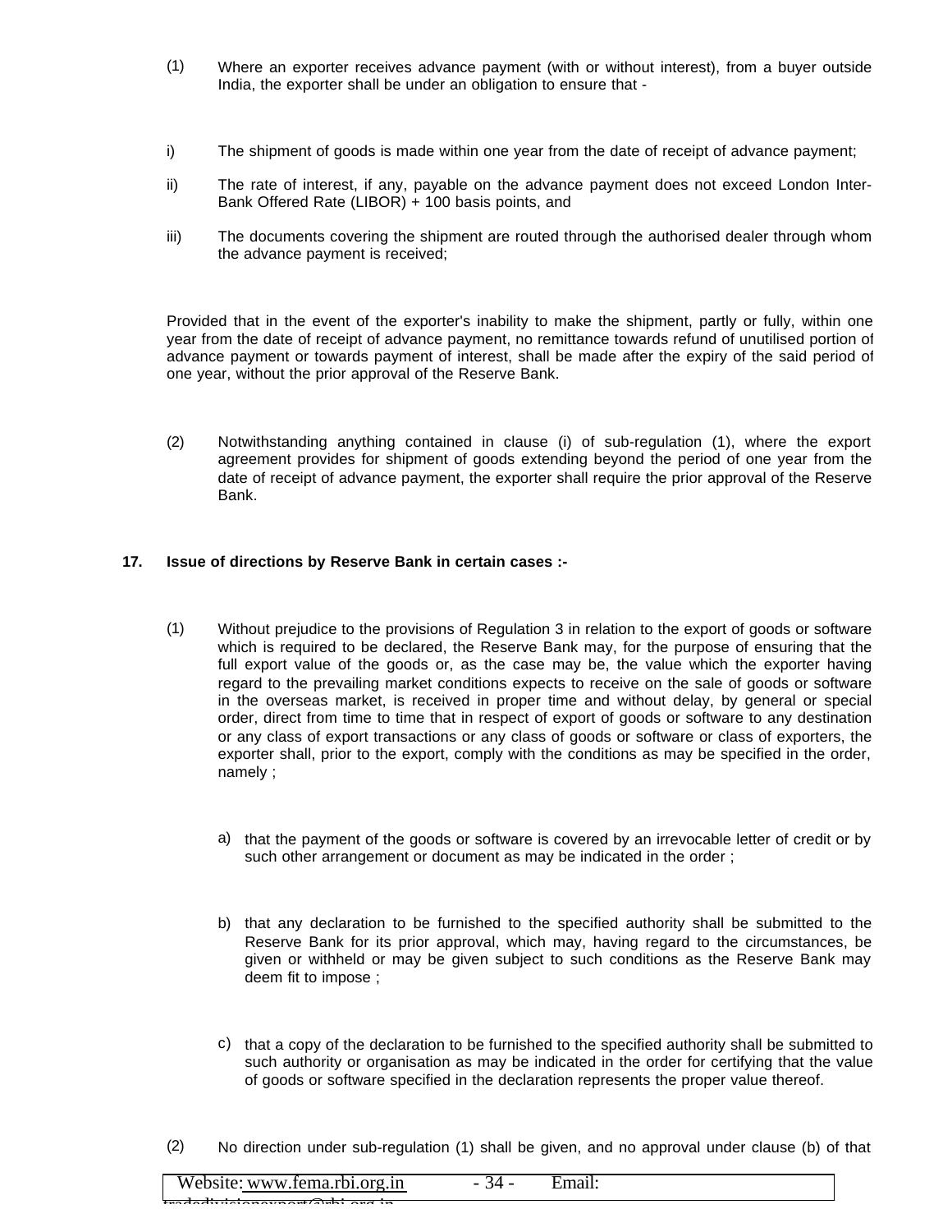(1) Where an exporter receives advance payment (with or without interest), from a buyer outside India, the exporter shall be under an obligation to ensure that -

i) The shipment of goods is made within one year from the date of receipt of advance payment;

ii) The rate of interest, if any, payable on the advance payment does not exceed London Inter-Bank Offered Rate (LIBOR) + 100 basis points, and

iii) The documents covering the shipment are routed through the authorised dealer through whom the advance payment is received;

Provided that in the event of the exporter's inability to make the shipment, partly or fully, within one year from the date of receipt of advance payment, no remittance towards refund of unutilised portion of advance payment or towards payment of interest, shall be made after the expiry of the said period of one year, without the prior approval of the Reserve Bank.

(2) Notwithstanding anything contained in clause (i) of sub-regulation (1), where the export agreement provides for shipment of goods extending beyond the period of one year from the date of receipt of advance payment, the exporter shall require the prior approval of the Reserve Bank.

**17. Issue of directions by Reserve Bank in certain cases :-**

(1) Without prejudice to the provisions of Regulation 3 in relation to the export of goods or software which is required to be declared, the Reserve Bank may, for the purpose of ensuring that the full export value of the goods or, as the case may be, the value which the exporter having regard to the prevailing market conditions expects to receive on the sale of goods or software in the overseas market, is received in proper time and without delay, by general or special order, direct from time to time that in respect of export of goods or software to any destination or any class of export transactions or any class of goods or software or class of exporters, the exporter shall, prior to the export, comply with the conditions as may be specified in the order, namely ;

a) that the payment of the goods or software is covered by an irrevocable letter of credit or by such other arrangement or document as may be indicated in the order ;

b) that any declaration to be furnished to the specified authority shall be submitted to the Reserve Bank for its prior approval, which may, having regard to the circumstances, be given or withheld or may be given subject to such conditions as the Reserve Bank may deem fit to impose ;

c) that a copy of the declaration to be furnished to the specified authority shall be submitted to such authority or organisation as may be indicated in the order for certifying that the value of goods or software specified in the declaration represents the proper value thereof.

(2) No direction under sub-regulation (1) shall be given, and no approval under clause (b) of that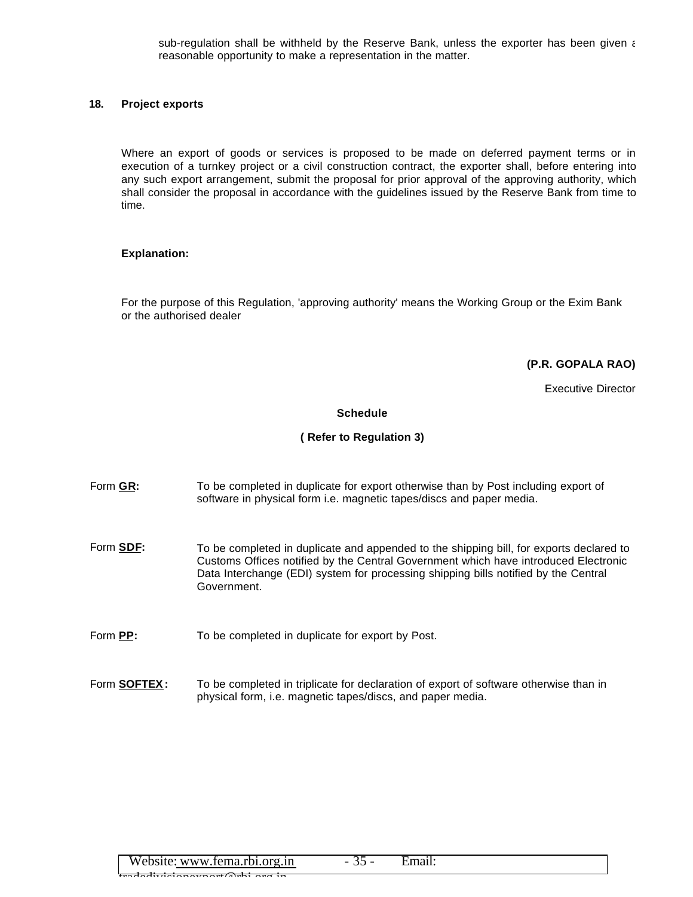sub-regulation shall be withheld by the Reserve Bank, unless the exporter has been given a reasonable opportunity to make a representation in the matter.

**18. Project exports**

Where an export of goods or services is proposed to be made on deferred payment terms or in execution of a turnkey project or a civil construction contract, the exporter shall, before entering into any such export arrangement, submit the proposal for prior approval of the approving authority, which shall consider the proposal in accordance with the guidelines issued by the Reserve Bank from time to time.

**Explanation:**

For the purpose of this Regulation, 'approving authority' means the Working Group or the Exim Bank or the authorised dealer

**(P.R. GOPALA RAO)**

Executive Director

**Schedule**

**( Refer to Regulation 3)**

| | |
|---|---|
| Form **GR**: | To be completed in duplicate for export otherwise than by Post including export of software in physical form i.e. magnetic tapes/discs and paper media. |
| Form **SDF**: | To be completed in duplicate and appended to the shipping bill, for exports declared to Customs Offices notified by the Central Government which have introduced Electronic Data Interchange (EDI) system for processing shipping bills notified by the Central Government. |
| Form **PP**: | To be completed in duplicate for export by Post. |
| Form **SOFTEX**: | To be completed in triplicate for declaration of export of software otherwise than in physical form, i.e. magnetic tapes/discs, and paper media. |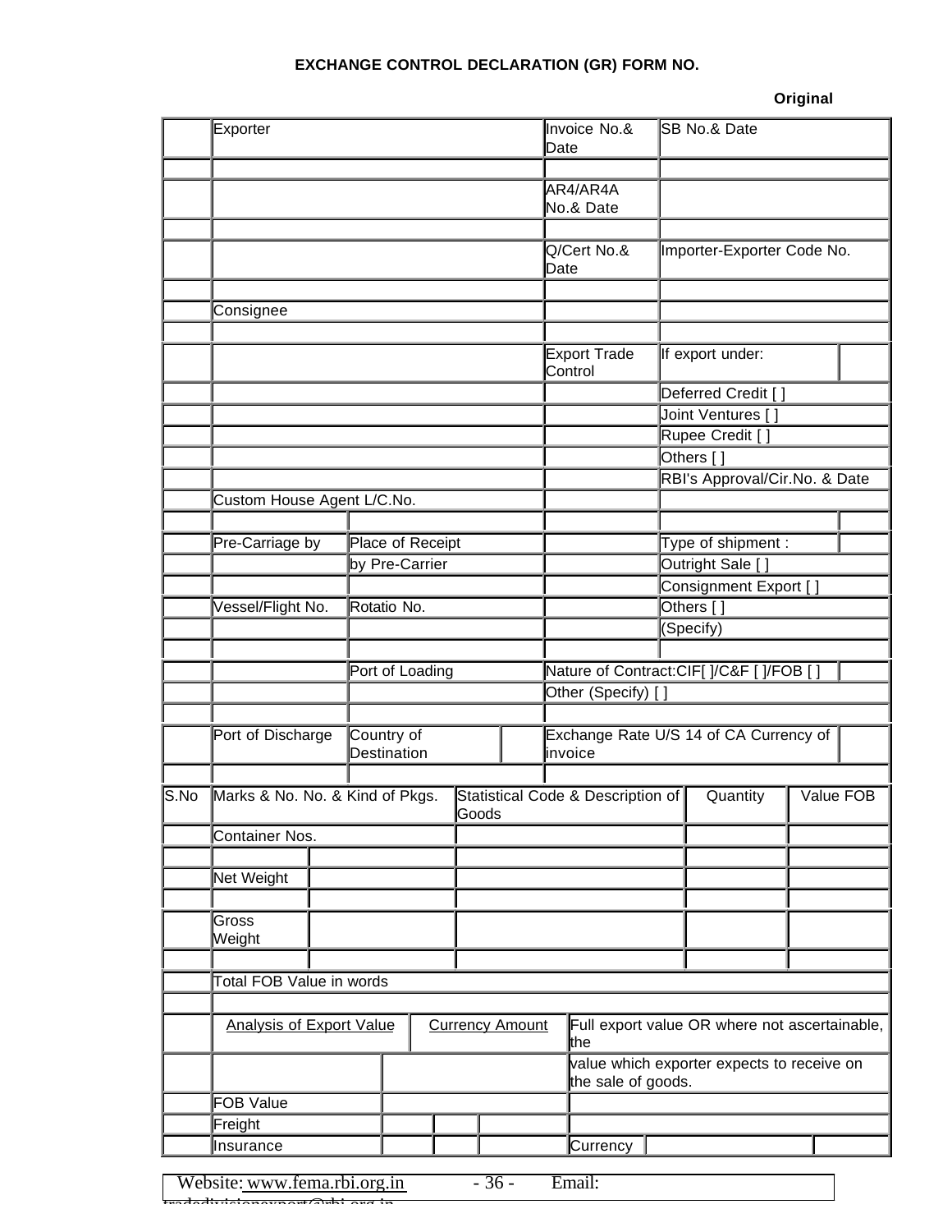**EXCHANGE CONTROL DECLARATION (GR) FORM NO.**

**Original**

| Exporter | Invoice No.& Date | SB No.& Date |
|---|---|---|
| | | |
| | AR4/AR4A No.& Date | |
| | | |
| | Q/Cert No.& Date | Importer-Exporter Code No. |
| | | |
| Consignee | | |
| | | |
| | Export Trade Control | If export under: |
| | | Deferred Credit [ ] |
| | | Joint Ventures [ ] |
| | | Rupee Credit [ ] |
| | | Others [ ] |
| | | RBI's Approval/Cir.No. & Date |
| Custom House Agent L/C.No. | | |

| Pre-Carriage by | Place of Receipt by Pre-Carrier | | Type of shipment : |
|---|---|---|---|
| | | | Outright Sale [ ] |
| | | | Consignment Export [ ] |
| Vessel/Flight No. | Rotatio No. | | Others [ ] |
| | | | (Specify) |
| | Port of Loading | Nature of Contract:CIF[ ]/C&F [ ]/FOB [ ] | |
| | | Other (Specify) [ ] | |
| Port of Discharge | Country of Destination | Exchange Rate U/S 14 of CA Currency of invoice | |

| S.No | Marks & No. No. & Kind of Pkgs. | | Statistical Code & Description of Goods | Quantity | Value FOB |
|---|---|---|---|---|---|
| | Container Nos. | | | | |
| | | | | | |
| | Net Weight | | | | |
| | | | | | |
| | Gross Weight | | | | |
| | | | | | |
| | Total FOB Value in words | | | | |

| Analysis of Export Value | Currency Amount | Full export value OR where not ascertainable, the value which exporter expects to receive on the sale of goods. |
|---|---|---|
| FOB Value | | |
| Freight | | |
| Insurance | | Currency |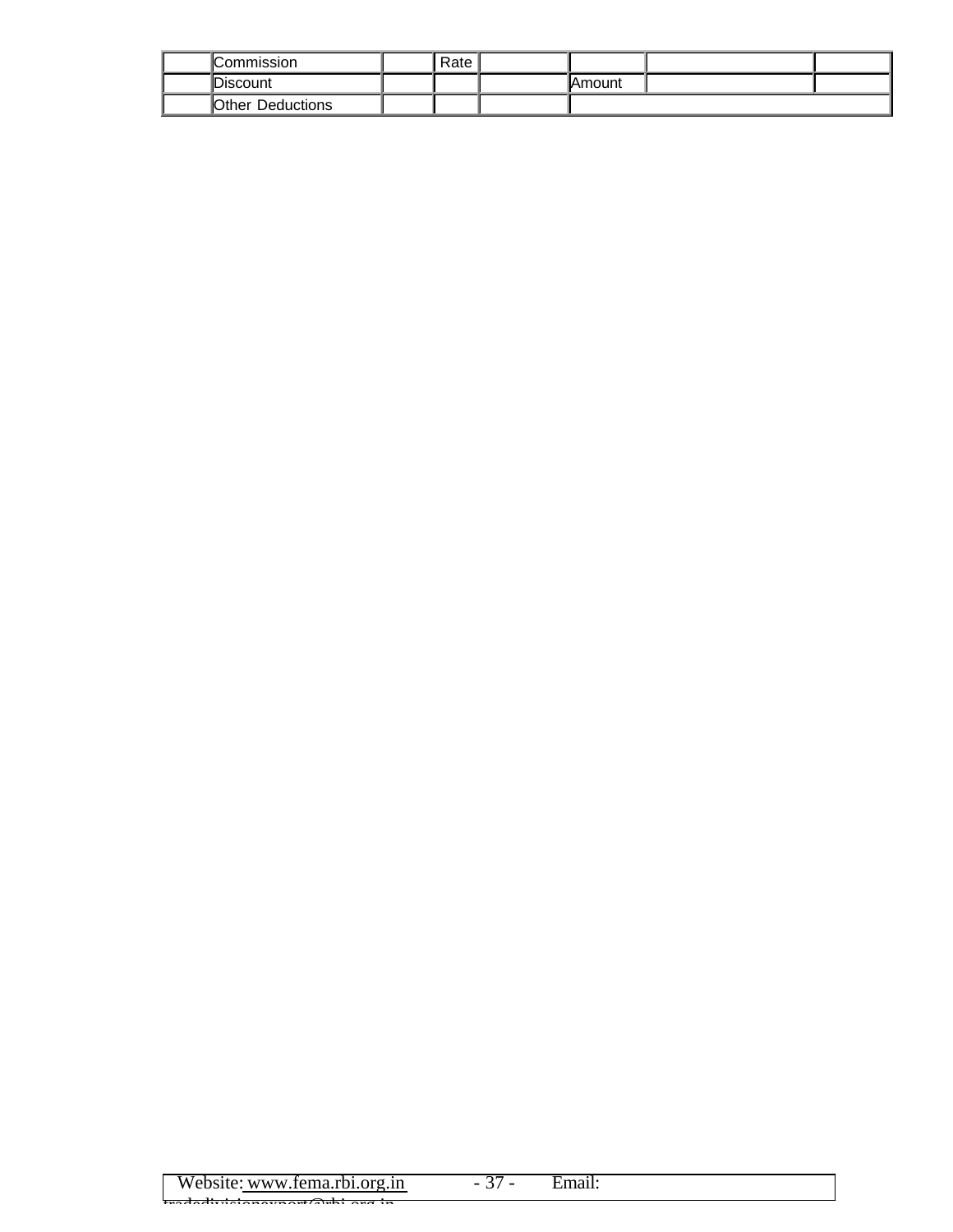| | Commission | | Rate | | | | |
|---|---|---|---|---|---|---|---|
| | Discount | | | | Amount | | |
| | Other Deductions | | | | | | |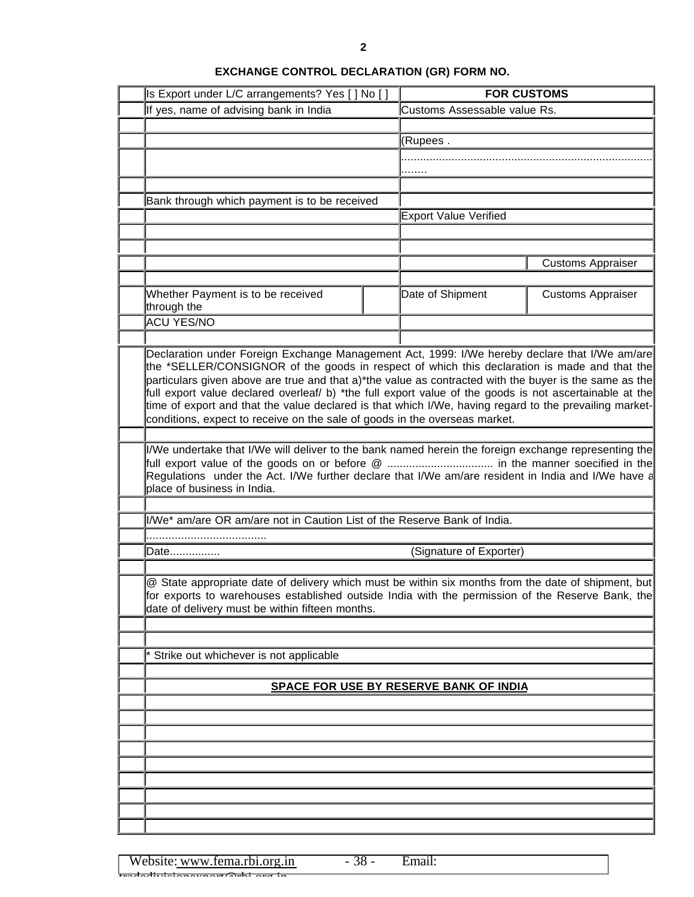**2**

**EXCHANGE CONTROL DECLARATION (GR) FORM NO.**

| Is Export under L/C arrangements? Yes [ ] No [ ] | | **FOR CUSTOMS** | |
|---|---|---|---|
| If yes, name of advising bank in India | | Customs Assessable value Rs. | |
| | | | |
| | | (Rupees . | |
| | | ....................................................................................... | |
| | | | |
| Bank through which payment is to be received | | | |
| | | Export Value Verified | |
| | | | |
| | | | |
| | | | Customs Appraiser |
| | | | |
| Whether Payment is to be received through the | | Date of Shipment | Customs Appraiser |
| ACU YES/NO | | | |

Declaration under Foreign Exchange Management Act, 1999: I/We hereby declare that I/We am/are the *SELLER/CONSIGNOR of the goods in respect of which this declaration is made and that the particulars given above are true and that a)*the value as contracted with the buyer is the same as the full export value declared overleaf/ b) *the full export value of the goods is not ascertainable at the time of export and that the value declared is that which I/We, having regard to the prevailing market-conditions, expect to receive on the sale of goods in the overseas market.

I/We undertake that I/We will deliver to the bank named herein the foreign exchange representing the full export value of the goods on or before @ ................................. in the manner soecified in the Regulations under the Act. I/We further declare that I/We am/are resident in India and I/We have a place of business in India.

I/We* am/are OR am/are not in Caution List of the Reserve Bank of India.

.....................................

Date................ (Signature of Exporter)

@ State appropriate date of delivery which must be within six months from the date of shipment, but for exports to warehouses established outside India with the permission of the Reserve Bank, the date of delivery must be within fifteen months.

* Strike out whichever is not applicable

**SPACE FOR USE BY RESERVE BANK OF INDIA**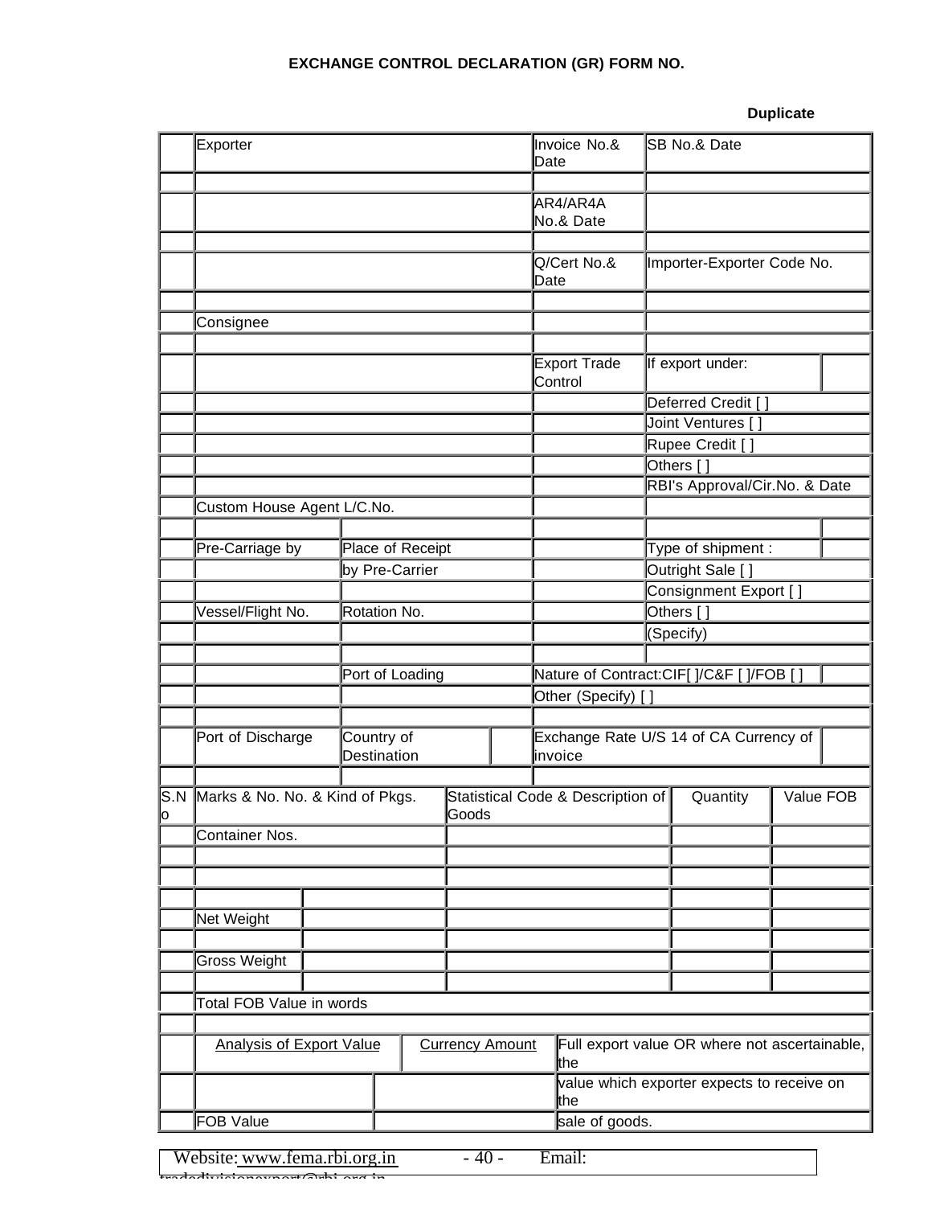**EXCHANGE CONTROL DECLARATION (GR) FORM NO.**

**Duplicate**

| | | | | |
|---|---|---|---|---|
| | Exporter | | Invoice No.& Date | SB No.& Date |
| | | | | |
| | | | AR4/AR4A No.& Date | |
| | | | | |
| | | | Q/Cert No.& Date | Importer-Exporter Code No. |
| | | | | |
| | Consignee | | | |
| | | | | |
| | | | Export Trade Control | If export under: |
| | | | | Deferred Credit [ ] |
| | | | | Joint Ventures [ ] |
| | | | | Rupee Credit [ ] |
| | | | | Others [ ] |
| | | | | RBI's Approval/Cir.No. & Date |
| | Custom House Agent L/C.No. | | | |
| | | | | |
| | Pre-Carriage by | Place of Receipt | | Type of shipment : |
| | | by Pre-Carrier | | Outright Sale [ ] |
| | | | | Consignment Export [ ] |
| | Vessel/Flight No. | Rotation No. | | Others [ ] |
| | | | | (Specify) |
| | | | | |
| | | Port of Loading | Nature of Contract:CIF[ ]/C&F [ ]/FOB [ ] | |
| | | | Other (Specify) [ ] | |
| | | | | |
| | Port of Discharge | Country of Destination | Exchange Rate U/S 14 of CA Currency of invoice | |
| | | | | |

| S.No | Marks & No. No. & Kind of Pkgs. | | Statistical Code & Description of Goods | Quantity | Value FOB |
|---|---|---|---|---|---|
| | Container Nos. | | | | |
| | | | | | |
| | | | | | |
| | | | | | |
| | Net Weight | | | | |
| | | | | | |
| | Gross Weight | | | | |
| | | | | | |
| | Total FOB Value in words | | | | |
| | | | | | |

| | Analysis of Export Value | Currency Amount | Full export value OR where not ascertainable, the |
|---|---|---|---|
| | | | value which exporter expects to receive on the |
| | FOB Value | | sale of goods. |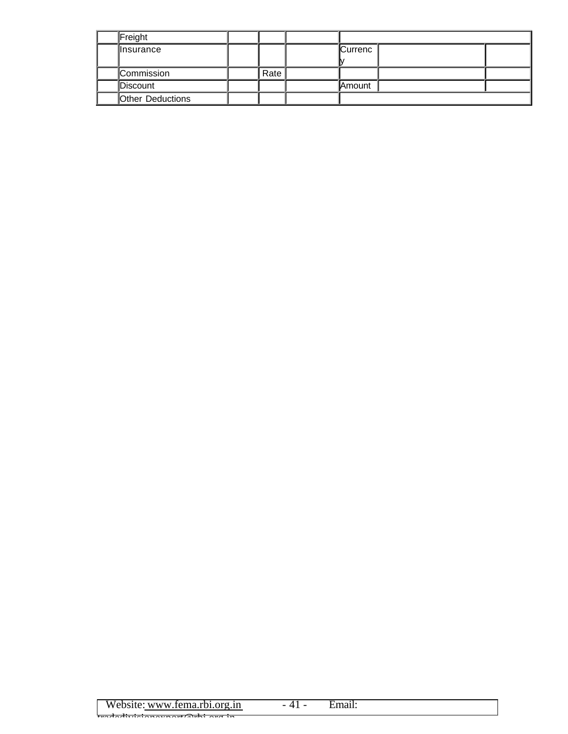| | | | | | | | |
|---|---|---|---|---|---|---|---|
| | Freight | | | | | | |
| | Insurance | | | | Currency | | |
| | Commission | | Rate | | | | |
| | Discount | | | | Amount | | |
| | Other Deductions | | | | | | |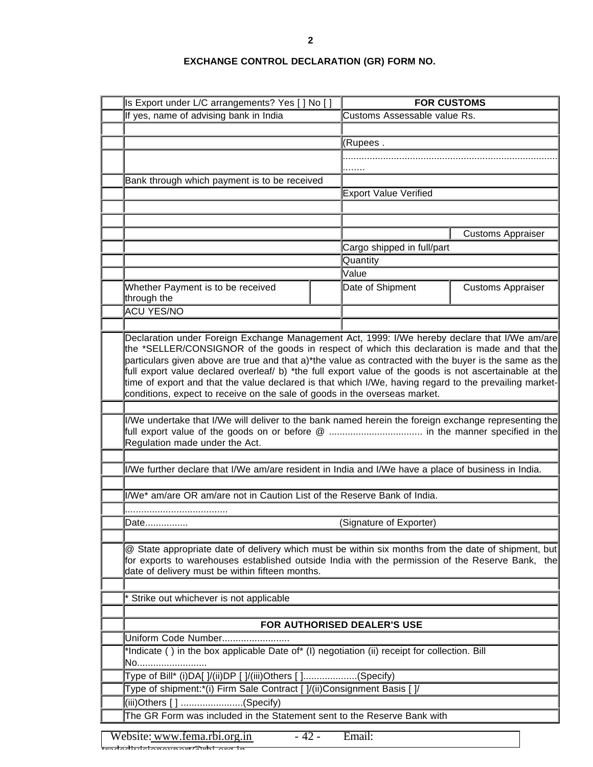2

### EXCHANGE CONTROL DECLARATION (GR) FORM NO.

| Is Export under L/C arrangements? Yes [ ] No [ ] | | **FOR CUSTOMS** | |
|---|---|---|---|
| If yes, name of advising bank in India | | Customs Assessable value Rs. | |
| | | | |
| | | (Rupees . | |
| | | ............................................................................... | |
| Bank through which payment is to be received | | | |
| | | Export Value Verified | |
| | | | |
| | | | |
| | | | Customs Appraiser |
| | | Cargo shipped in full/part | |
| | | Quantity | |
| | | Value | |
| Whether Payment is to be received through the | | Date of Shipment | Customs Appraiser |
| ACU YES/NO | | | |

Declaration under Foreign Exchange Management Act, 1999: I/We hereby declare that I/We am/are the *SELLER/CONSIGNOR of the goods in respect of which this declaration is made and that the particulars given above are true and that a)*the value as contracted with the buyer is the same as the full export value declared overleaf/ b) *the full export value of the goods is not ascertainable at the time of export and that the value declared is that which I/We, having regard to the prevailing market-conditions, expect to receive on the sale of goods in the overseas market.

I/We undertake that I/We will deliver to the bank named herein the foreign exchange representing the full export value of the goods on or before @ .................................. in the manner specified in the Regulation made under the Act.

I/We further declare that I/We am/are resident in India and I/We have a place of business in India.

I/We* am/are OR am/are not in Caution List of the Reserve Bank of India.

.....................................

Date................ (Signature of Exporter)

@ State appropriate date of delivery which must be within six months from the date of shipment, but for exports to warehouses established outside India with the permission of the Reserve Bank, the date of delivery must be within fifteen months.

* Strike out whichever is not applicable

#### FOR AUTHORISED DEALER'S USE

Uniform Code Number.........................

*Indicate ( ) in the box applicable Date of* (I) negotiation (ii) receipt for collection. Bill No..........................

Type of Bill* (i)DA[ ]/(ii)DP [ ]/(iii)Others [ ]....................(Specify)

Type of shipment:*(i) Firm Sale Contract [ ]/(ii)Consignment Basis [ ]/

(iii)Others [ ] .......................(Specify)

The GR Form was included in the Statement sent to the Reserve Bank with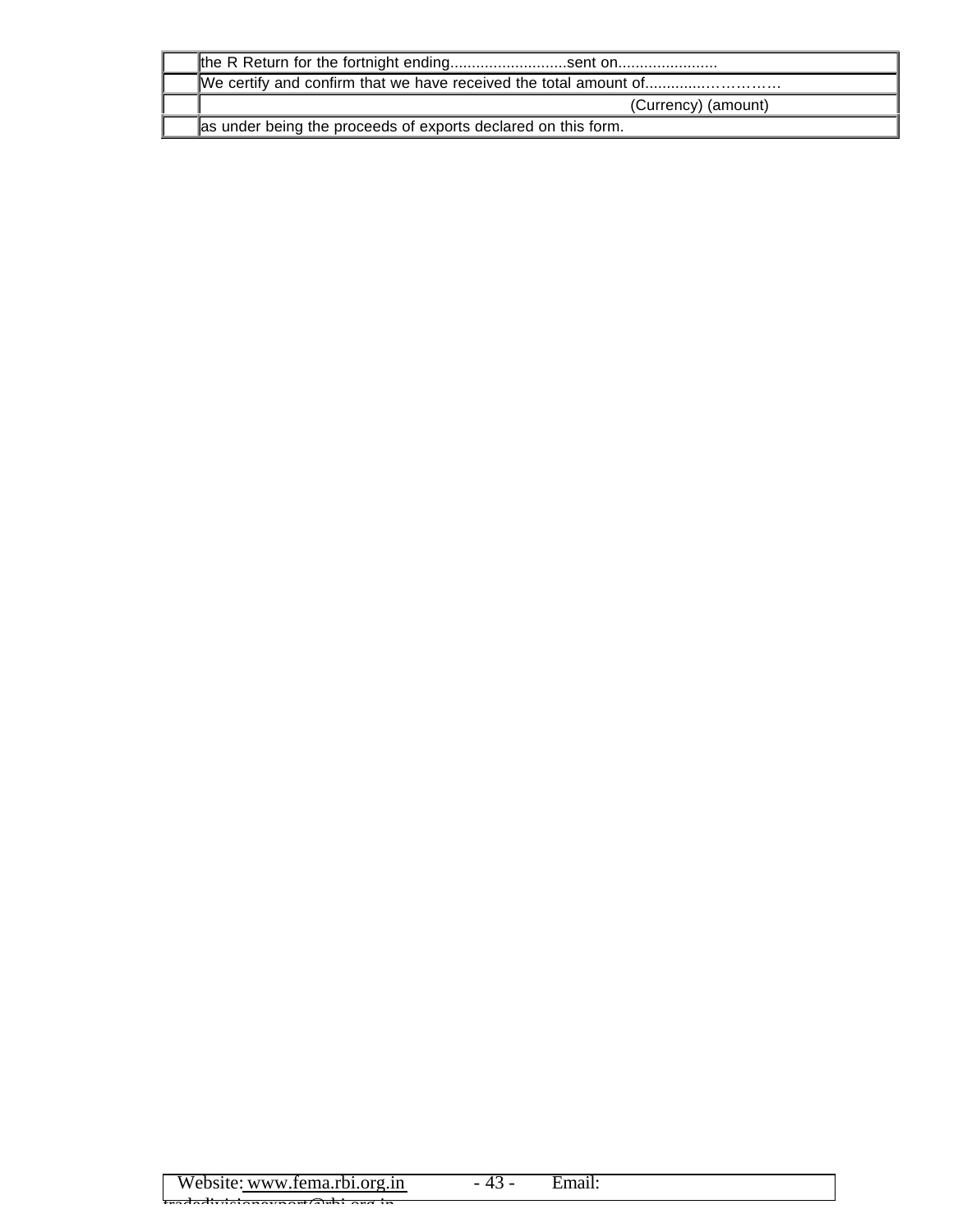| | |
|---|---|
| | the R Return for the fortnight ending...........................sent on....................... |
| | We certify and confirm that we have received the total amount of..............………… |
| | (Currency) (amount) |
| | as under being the proceeds of exports declared on this form. |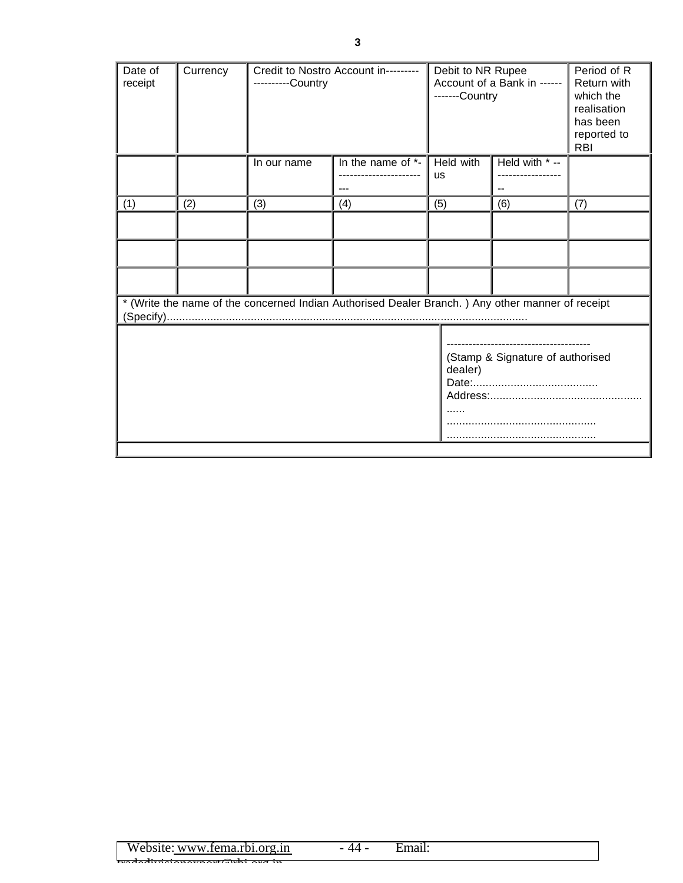| Date of receipt | Currency | Credit to Nostro Account in-------------------Country | | Debit to NR Rupee Account of a Bank in -------------Country | | Period of R Return with which the realisation has been reported to RBI |
|---|---|---|---|---|---|---|
| | | In our name | In the name of *-------------------------- | Held with us | Held with * ------------------- | |
| (1) | (2) | (3) | (4) | (5) | (6) | (7) |
| | | | | | | |
| | | | | | | |
| | | | | | | |

\* (Write the name of the concerned Indian Authorised Dealer Branch. ) Any other manner of receipt (Specify).......................................................................................................................

--------------------------------------

(Stamp & Signature of authorised dealer)

Date:.........................................

Address:.......................................................

................................................

................................................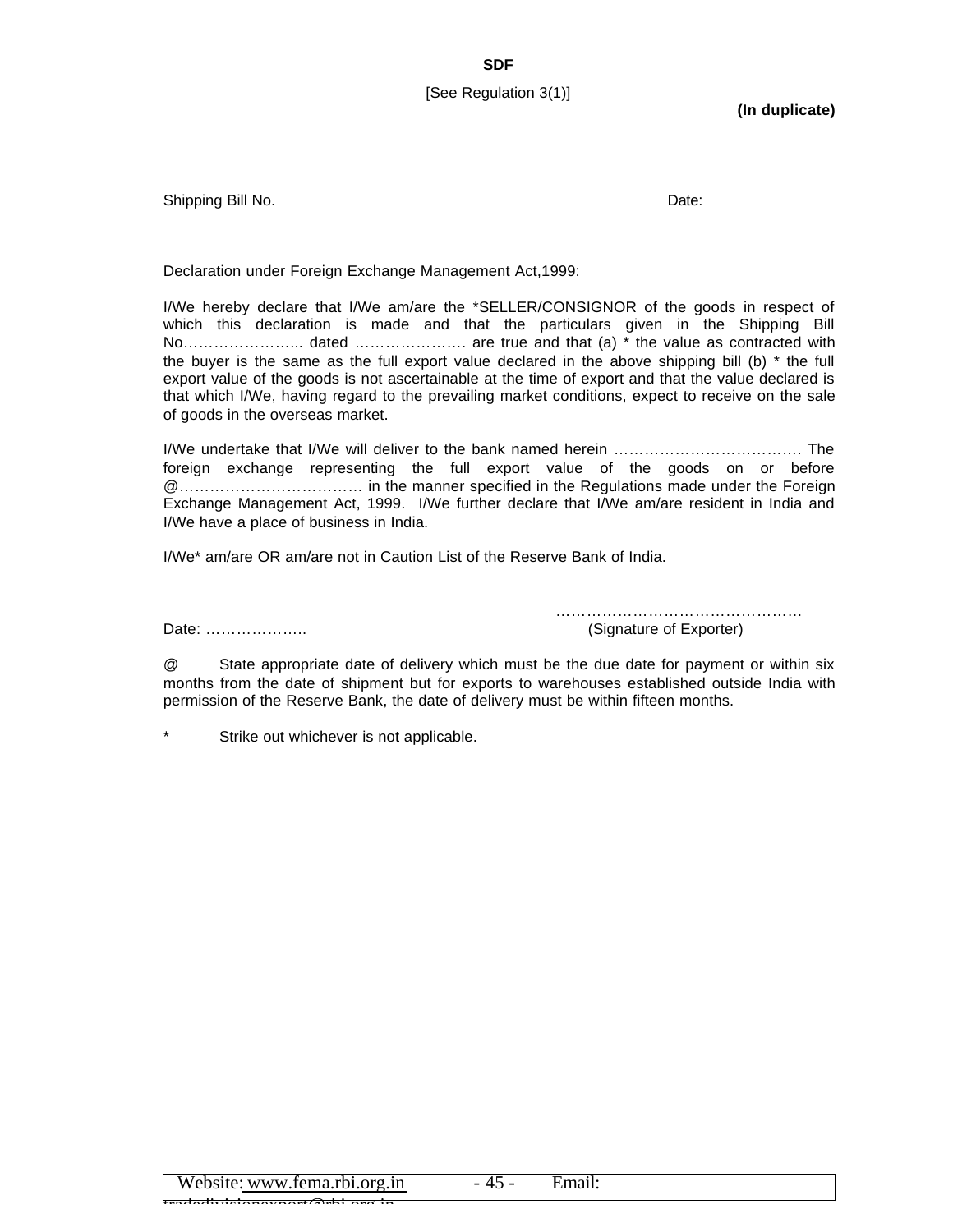**SDF**

[See Regulation 3(1)]

**(In duplicate)**

Shipping Bill No. Date:

Declaration under Foreign Exchange Management Act,1999:

I/We hereby declare that I/We am/are the *SELLER/CONSIGNOR of the goods in respect of which this declaration is made and that the particulars given in the Shipping Bill No………………….. dated …………………. are true and that (a) * the value as contracted with the buyer is the same as the full export value declared in the above shipping bill (b) * the full export value of the goods is not ascertainable at the time of export and that the value declared is that which I/We, having regard to the prevailing market conditions, expect to receive on the sale of goods in the overseas market.

I/We undertake that I/We will deliver to the bank named herein ………………………………. The foreign exchange representing the full export value of the goods on or before @……………………………… in the manner specified in the Regulations made under the Foreign Exchange Management Act, 1999. I/We further declare that I/We am/are resident in India and I/We have a place of business in India.

I/We* am/are OR am/are not in Caution List of the Reserve Bank of India.

Date: ………………..

…………………………………………
(Signature of Exporter)

@ State appropriate date of delivery which must be the due date for payment or within six months from the date of shipment but for exports to warehouses established outside India with permission of the Reserve Bank, the date of delivery must be within fifteen months.

* Strike out whichever is not applicable.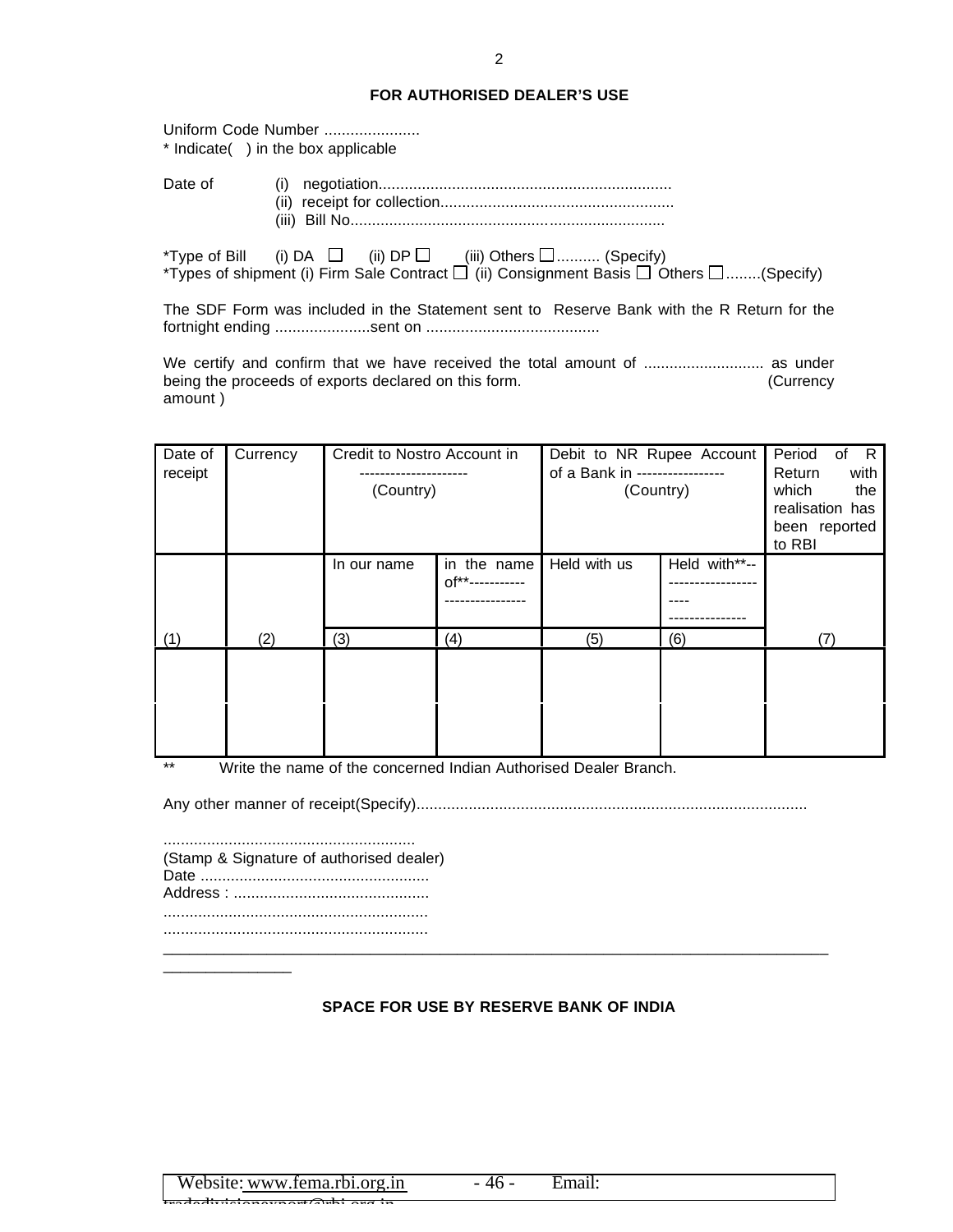## FOR AUTHORISED DEALER'S USE

Uniform Code Number ......................
* Indicate( ) in the box applicable

Date of (i) negotiation....................................................................
(ii) receipt for collection......................................................
(iii) Bill No..........................................................................

*Type of Bill (i) DA ☐ (ii) DP ☐ (iii) Others ☐.......... (Specify)
*Types of shipment (i) Firm Sale Contract ☐ (ii) Consignment Basis ☐ Others ☐........(Specify)

The SDF Form was included in the Statement sent to Reserve Bank with the R Return for the fortnight ending ......................sent on ........................................

We certify and confirm that we have received the total amount of ............................ as under being the proceeds of exports declared on this form. (Currency amount )

| Date of receipt | Currency | Credit to Nostro Account in -------------------- (Country) | | Debit to NR Rupee Account of a Bank in ----------------- (Country) | | Period of R Return with which the realisation has been reported to RBI |
|---|---|---|---|---|---|---|
| | | In our name | in the name of**--------------------------- | Held with us | Held with**------------------------------------ | |
| (1) | (2) | (3) | (4) | (5) | (6) | (7) |
| | | | | | | |
| | | | | | | |

** Write the name of the concerned Indian Authorised Dealer Branch.

Any other manner of receipt(Specify).........................................................................................

..........................................................
(Stamp & Signature of authorised dealer)
Date .....................................................
Address : .............................................
.............................................................
.............................................................

## SPACE FOR USE BY RESERVE BANK OF INDIA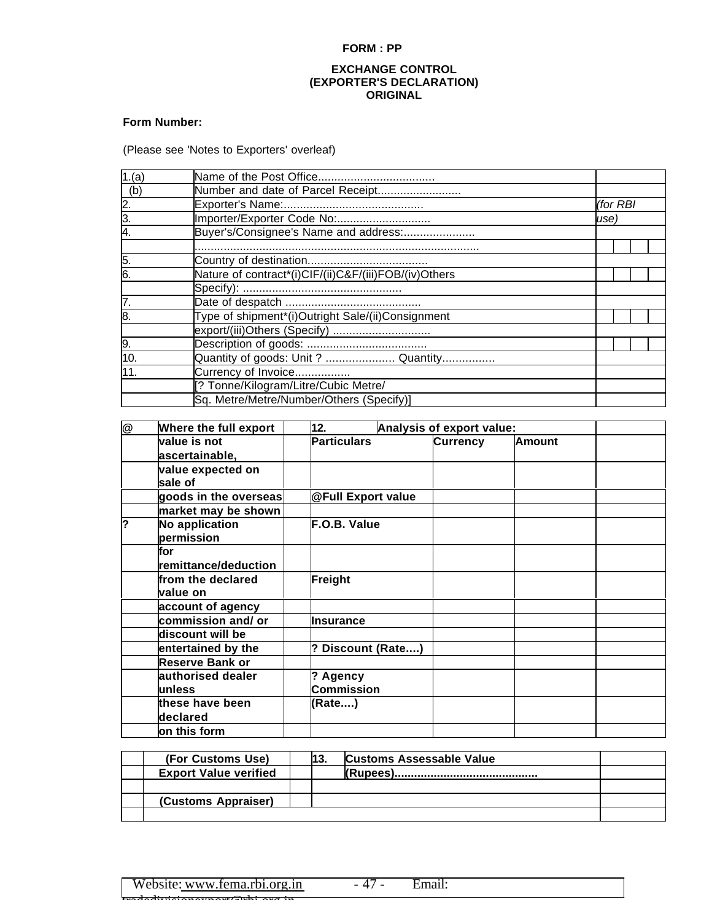**FORM : PP**

**EXCHANGE CONTROL**
**(EXPORTER'S DECLARATION)**
**ORIGINAL**

**Form Number:**

(Please see 'Notes to Exporters' overleaf)

| | | |
|---|---|---|
| 1.(a) | Name of the Post Office.................................... | |
| (b) | Number and date of Parcel Receipt.......................... | |
| 2. | Exporter's Name:........................................... | *(for RBI* |
| 3. | Importer/Exporter Code No:............................. | *use)* |
| 4. | Buyer's/Consignee's Name and address:...................... | |
| | ....................................................................................... | |
| 5. | Country of destination..................................... | |
| 6. | Nature of contract*(i)CIF/(ii)C&F/(iii)FOB/(iv)Others | |
| | Specify): ................................................. | |
| 7. | Date of despatch .......................................... | |
| 8. | Type of shipment*(i)Outright Sale/(ii)Consignment | |
| | export/(iii)Others (Specify) .............................. | |
| 9. | Description of goods: ..................................... | |
| 10. | Quantity of goods: Unit ? ..................... Quantity................ | |
| 11. | Currency of Invoice................. | |
| | [? Tonne/Kilogram/Litre/Cubic Metre/ | |
| | Sq. Metre/Metre/Number/Others (Specify)] | |

| | | 12. Analysis of export value: | | |
|---|---|---|---|---|
| @ | **Where the full export value is not ascertainable, value expected on sale of goods in the overseas market may be shown** | **Particulars** | **Currency** | **Amount** |
| | | **@Full Export value** | | |
| ? | **No application permission for remittance/deduction from the declared value on account of agency commission and/ or discount will be entertained by the Reserve Bank or authorised dealer unless these have been declared on this form** | **F.O.B. Value** | | |
| | | **Freight** | | |
| | | **Insurance** | | |
| | | **? Discount (Rate....)** | | |
| | | **? Agency Commission (Rate....)** | | |

| | |
|---|---|
| **(For Customs Use)** | **13. Customs Assessable Value** |
| **Export Value verified** | **(Rupees)...........................................** |
| | |
| **(Customs Appraiser)** | |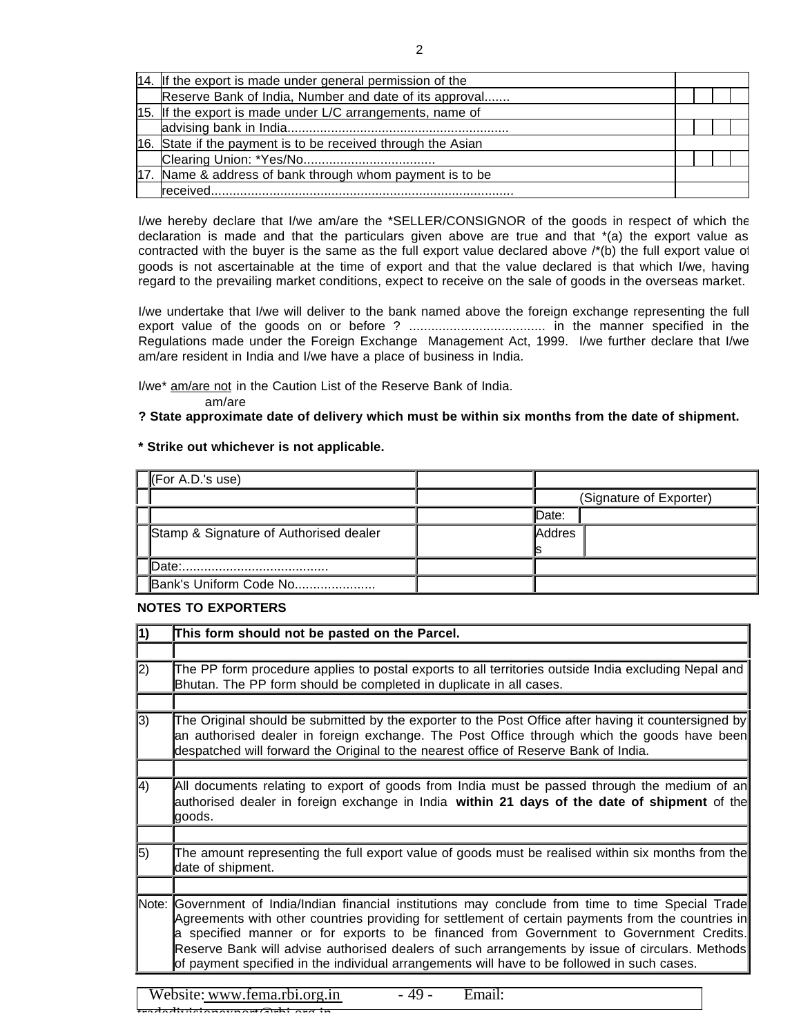| | | |
|---|---|---|
| 14. | If the export is made under general permission of the | |
| | Reserve Bank of India, Number and date of its approval....... | |
| 15. | If the export is made under L/C arrangements, name of | |
| | advising bank in India............................................................. | |
| 16. | State if the payment is to be received through the Asian | |
| | Clearing Union: *Yes/No.................................... | |
| 17. | Name & address of bank through whom payment is to be | |
| | received.................................................................................... | |

I/we hereby declare that I/we am/are the *SELLER/CONSIGNOR of the goods in respect of which the declaration is made and that the particulars given above are true and that *(a) the export value as contracted with the buyer is the same as the full export value declared above /*(b) the full export value of goods is not ascertainable at the time of export and that the value declared is that which I/we, having regard to the prevailing market conditions, expect to receive on the sale of goods in the overseas market.

I/we undertake that I/we will deliver to the bank named above the foreign exchange representing the full export value of the goods on or before ? ..................................... in the manner specified in the Regulations made under the Foreign Exchange Management Act, 1999. I/we further declare that I/we am/are resident in India and I/we have a place of business in India.

I/we* am/are not in the Caution List of the Reserve Bank of India.
am/are

**? State approximate date of delivery which must be within six months from the date of shipment.**

**\* Strike out whichever is not applicable.**

| (For A.D.'s use) | | |
|---|---|---|
| | | (Signature of Exporter) |
| | | Date: |
| Stamp & Signature of Authorised dealer | | Address |
| Date:........................................ | | |
| Bank's Uniform Code No...................... | | |

**NOTES TO EXPORTERS**

| | |
|---|---|
| **1)** | **This form should not be pasted on the Parcel.** |
| 2) | The PP form procedure applies to postal exports to all territories outside India excluding Nepal and Bhutan. The PP form should be completed in duplicate in all cases. |
| 3) | The Original should be submitted by the exporter to the Post Office after having it countersigned by an authorised dealer in foreign exchange. The Post Office through which the goods have been despatched will forward the Original to the nearest office of Reserve Bank of India. |
| 4) | All documents relating to export of goods from India must be passed through the medium of an authorised dealer in foreign exchange in India **within 21 days of the date of shipment** of the goods. |
| 5) | The amount representing the full export value of goods must be realised within six months from the date of shipment. |
| Note: | Government of India/Indian financial institutions may conclude from time to time Special Trade Agreements with other countries providing for settlement of certain payments from the countries in a specified manner or for exports to be financed from Government to Government Credits. Reserve Bank will advise authorised dealers of such arrangements by issue of circulars. Methods of payment specified in the individual arrangements will have to be followed in such cases. |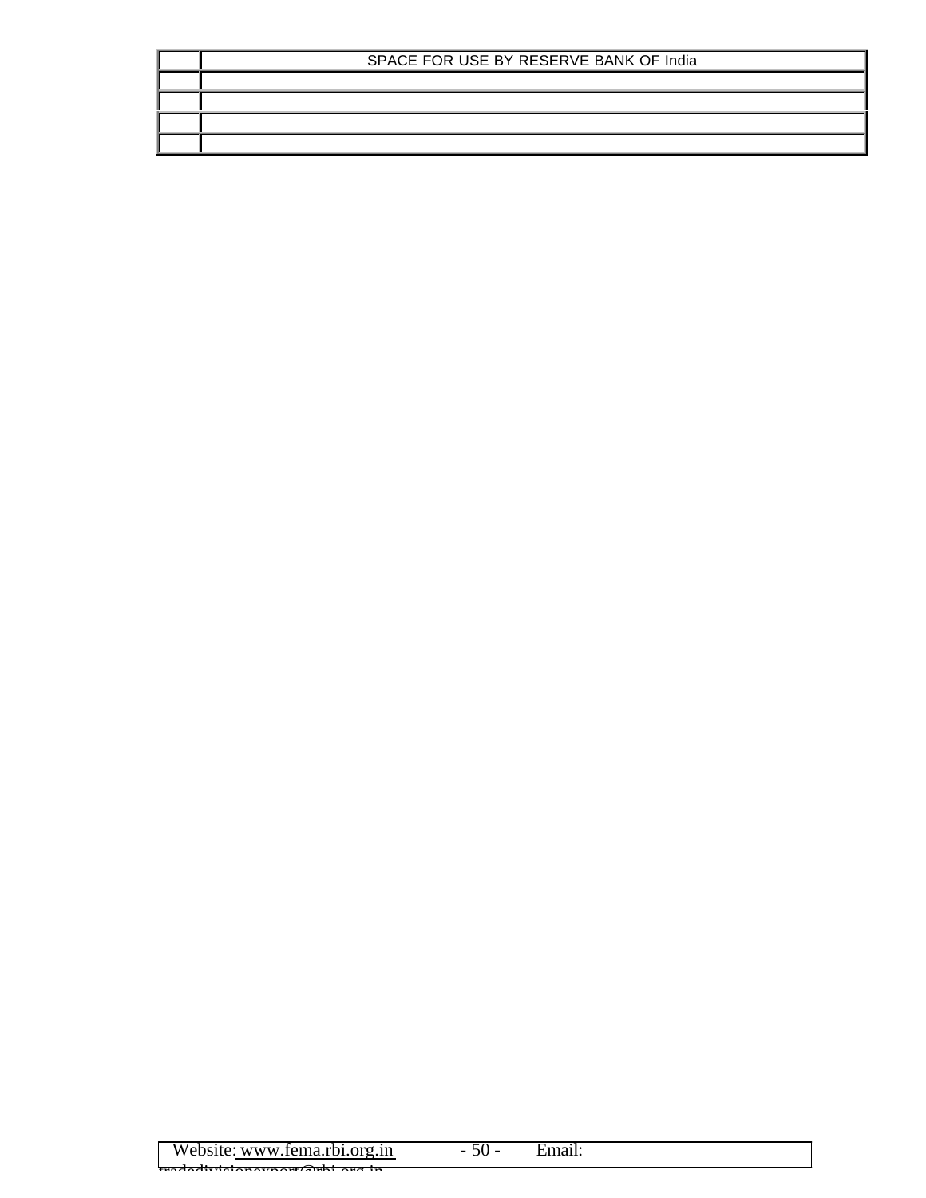| | SPACE FOR USE BY RESERVE BANK OF India |
|---|---|
| | |
| | |
| | |
| | |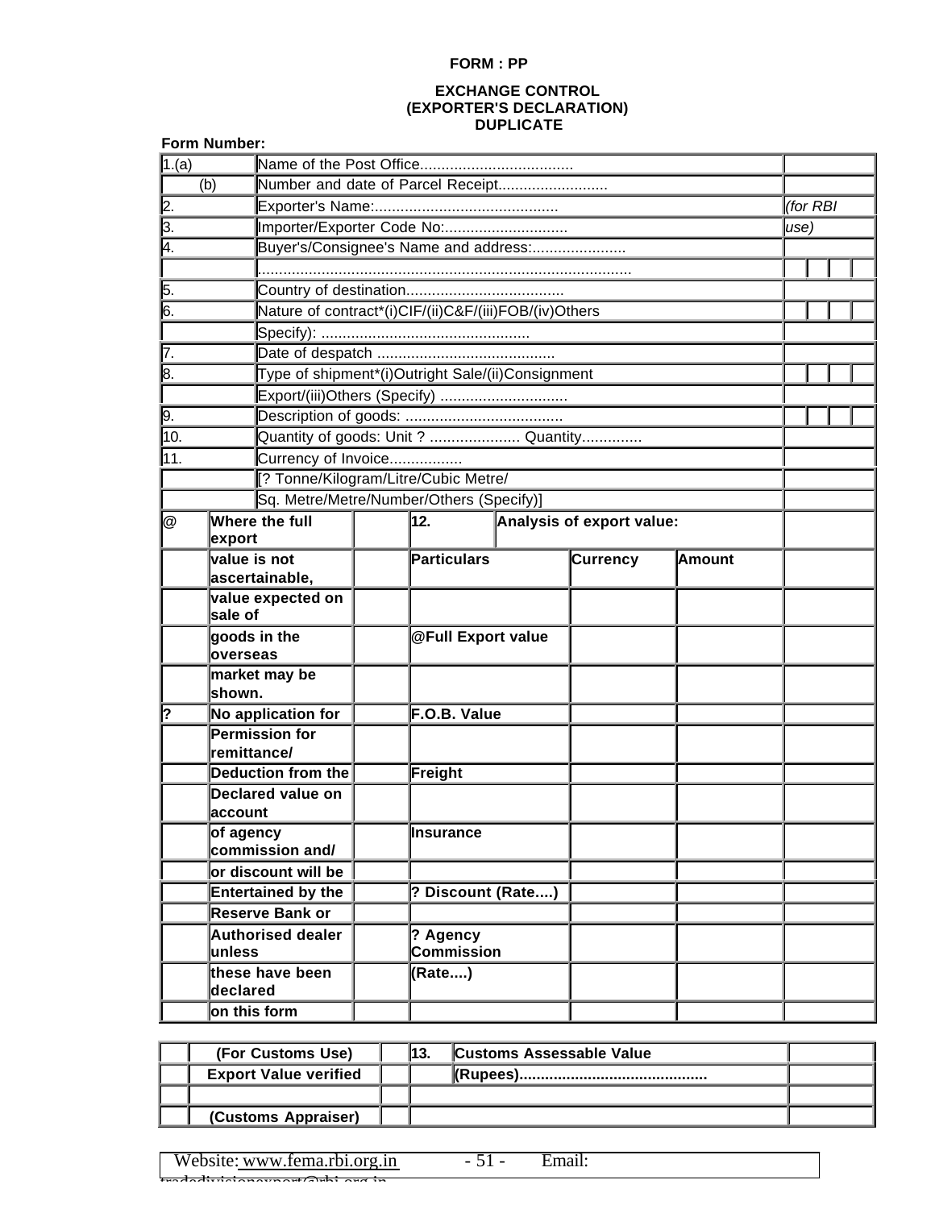**FORM : PP**

**EXCHANGE CONTROL**
**(EXPORTER'S DECLARATION)**
**DUPLICATE**

**Form Number:**

| | | |
|---|---|---|
| 1.(a) | Name of the Post Office.................................... | |
| (b) | Number and date of Parcel Receipt.......................... | |
| 2. | Exporter's Name:.......................................... | *(for RBI* |
| 3. | Importer/Exporter Code No:............................ | *use)* |
| 4. | Buyer's/Consignee's Name and address:...................... | |
| | ........................................................................................ | |
| 5. | Country of destination..................................... | |
| 6. | Nature of contract*(i)CIF/(ii)C&F/(iii)FOB/(iv)Others | |
| | Specify): ................................................. | |
| 7. | Date of despatch .......................................... | |
| 8. | Type of shipment*(i)Outright Sale/(ii)Consignment | |
| | Export/(iii)Others (Specify) ............................. | |
| 9. | Description of goods: ..................................... | |
| 10. | Quantity of goods: Unit ? ..................... Quantity.............. | |
| 11. | Currency of Invoice................. | |
| | [? Tonne/Kilogram/Litre/Cubic Metre/ | |
| | Sq. Metre/Metre/Number/Others (Specify)] | |

| | | 12. Analysis of export value: | | |
|---|---|---|---|---|
| @ | **Where the full export value is not ascertainable, value expected on sale of goods in the overseas market may be shown.** | **Particulars** | **Currency** | **Amount** |
| | | **@Full Export value** | | |
| ? | **No application for Permission for remittance/ Deduction from the Declared value on account of agency commission and/ or discount will be Entertained by the Reserve Bank or Authorised dealer unless these have been declared on this form** | **F.O.B. Value** | | |
| | | **Freight** | | |
| | | **Insurance** | | |
| | | **? Discount (Rate....)** | | |
| | | **? Agency Commission (Rate....)** | | |

| | |
|---|---|
| **(For Customs Use)** | **13. Customs Assessable Value** |
| **Export Value verified** | **(Rupees)...........................................** |
| | |
| **(Customs Appraiser)** | |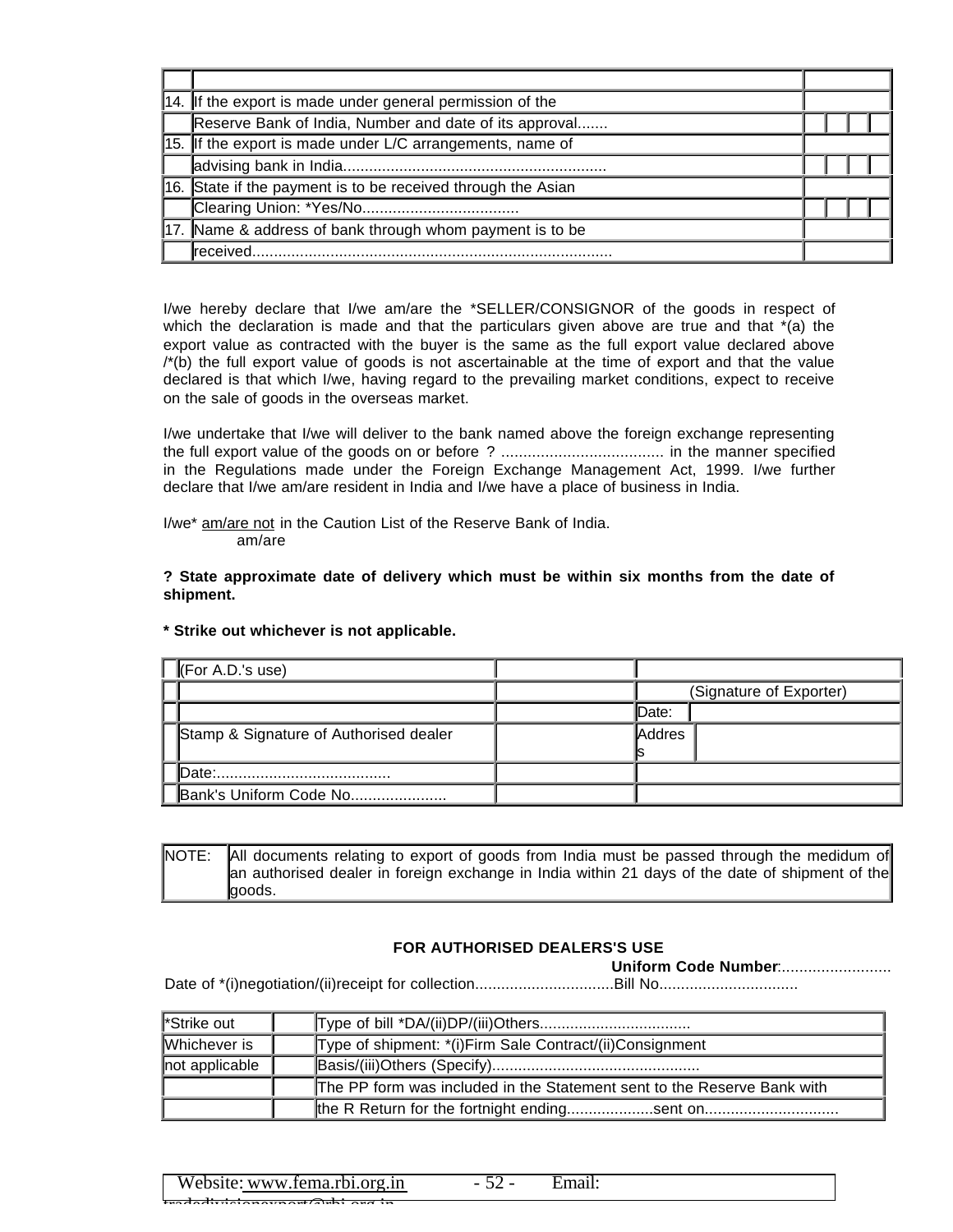| | | |
|---|---|---|
| 14. | If the export is made under general permission of the | |
| | Reserve Bank of India, Number and date of its approval....... | |
| 15. | If the export is made under L/C arrangements, name of | |
| | advising bank in India............................................................ | |
| 16. | State if the payment is to be received through the Asian | |
| | Clearing Union: *Yes/No.................................... | |
| 17. | Name & address of bank through whom payment is to be | |
| | received.................................................................................. | |

I/we hereby declare that I/we am/are the *SELLER/CONSIGNOR of the goods in respect of which the declaration is made and that the particulars given above are true and that *(a) the export value as contracted with the buyer is the same as the full export value declared above /*(b) the full export value of goods is not ascertainable at the time of export and that the value declared is that which I/we, having regard to the prevailing market conditions, expect to receive on the sale of goods in the overseas market.

I/we undertake that I/we will deliver to the bank named above the foreign exchange representing the full export value of the goods on or before ? ..................................... in the manner specified in the Regulations made under the Foreign Exchange Management Act, 1999. I/we further declare that I/we am/are resident in India and I/we have a place of business in India.

I/we* am/are not in the Caution List of the Reserve Bank of India.
am/are

**? State approximate date of delivery which must be within six months from the date of shipment.**

*** Strike out whichever is not applicable.**

| | | |
|---|---|---|
| (For A.D.'s use) | | |
| | | (Signature of Exporter) |
| | | Date: |
| Stamp & Signature of Authorised dealer | | Address |
| Date:........................................ | | |
| Bank's Uniform Code No...................... | | |

| | |
|---|---|
| NOTE: | All documents relating to export of goods from India must be passed through the medidum of an authorised dealer in foreign exchange in India within 21 days of the date of shipment of the goods. |

**FOR AUTHORISED DEALERS'S USE**

**Uniform Code Number**:..........................

Date of *(i)negotiation/(ii)receipt for collection................................Bill No................................

| | | |
|---|---|---|
| *Strike out | | Type of bill *DA/(ii)DP/(iii)Others.................................. |
| Whichever is | | Type of shipment: *(i)Firm Sale Contract/(ii)Consignment |
| not applicable | | Basis/(iii)Others (Specify)................................................ |
| | | The PP form was included in the Statement sent to the Reserve Bank with |
| | | the R Return for the fortnight ending....................sent on............................... |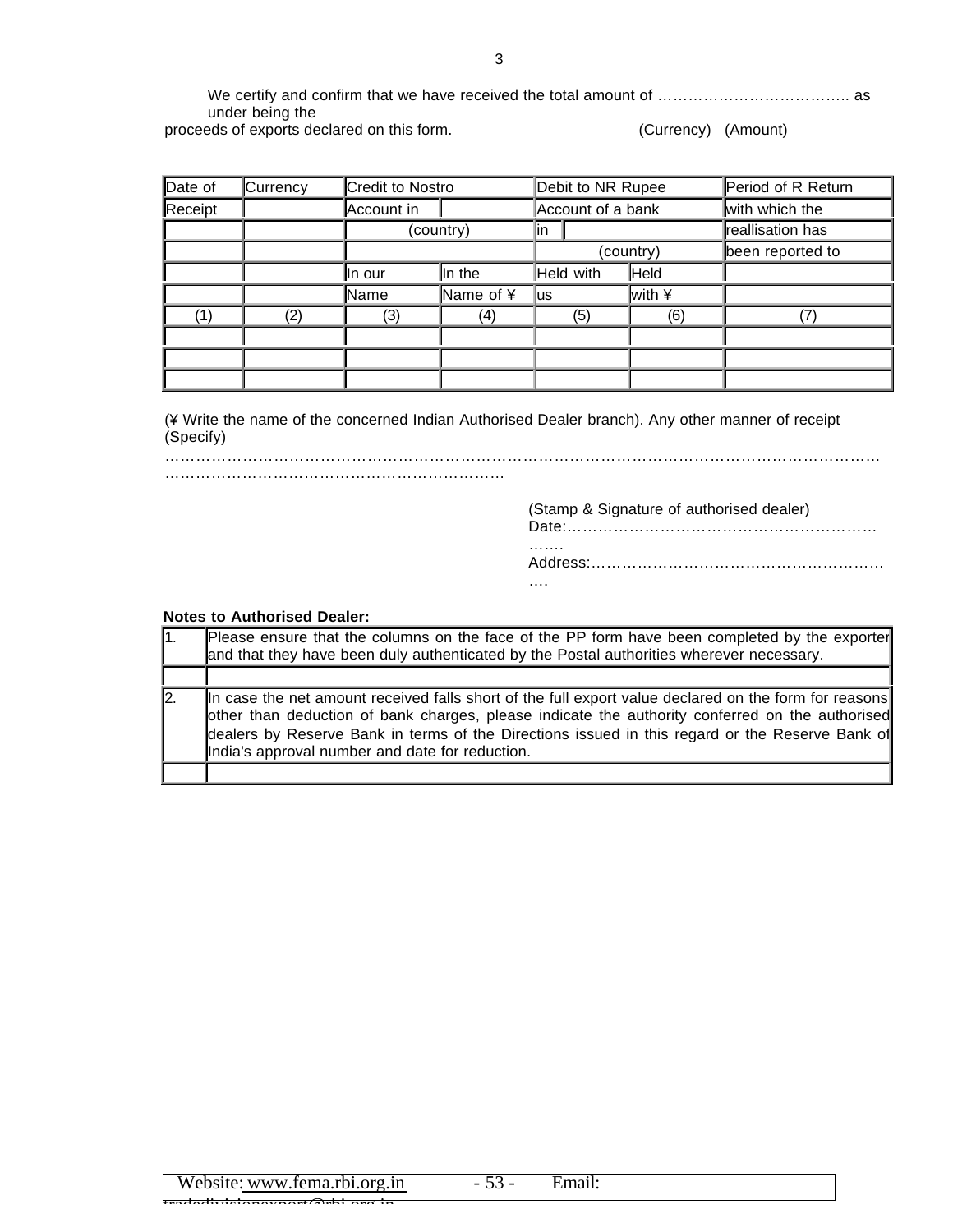We certify and confirm that we have received the total amount of ……………………………….. as under being the proceeds of exports declared on this form. (Currency) (Amount)

| Date of Receipt | Currency | Credit to Nostro Account in (country) | | Debit to NR Rupee Account of a bank in (country) | | Period of R Return with which the reallisation has been reported to |
|---|---|---|---|---|---|---|
| | | In our Name | In the Name of ¥ | Held with us | Held with ¥ | |
| (1) | (2) | (3) | (4) | (5) | (6) | (7) |
| | | | | | | |
| | | | | | | |
| | | | | | | |

(¥ Write the name of the concerned Indian Authorised Dealer branch). Any other manner of receipt (Specify)
……………………………………………………………………………………………………………………
…………………………………………………………

(Stamp & Signature of authorised dealer)
Date:…………………………………………………………….
Address:…………………………………………………….

**Notes to Authorised Dealer:**

| | |
|---|---|
| 1. | Please ensure that the columns on the face of the PP form have been completed by the exporter and that they have been duly authenticated by the Postal authorities wherever necessary. |
| | |
| 2. | In case the net amount received falls short of the full export value declared on the form for reasons other than deduction of bank charges, please indicate the authority conferred on the authorised dealers by Reserve Bank in terms of the Directions issued in this regard or the Reserve Bank of India's approval number and date for reduction. |
| | |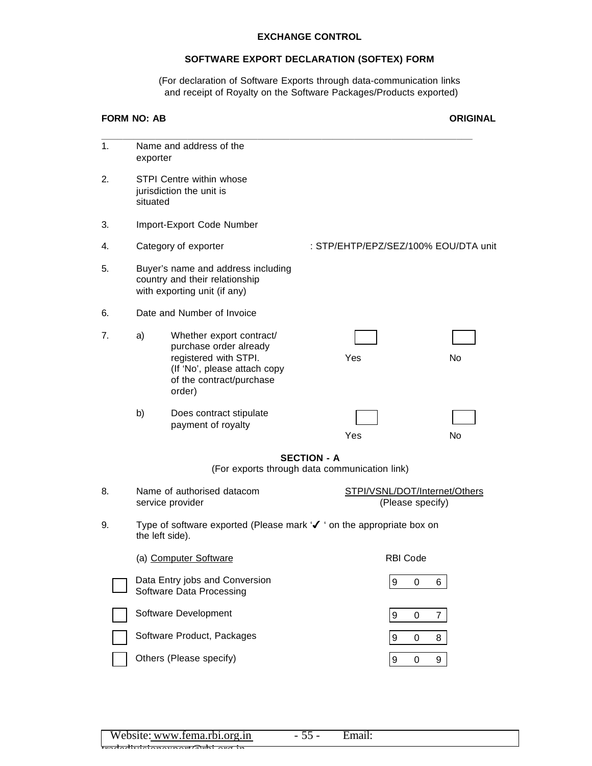**EXCHANGE CONTROL**

**SOFTWARE EXPORT DECLARATION (SOFTEX) FORM**

(For declaration of Software Exports through data-communication links and receipt of Royalty on the Software Packages/Products exported)

**FORM NO: AB** **ORIGINAL**

---

1. Name and address of the exporter

2. STPI Centre within whose jurisdiction the unit is situated

3. Import-Export Code Number

4. Category of exporter : STP/EHTP/EPZ/SEZ/100% EOU/DTA unit

5. Buyer's name and address including country and their relationship with exporting unit (if any)

6. Date and Number of Invoice

7. a) Whether export contract/ purchase order already registered with STPI. (If 'No', please attach copy of the contract/purchase order) ☐ Yes ☐ No

   b) Does contract stipulate payment of royalty ☐ Yes ☐ No

**SECTION - A**

(For exports through data communication link)

8. Name of authorised datacom service provider STPI/VSNL/DOT/Internet/Others (Please specify)

9. Type of software exported (Please mark '✔ ' on the appropriate box on the left side).

   (a) Computer Software

| | | RBI Code |
|---|---|---|
| ☐ | Data Entry jobs and Conversion Software Data Processing | 9 0 6 |
| ☐ | Software Development | 9 0 7 |
| ☐ | Software Product, Packages | 9 0 8 |
| ☐ | Others (Please specify) | 9 0 9 |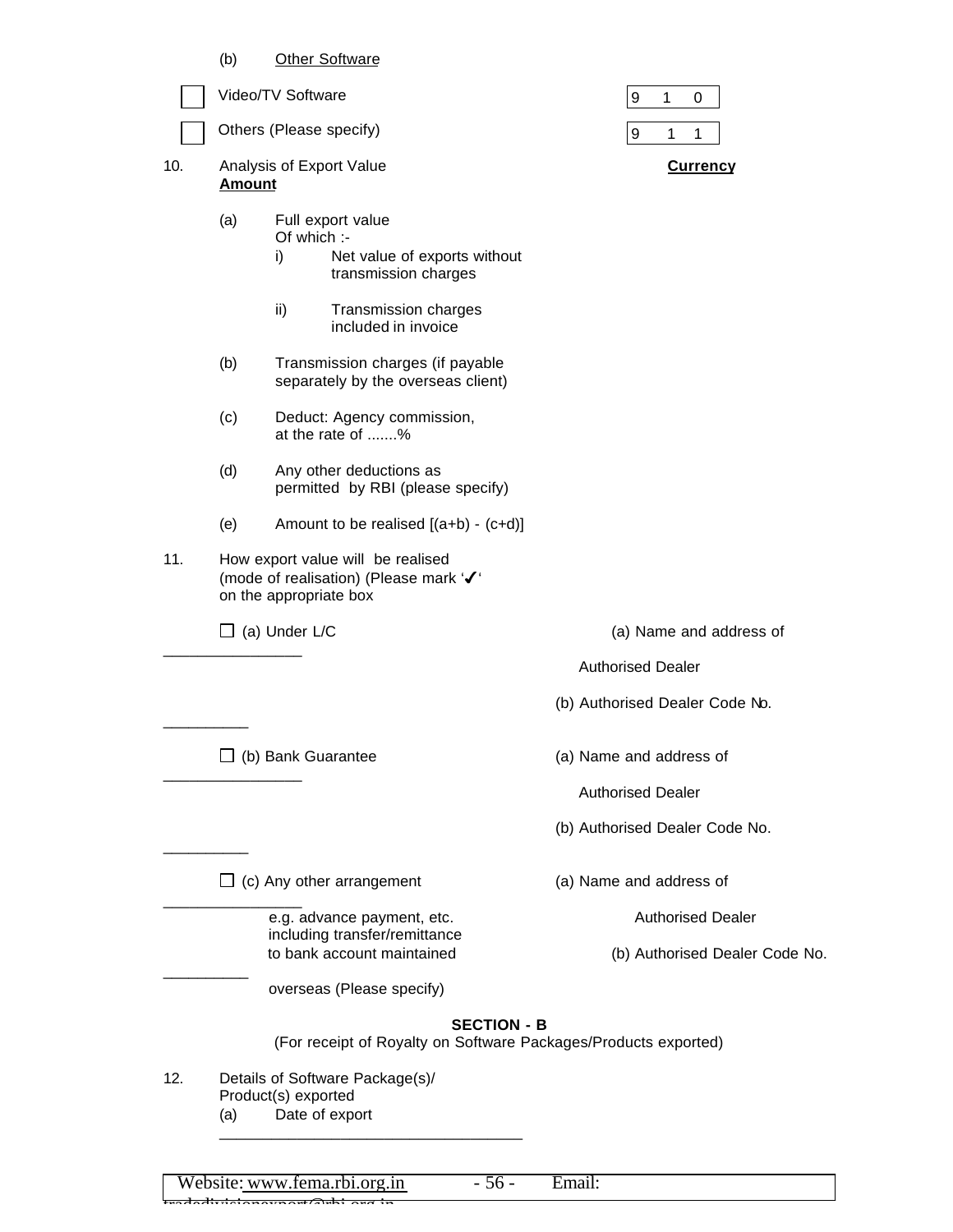(b) <u>Other Software</u>

☐ Video/TV Software | 9 1 0 |

☐ Others (Please specify) | 9 1 1 |

10. Analysis of Export Value **Amount** **Currency**

(a) Full export value
Of which :-
i) Net value of exports without transmission charges

ii) Transmission charges included in invoice

(b) Transmission charges (if payable separately by the overseas client)

(c) Deduct: Agency commission, at the rate of .......%

(d) Any other deductions as permitted by RBI (please specify)

(e) Amount to be realised [(a+b) - (c+d)]

11. How export value will be realised (mode of realisation) (Please mark '✔' on the appropriate box

☐ (a) Under L/C
(a) Name and address of Authorised Dealer ________________
(b) Authorised Dealer Code No. __________

☐ (b) Bank Guarantee
(a) Name and address of Authorised Dealer ________________
(b) Authorised Dealer Code No. __________

☐ (c) Any other arrangement e.g. advance payment, etc. including transfer/remittance to bank account maintained overseas (Please specify)
(a) Name and address of Authorised Dealer ________________
(b) Authorised Dealer Code No. __________

**SECTION - B**
(For receipt of Royalty on Software Packages/Products exported)

12. Details of Software Package(s)/ Product(s) exported
(a) Date of export

___________________________________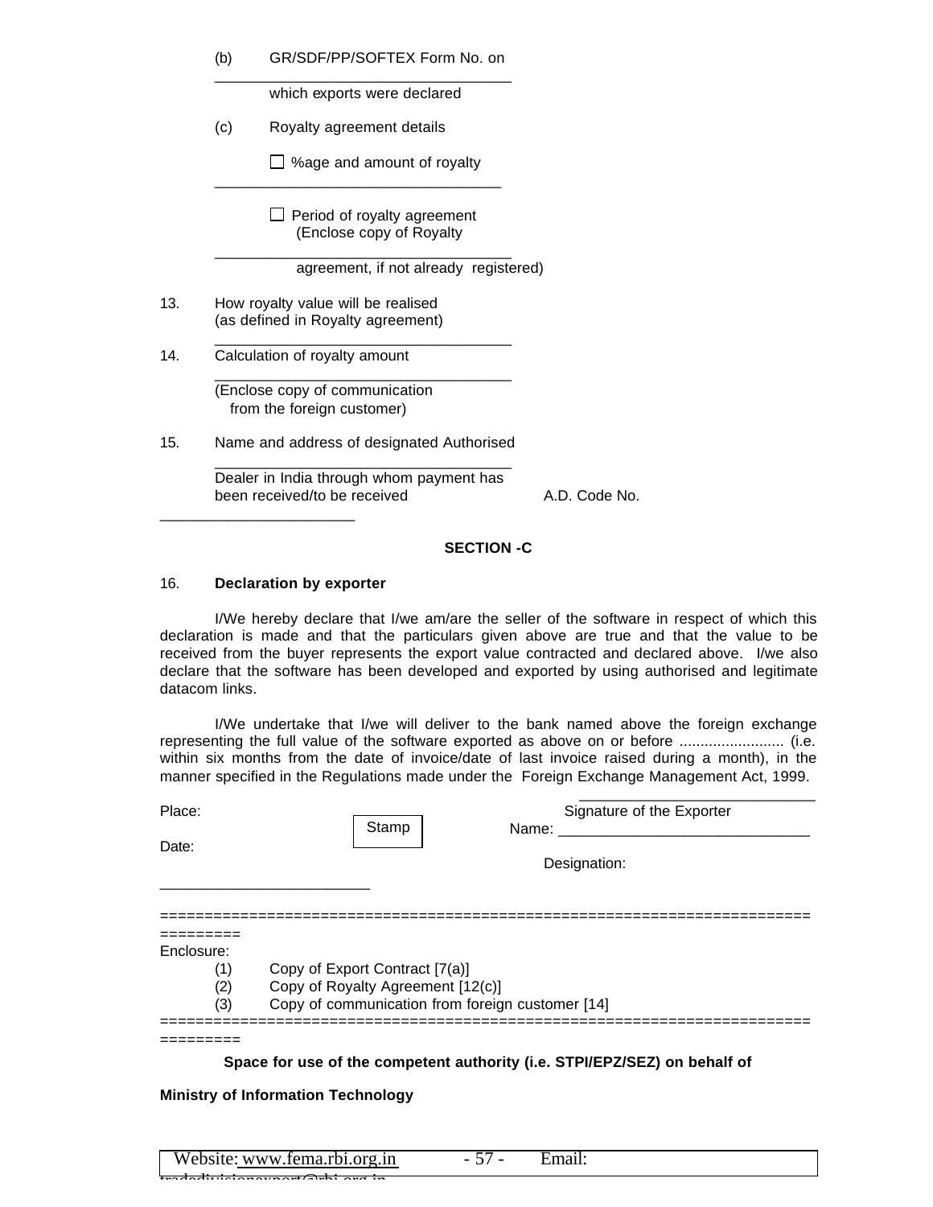(b) GR/SDF/PP/SOFTEX Form No. on
___________________________________
which exports were declared

(c) Royalty agreement details

☐ %age and amount of royalty
__________________________________

☐ Period of royalty agreement
(Enclose copy of Royalty
___________________________________
agreement, if not already registered)

13. How royalty value will be realised
(as defined in Royalty agreement)
___________________________________

14. Calculation of royalty amount
___________________________________
(Enclose copy of communication
from the foreign customer)

15. Name and address of designated Authorised
___________________________________
Dealer in India through whom payment has
been received/to be received A.D. Code No.
_______________________

**SECTION -C**

16. **Declaration by exporter**

I/We hereby declare that I/we am/are the seller of the software in respect of which this declaration is made and that the particulars given above are true and that the value to be received from the buyer represents the export value contracted and declared above. I/we also declare that the software has been developed and exported by using authorised and legitimate datacom links.

I/We undertake that I/we will deliver to the bank named above the foreign exchange representing the full value of the software exported as above on or before ......................... (i.e. within six months from the date of invoice/date of last invoice raised during a month), in the manner specified in the Regulations made under the Foreign Exchange Management Act, 1999.

Place: Stamp
____________________________
Signature of the Exporter
Name: ______________________________

Date:

Designation:
_________________________

=================================================================================

Enclosure:

(1) Copy of Export Contract [7(a)]
(2) Copy of Royalty Agreement [12(c)]
(3) Copy of communication from foreign customer [14]

=================================================================================

**Space for use of the competent authority (i.e. STPI/EPZ/SEZ) on behalf of**

**Ministry of Information Technology**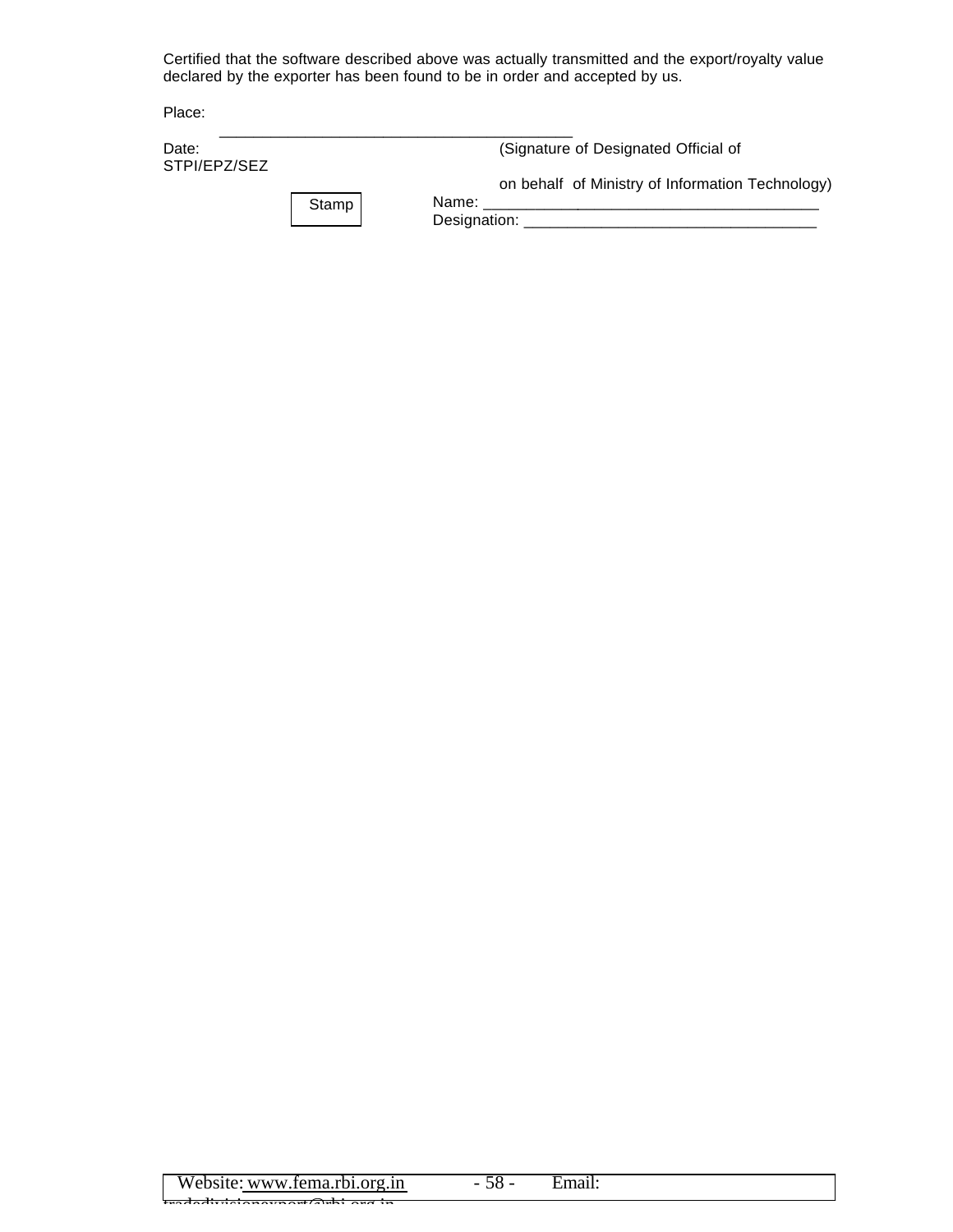Certified that the software described above was actually transmitted and the export/royalty value declared by the exporter has been found to be in order and accepted by us.

Place:

Date: ___________________________________________ (Signature of Designated Official of STPI/EPZ/SEZ

on behalf of Ministry of Information Technology)

Stamp

Name: ________________________________________

Designation: ___________________________________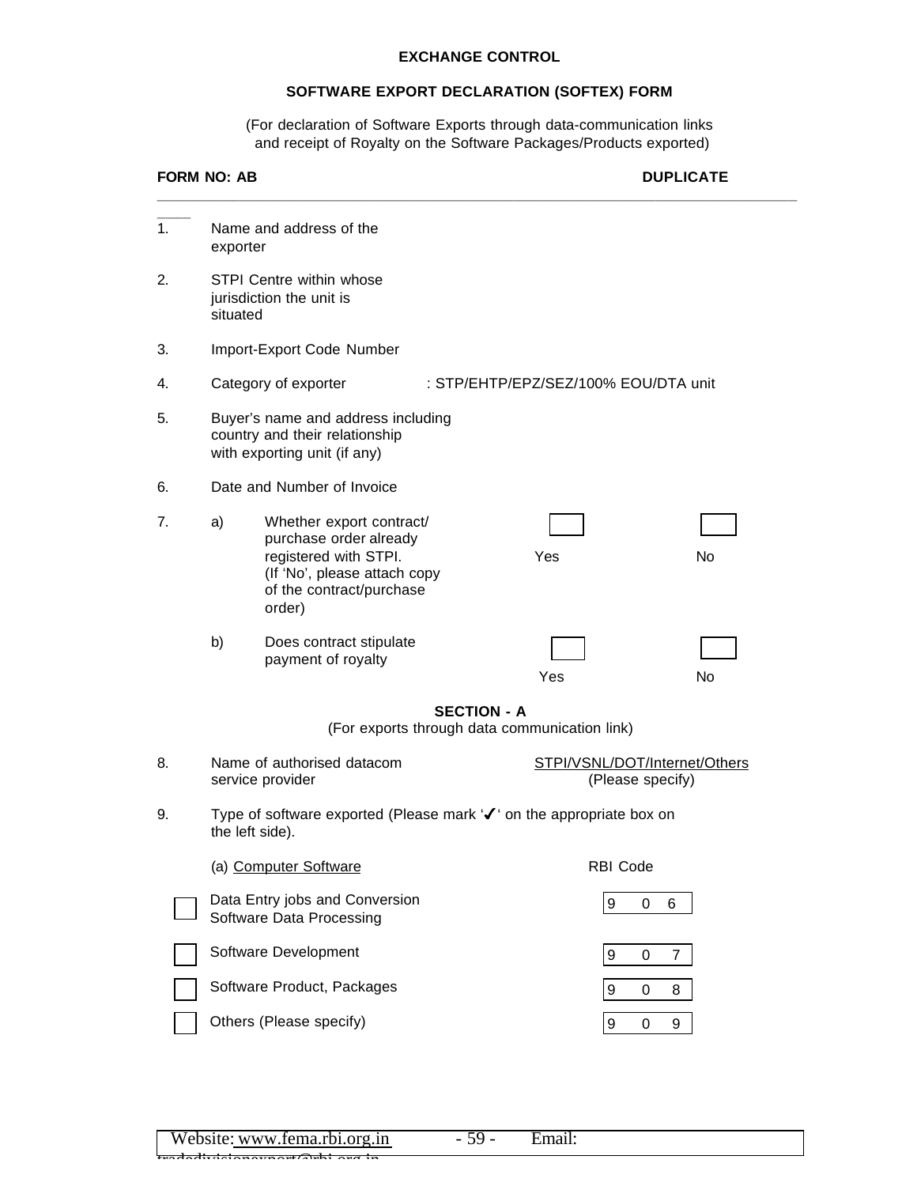**EXCHANGE CONTROL**

**SOFTWARE EXPORT DECLARATION (SOFTEX) FORM**

(For declaration of Software Exports through data-communication links and receipt of Royalty on the Software Packages/Products exported)

**FORM NO: AB** **DUPLICATE**

---

1. Name and address of the exporter

2. STPI Centre within whose jurisdiction the unit is situated

3. Import-Export Code Number

4. Category of exporter : STP/EHTP/EPZ/SEZ/100% EOU/DTA unit

5. Buyer's name and address including country and their relationship with exporting unit (if any)

6. Date and Number of Invoice

7. a) Whether export contract/ purchase order already registered with STPI. (If 'No', please attach copy of the contract/purchase order) ☐ Yes ☐ No

   b) Does contract stipulate payment of royalty ☐ Yes ☐ No

**SECTION - A**

(For exports through data communication link)

8. Name of authorised datacom service provider STPI/VSNL/DOT/Internet/Others (Please specify)

9. Type of software exported (Please mark '✔' on the appropriate box on the left side).

(a) Computer Software

| | Type | RBI Code |
|---|---|---|
| ☐ | Data Entry jobs and Conversion Software Data Processing | 9 0 6 |
| ☐ | Software Development | 9 0 7 |
| ☐ | Software Product, Packages | 9 0 8 |
| ☐ | Others (Please specify) | 9 0 9 |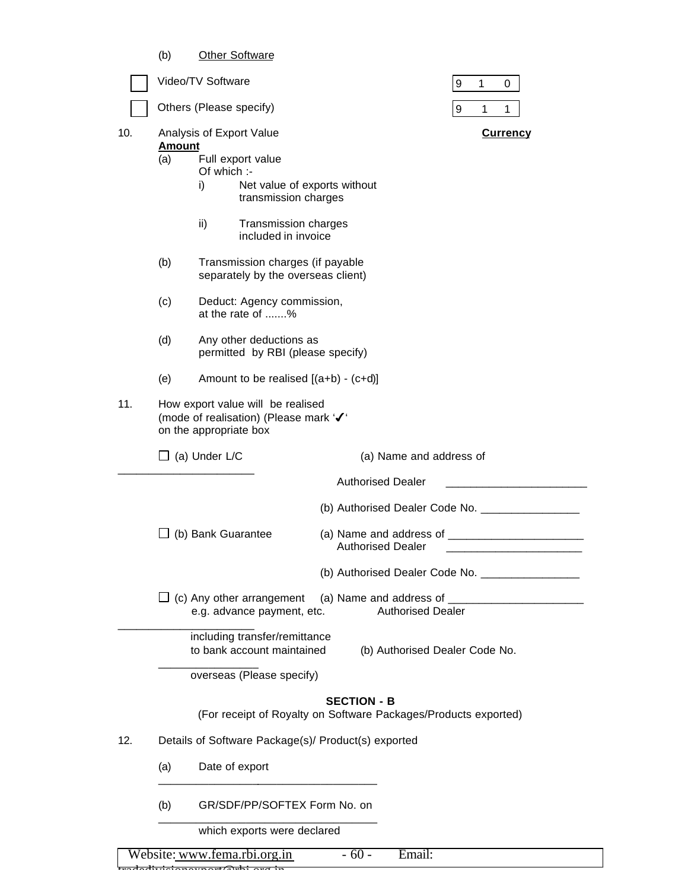(b) Other Software

☐ Video/TV Software | 9 1 0 |

☐ Others (Please specify) | 9 1 1 |

10. Analysis of Export Value **Currency** **Amount**

(a) Full export value
Of which :-
i) Net value of exports without transmission charges

ii) Transmission charges included in invoice

(b) Transmission charges (if payable separately by the overseas client)

(c) Deduct: Agency commission, at the rate of .......%

(d) Any other deductions as permitted by RBI (please specify)

(e) Amount to be realised [(a+b) - (c+d)]

11. How export value will be realised (mode of realisation) (Please mark '✔' on the appropriate box

☐ (a) Under L/C
(a) Name and address of Authorised Dealer _______________________
(b) Authorised Dealer Code No. ________________

☐ (b) Bank Guarantee
(a) Name and address of ______________________ Authorised Dealer ______________________
(b) Authorised Dealer Code No. ________________

☐ (c) Any other arrangement e.g. advance payment, etc. including transfer/remittance to bank account maintained overseas (Please specify)
(a) Name and address of ______________________ Authorised Dealer ______________________
(b) Authorised Dealer Code No. ________________

**SECTION - B**
(For receipt of Royalty on Software Packages/Products exported)

12. Details of Software Package(s)/ Product(s) exported

(a) Date of export ___________________________________

(b) GR/SDF/PP/SOFTEX Form No. on which exports were declared ___________________________________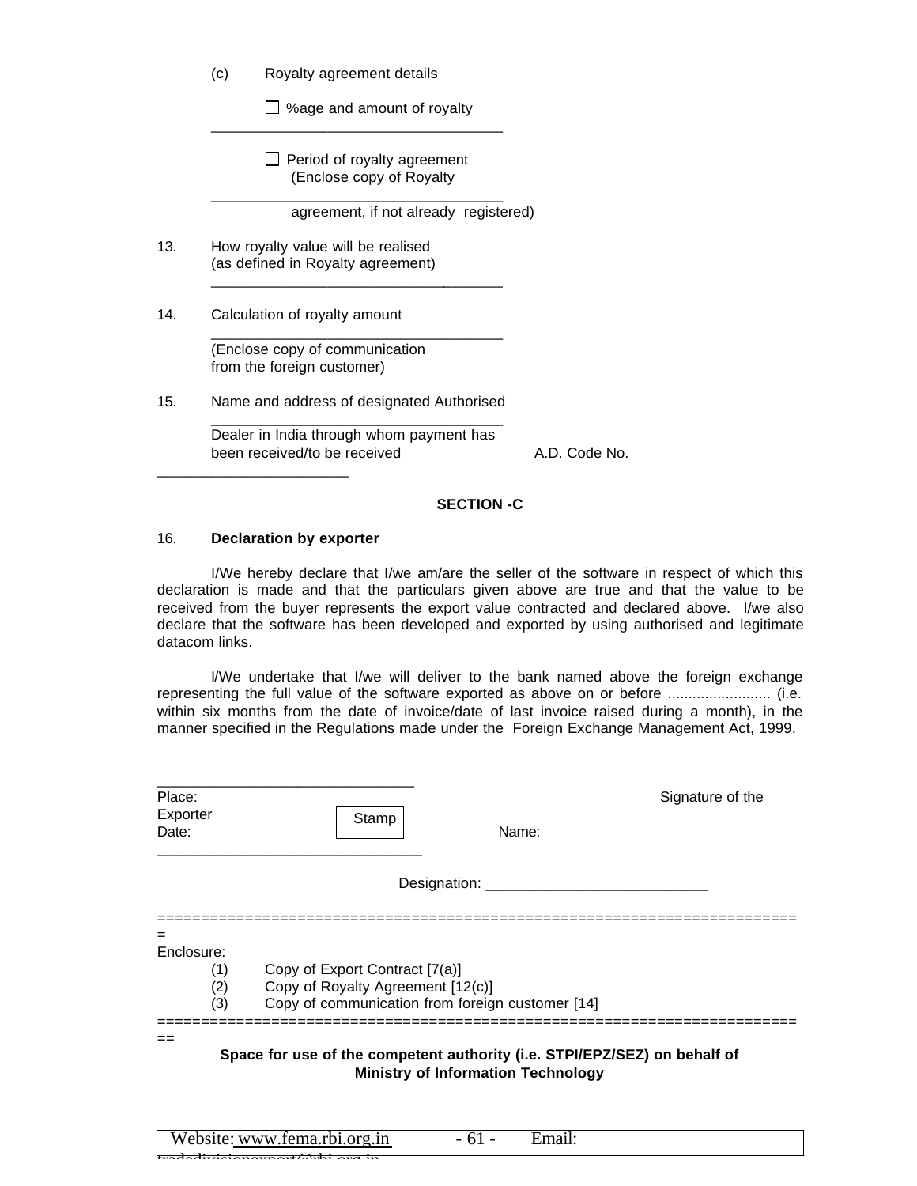(c) Royalty agreement details

☐ %age and amount of royalty
_____________________________________

☐ Period of royalty agreement
(Enclose copy of Royalty
_____________________________________
agreement, if not already registered)

13. How royalty value will be realised
(as defined in Royalty agreement)
_____________________________________

14. Calculation of royalty amount
_____________________________________
(Enclose copy of communication
from the foreign customer)

15. Name and address of designated Authorised
_____________________________________
Dealer in India through whom payment has
been received/to be received A.D. Code No.
________________________

**SECTION -C**

16. **Declaration by exporter**

I/We hereby declare that I/we am/are the seller of the software in respect of which this declaration is made and that the particulars given above are true and that the value to be received from the buyer represents the export value contracted and declared above. I/we also declare that the software has been developed and exported by using authorised and legitimate datacom links.

I/We undertake that I/we will deliver to the bank named above the foreign exchange representing the full value of the software exported as above on or before ......................... (i.e. within six months from the date of invoice/date of last invoice raised during a month), in the manner specified in the Regulations made under the Foreign Exchange Management Act, 1999.

_________________________________
Place: Signature of the Exporter
Date: Stamp Name:
_________________________________

Designation: ___________________________

=========================================================================

Enclosure:
(1) Copy of Export Contract [7(a)]
(2) Copy of Royalty Agreement [12(c)]
(3) Copy of communication from foreign customer [14]

==========================================================================

**Space for use of the competent authority (i.e. STPI/EPZ/SEZ) on behalf of Ministry of Information Technology**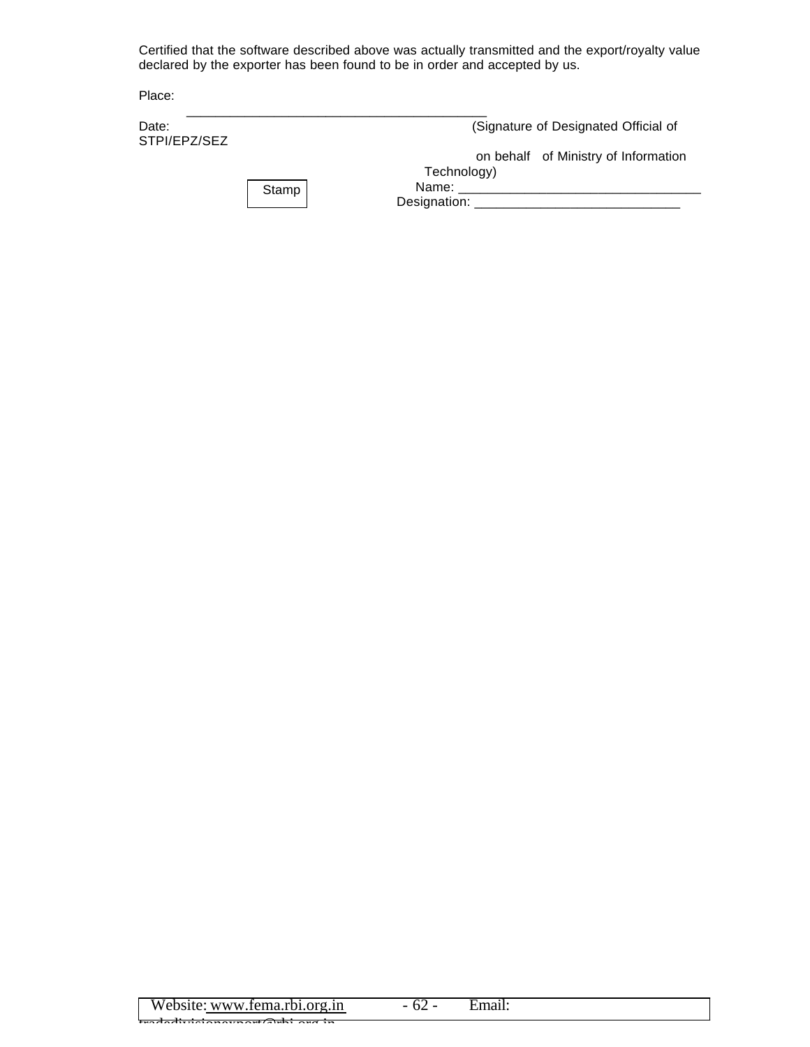Certified that the software described above was actually transmitted and the export/royalty value declared by the exporter has been found to be in order and accepted by us.

Place:

Date:

_____________________________________________

(Signature of Designated Official of STPI/EPZ/SEZ on behalf of Ministry of Information Technology)

Stamp

Name: ___________________________________

Designation: ______________________________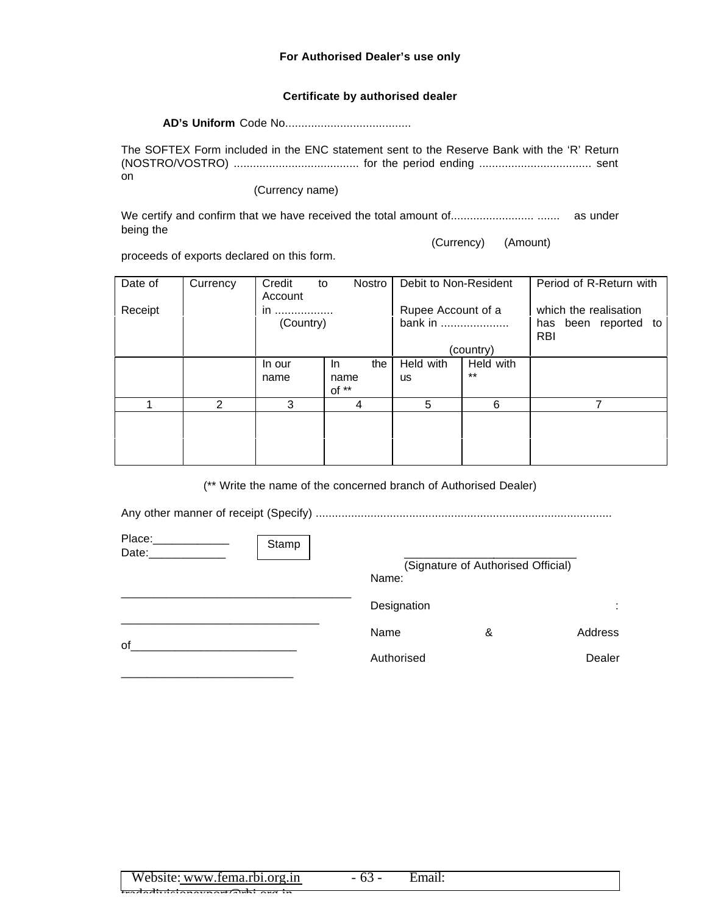**For Authorised Dealer's use only**

**Certificate by authorised dealer**

**AD's Uniform** Code No.......................................

The SOFTEX Form included in the ENC statement sent to the Reserve Bank with the 'R' Return (NOSTRO/VOSTRO) ....................................... for the period ending ................................... sent on

(Currency name)

We certify and confirm that we have received the total amount of.......................... ....... as under being the

(Currency) (Amount)

proceeds of exports declared on this form.

| Date of Receipt | Currency | Credit to Nostro Account in .................. (Country) | | Debit to Non-Resident Rupee Account of a bank in ..................... (country) | | Period of R-Return with which the realisation has been reported to RBI |
|---|---|---|---|---|---|---|
| | | In our name | In the name of ** | Held with us | Held with ** | |
| 1 | 2 | 3 | 4 | 5 | 6 | 7 |
| | | | | | | |
| | | | | | | |

(** Write the name of the concerned branch of Authorised Dealer)

Any other manner of receipt (Specify) ..........................................................................................

Place:____________

Date:____________

Stamp

____________________________

(Signature of Authorised Official)

Name: _____________________________________

Designation : _______________________________

Name & Address of__________________________

Authorised Dealer ___________________________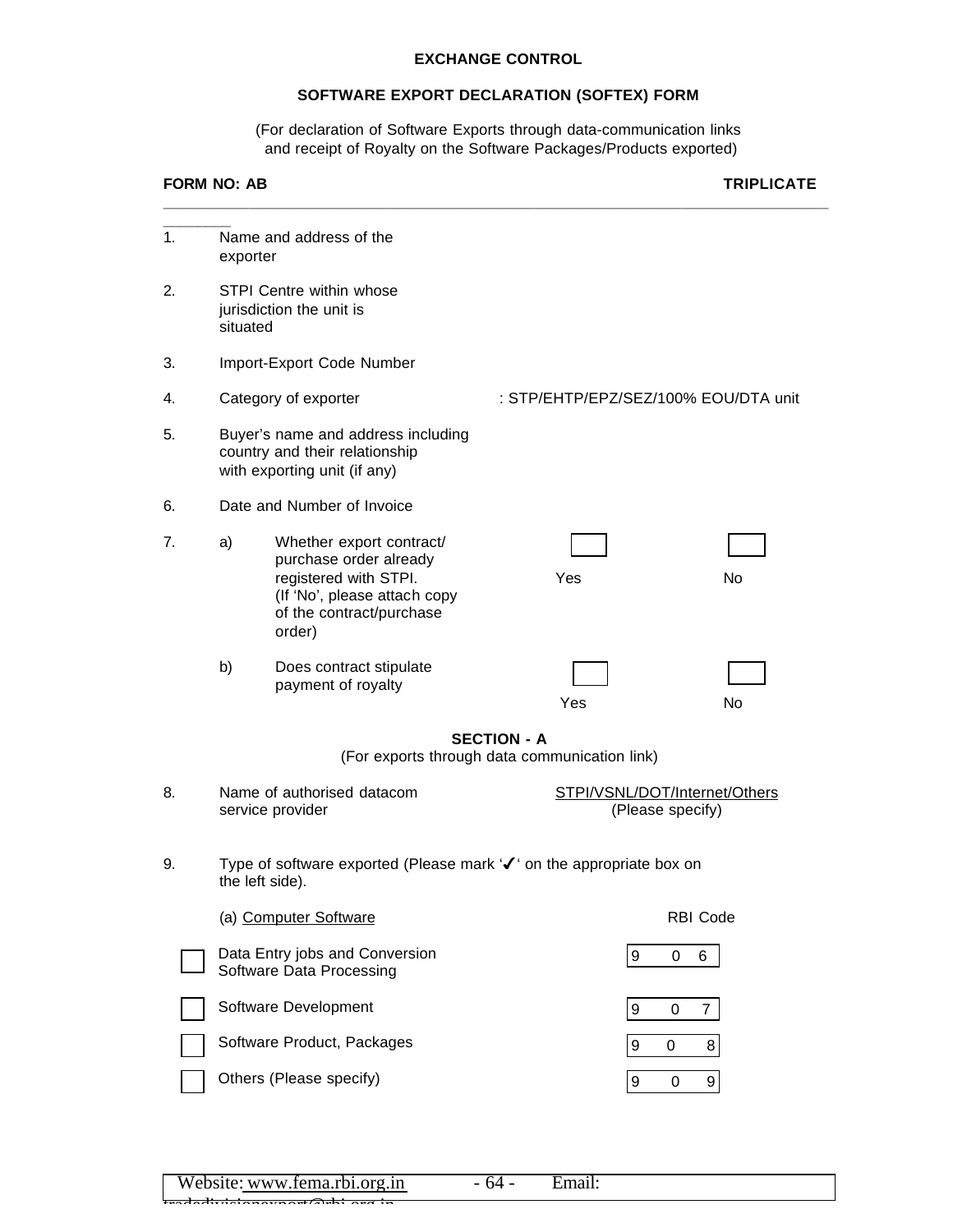**EXCHANGE CONTROL**

**SOFTWARE EXPORT DECLARATION (SOFTEX) FORM**

(For declaration of Software Exports through data-communication links and receipt of Royalty on the Software Packages/Products exported)

**FORM NO: AB** **TRIPLICATE**

---

1. Name and address of the exporter

2. STPI Centre within whose jurisdiction the unit is situated

3. Import-Export Code Number

4. Category of exporter : STP/EHTP/EPZ/SEZ/100% EOU/DTA unit

5. Buyer's name and address including country and their relationship with exporting unit (if any)

6. Date and Number of Invoice

7. a) Whether export contract/ purchase order already registered with STPI. (If 'No', please attach copy of the contract/purchase order) ☐ Yes ☐ No

   b) Does contract stipulate payment of royalty ☐ Yes ☐ No

**SECTION - A**

(For exports through data communication link)

8. Name of authorised datacom service provider <u>STPI/VSNL/DOT/Internet/Others</u> (Please specify)

9. Type of software exported (Please mark '✓' on the appropriate box on the left side).

(a) <u>Computer Software</u>

| | | RBI Code |
|---|---|---|
| ☐ | Data Entry jobs and Conversion Software Data Processing | 9 0 6 |
| ☐ | Software Development | 9 0 7 |
| ☐ | Software Product, Packages | 9 0 8 |
| ☐ | Others (Please specify) | 9 0 9 |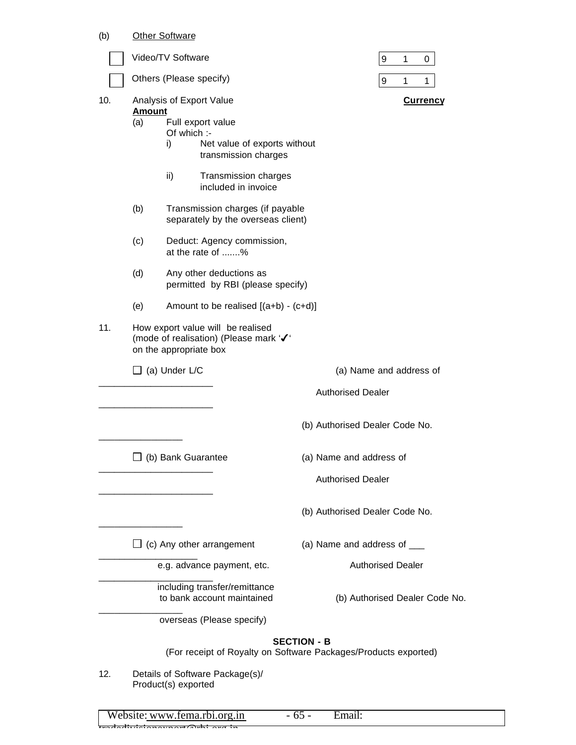(b) Other Software

- ☐ Video/TV Software | 9 1 0
- ☐ Others (Please specify) | 9 1 1

10. Analysis of Export Value **Currency** **Amount**
    - (a) Full export value
      Of which :-
      - i) Net value of exports without transmission charges
      - ii) Transmission charges included in invoice
    - (b) Transmission charges (if payable separately by the overseas client)
    - (c) Deduct: Agency commission, at the rate of .......%
    - (d) Any other deductions as permitted by RBI (please specify)
    - (e) Amount to be realised [(a+b) - (c+d)]

11. How export value will be realised (mode of realisation) (Please mark '✓' on the appropriate box

☐ (a) Under L/C
(a) Name and address of Authorised Dealer ______________________
______________________
(b) Authorised Dealer Code No. ________________

☐ (b) Bank Guarantee
(a) Name and address of Authorised Dealer ______________________
______________________
(b) Authorised Dealer Code No. ________________

☐ (c) Any other arrangement e.g. advance payment, etc. including transfer/remittance to bank account maintained overseas (Please specify)
(a) Name and address of ___ Authorised Dealer ___________________
______________________
(b) Authorised Dealer Code No. ________________

## SECTION - B

(For receipt of Royalty on Software Packages/Products exported)

12. Details of Software Package(s)/ Product(s) exported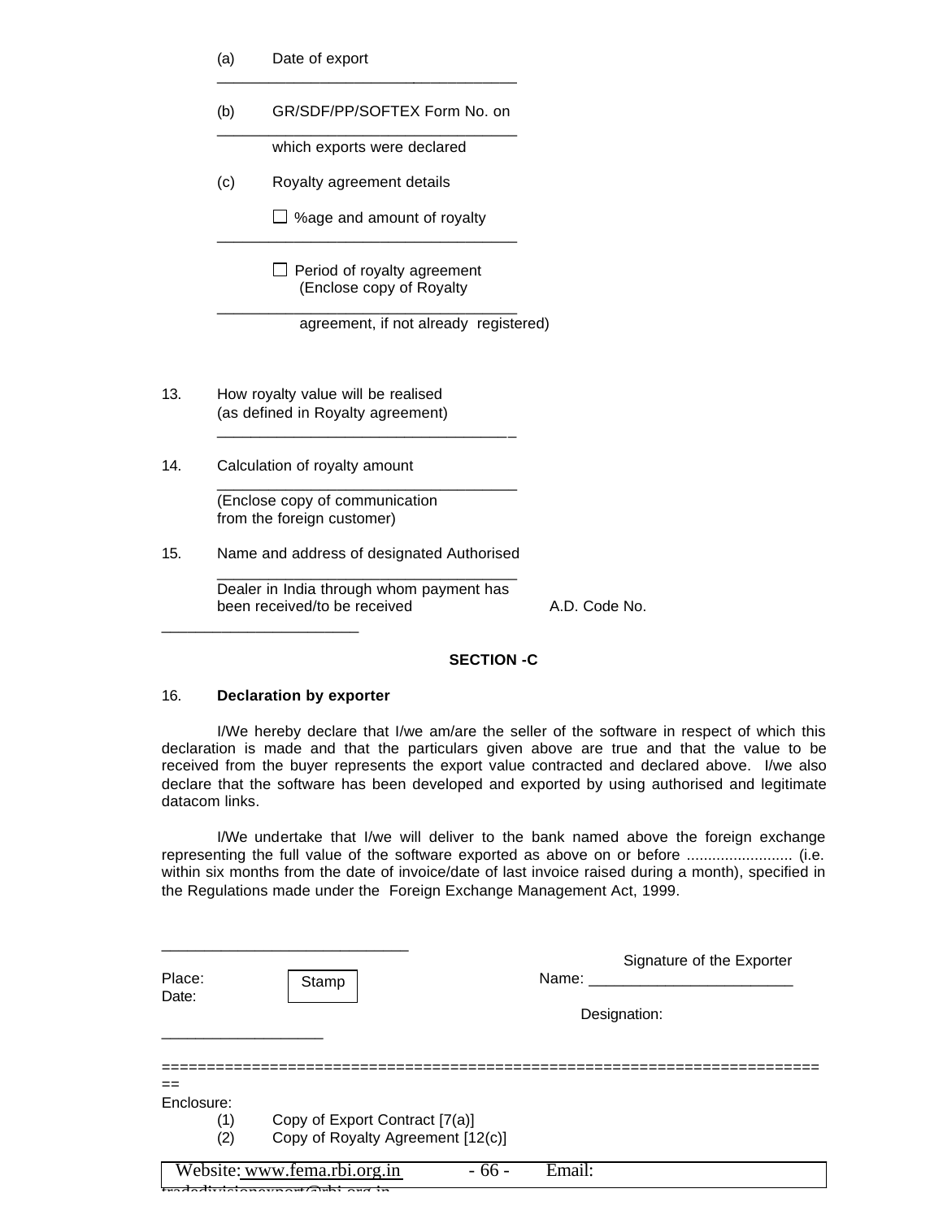(a) Date of export ___________________________

(b) GR/SDF/PP/SOFTEX Form No. on which exports were declared ___________________________

(c) Royalty agreement details

☐ %age and amount of royalty ___________________________

☐ Period of royalty agreement (Enclose copy of Royalty agreement, if not already registered) ___________________________

13. How royalty value will be realised (as defined in Royalty agreement) ___________________________

14. Calculation of royalty amount ___________________________ (Enclose copy of communication from the foreign customer)

15. Name and address of designated Authorised Dealer in India through whom payment has been received/to be received ___________________________ A.D. Code No. ___________________________

**SECTION -C**

16. **Declaration by exporter**

I/We hereby declare that I/we am/are the seller of the software in respect of which this declaration is made and that the particulars given above are true and that the value to be received from the buyer represents the export value contracted and declared above. I/we also declare that the software has been developed and exported by using authorised and legitimate datacom links.

I/We undertake that I/we will deliver to the bank named above the foreign exchange representing the full value of the software exported as above on or before ......................... (i.e. within six months from the date of invoice/date of last invoice raised during a month), specified in the Regulations made under the Foreign Exchange Management Act, 1999.

___________________________

Signature of the Exporter

Place:

Date: ___________________

Stamp

Name: ___________________________

Designation: ___________________

=========================================================================

Enclosure:

(1) Copy of Export Contract [7(a)]

(2) Copy of Royalty Agreement [12(c)]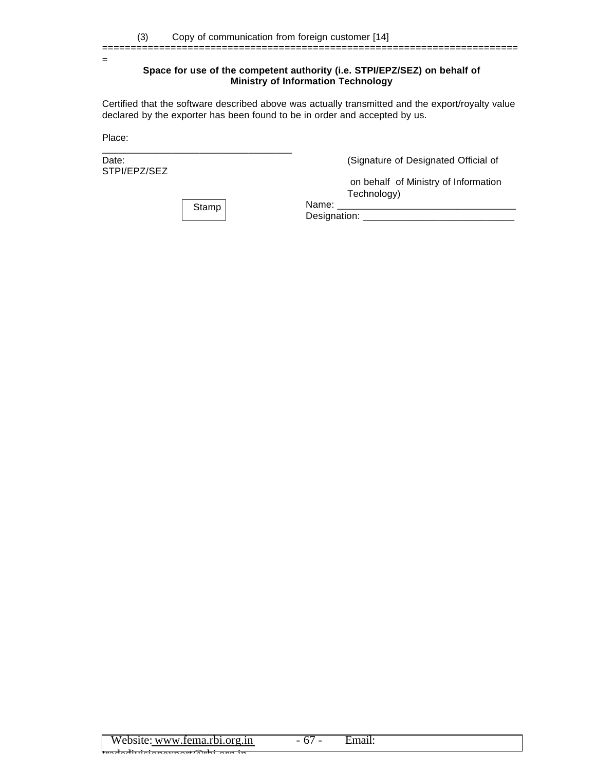(3) Copy of communication from foreign customer [14]

==========================================================================
=

**Space for use of the competent authority (i.e. STPI/EPZ/SEZ) on behalf of Ministry of Information Technology**

Certified that the software described above was actually transmitted and the export/royalty value declared by the exporter has been found to be in order and accepted by us.

Place: ___________________________________

Date: (Signature of Designated Official of STPI/EPZ/SEZ

on behalf of Ministry of Information Technology)

Stamp

Name: _________________________________

Designation: ____________________________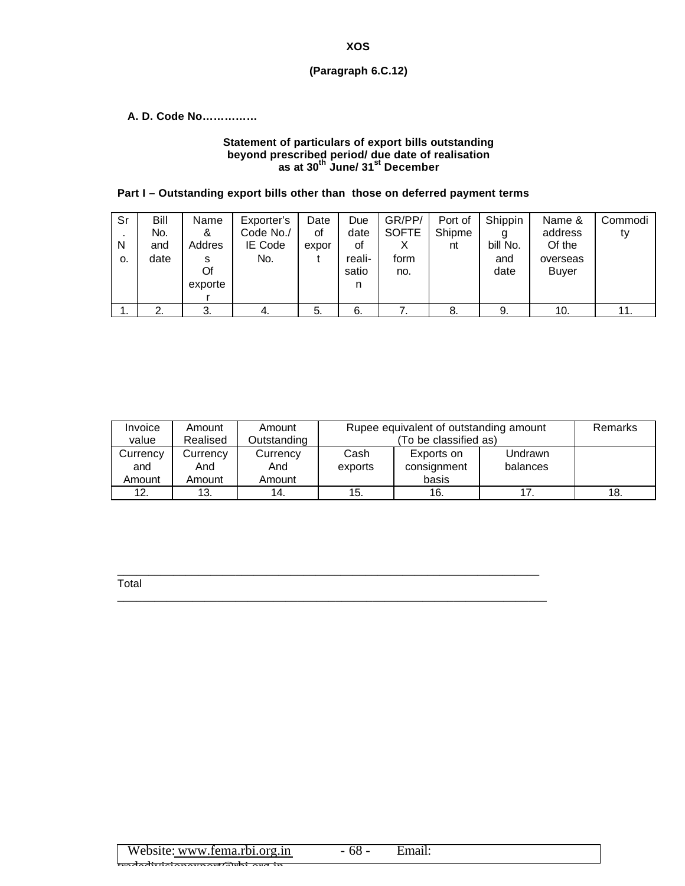**XOS**

**(Paragraph 6.C.12)**

**A. D. Code No……………**

**Statement of particulars of export bills outstanding beyond prescribed period/ due date of realisation as at 30th June/ 31st December**

**Part I – Outstanding export bills other than those on deferred payment terms**

| Sr. No. | Bill No. and date | Name & Address Of exporter | Exporter's Code No./ IE Code No. | Date of export | Due date of reali-sation | GR/PP/ SOFTEX form no. | Port of Shipment | Shipping bill No. and date | Name & address Of the overseas Buyer | Commodity |
|---|---|---|---|---|---|---|---|---|---|---|
| 1. | 2. | 3. | 4. | 5. | 6. | 7. | 8. | 9. | 10. | 11. |

| Invoice value | Amount Realised | Amount Outstanding | Rupee equivalent of outstanding amount (To be classified as) | | | Remarks |
|---|---|---|---|---|---|---|
| Currency and Amount | Currency And Amount | Currency And Amount | Cash exports | Exports on consignment basis | Undrawn balances | |
| 12. | 13. | 14. | 15. | 16. | 17. | 18. |

Total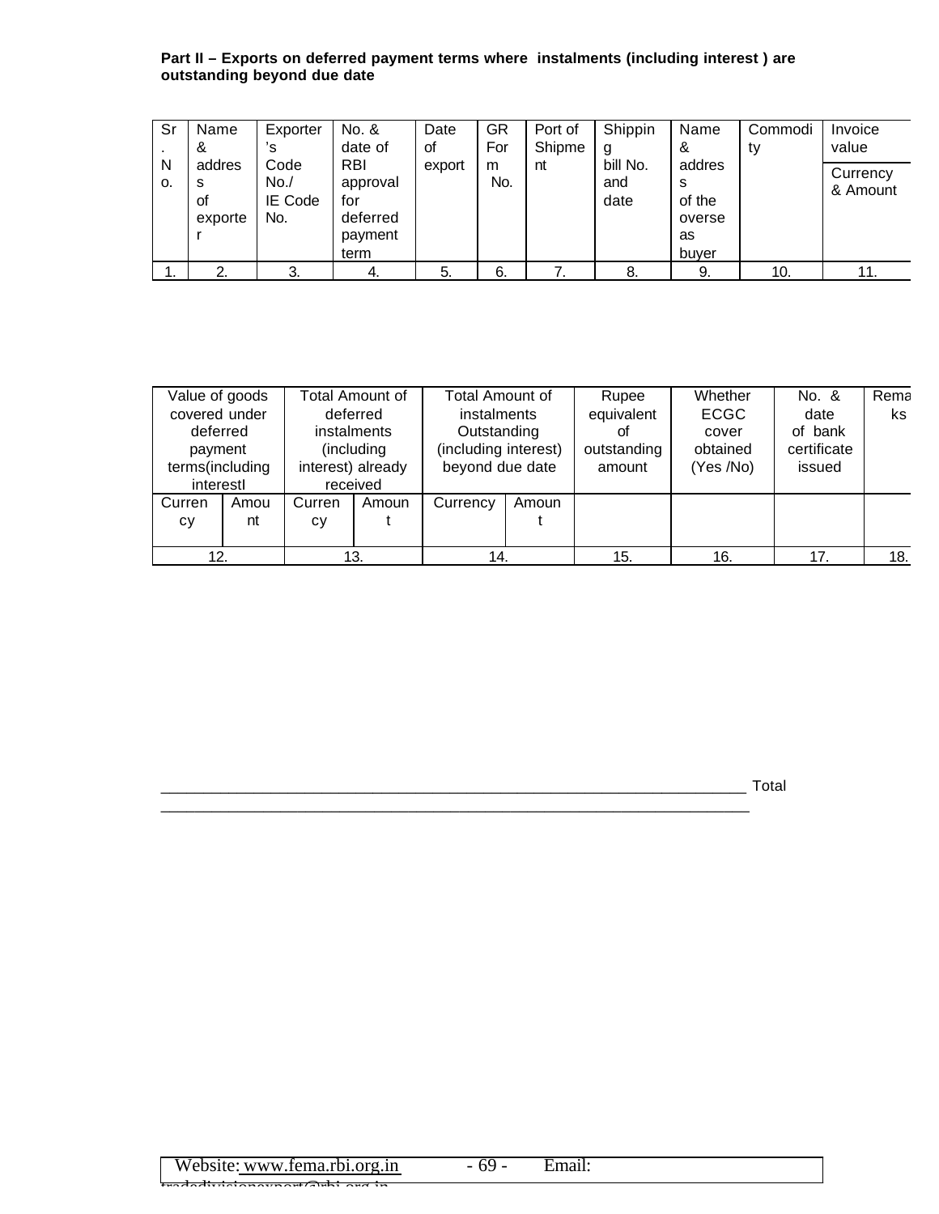**Part II – Exports on deferred payment terms where instalments (including interest ) are outstanding beyond due date**

| Sr. No. | Name & address of exporter | Exporter's Code No./ IE Code No. | No. & date of RBI approval for deferred payment term | Date of export | GR Form No. | Port of Shipment | Shipping bill No. and date | Name & address of the overseas buyer | Commodity | Invoice value |
|---|---|---|---|---|---|---|---|---|---|---|
| | | | | | | | | | | Currency & Amount |
| 1. | 2. | 3. | 4. | 5. | 6. | 7. | 8. | 9. | 10. | 11. |

| Value of goods covered under deferred payment terms(including interestI | | Total Amount of deferred instalments (including interest) already received | | Total Amount of instalments Outstanding (including interest) beyond due date | | Rupee equivalent of outstanding amount | Whether ECGC cover obtained (Yes /No) | No. & date of bank certificate issued | Remarks |
|---|---|---|---|---|---|---|---|---|---|
| Currency | Amount | Currency | Amount | Currency | Amount | | | | |
| 12. | | 13. | | 14. | | 15. | 16. | 17. | 18. |

_______________________________________________________________________ Total
_______________________________________________________________________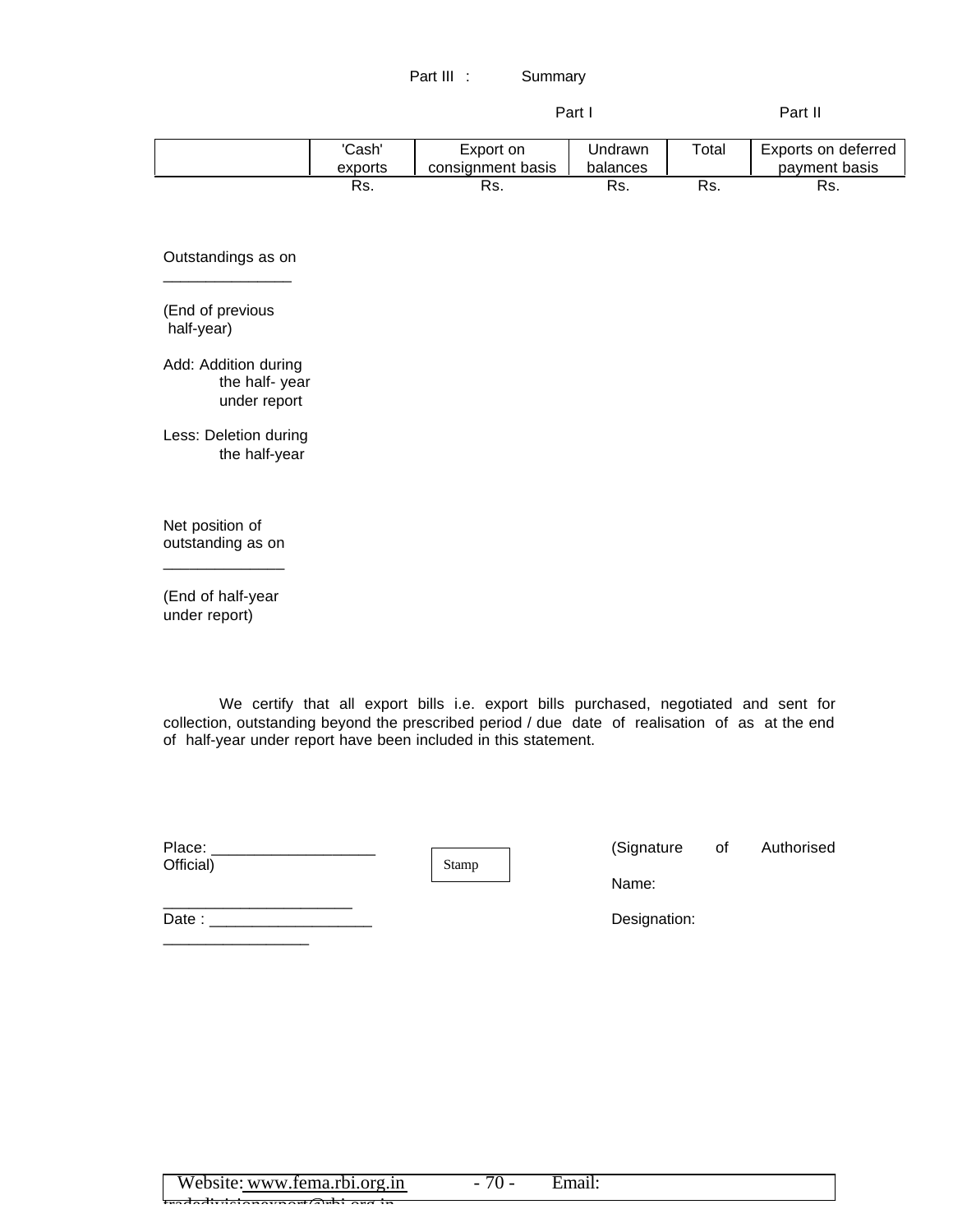Part III : Summary

| | Part I | | | | Part II |
|---|---|---|---|---|---|
| | 'Cash' exports | Export on consignment basis | Undrawn balances | Total | Exports on deferred payment basis |
| | Rs. | Rs. | Rs. | Rs. | Rs. |
| Outstandings as on _______________ (End of previous half-year) | | | | | |
| Add: Addition during the half- year under report | | | | | |
| Less: Deletion during the half-year | | | | | |
| Net position of outstanding as on ______________ (End of half-year under report) | | | | | |

We certify that all export bills i.e. export bills purchased, negotiated and sent for collection, outstanding beyond the prescribed period / due date of realisation of as at the end of half-year under report have been included in this statement.

Place: ___________________ &emsp; Stamp &emsp; (Signature of Authorised Official)

Name:

_______________________

Date : ___________________ &emsp; Designation:

_________________